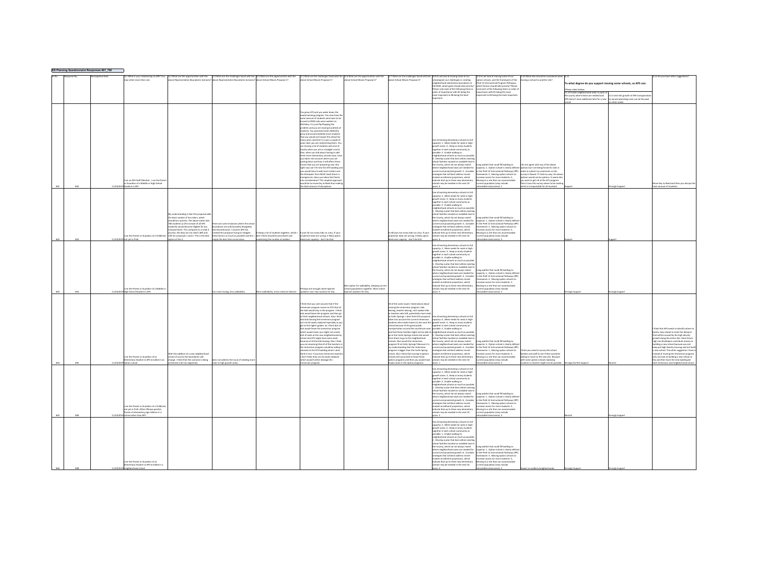**ES Planning Questionnaire Responses 601_700**

| ID No. | Response No. | Participation Date | Q.1 What is your relationship to APS? You may select more than one. | Q.2 What are the opportunities with the above Representative Boundaries Scenario? | Q.3 What are the challenges faced with the above Representative Boundaries Scenario? | Q.4 What are the opportunities with the above School Moves Proposal 1? | Q.5 What are the challenges faced with the above School Moves Proposal 1? | Q.6 What are the opportunities with the above School Moves Proposal 2? | Q.7 What are the challenges faced with the above School Moves Proposal 2? | Q.8 As we look at moving some of our schools given our challenges in creating neighborhood elementary boundaries in Fall 2020, which goals should take priority? Please rank each of the following items in order of importance with #1 being the most important to #8 being the least important. | Q.9 As we look at moving some of our option schools, and the framework of the PreK-12 Instructional Program Pathways, which factors should take priority? Please rank each of the following items in order of importance with #1 being the most important to #4 being the least important. | Q.10 What else should be considered when moving a school to another site? | Q.11 To what degree do you support moving some schools, so APS can: Please select below. | | Q.12 Do you have other suggestions? |
|---|---|---|---|---|---|---|---|---|---|---|---|---|---|---|---|
| | | | | | | | | | | | | | 11.a Provide neighborhood seats in parts of the county where there are needed and APS doesn't have additional land for a new school | 11.b Limit the growth of APS transportation so annual operating costs can be focused on other needs | |
| 601 | 602 | 11/24/2019 | I am an APS Staff Member ; I am the Parent or Guardian of a Middle or High School Student in APS | | | | You grow ATS and you water down the award-winning program. You now have the same amount of students who have to be bussed to REED who were walkers to McKinley. It is just flip-flopping the problem and you are moving hundreds of students. You promised when McKinley grew and accommodated more students that you would not impact the school for many years and here it is just a couple of years later you are redistricting them. You are moving a lot of students and a lot of faculty when you are in a budget crunch. Also, when you talk about having to add three more elementary schools soon, have you taken into account where you are putting them and how it will affect these moves that you are proposing now. Key right now can't fit into the ATS building and you would have to add more trailers and the helicopter from NVHC lands there in emergencies. Have you taken that factor into consideration? The simplest approach would be to move Key to Reed thus making the least amount of disruptions. | | | Use all existing elementary schools to full capacity: 1 , Meet needs for seats in high-growth areas: 2 , Keep as many students together in each school community as possible: 3 , Enable walking to neighborhood schools as much as possible: 4 , Develop a plan that best utilizes existing school facilities located on available land in the County, which do not always match where neighborhood seats are needed for current and projected growth: 5 , Consider strategies that will best address recent student enrollment projections, which indicate that up to three new elementary schools may be needed in the next 10 years: 6 | Long waitlist that could fill building to capacity: 2 , Option school is clearly defined in the PreK-12 Instructional Pathways (IPP) framework: 4 , Moving option schools to increase access for more students: 3 , Moving to a site that can accommodate current population (may include relocatable classrooms): 1 | I do not agree with any of the above options but I am being forced to rank in order to submit my comments so this survey is flawed. If I had my way, the above options would not be options. It seems like you want to get rid of the ATS program. That is how this survey seems to be reading which is irresponsible for all involved. | Support | Strongly Support | Move Key to Reed and then you disrupt the least amount of students. |
| 602 | 603 | 11/24/2019 | I am the Parent or Guardian of a Child(ren) not yet in PreK | My understanding is that this proposal adds the least number of bus riders, which should be a priority. The above states that 700 students (a 3% increase of all APS students) would become eligible for bus transportation. This compares to a total (I assume, the data are not clear) 18% and 10% for proposals 1 and 2. This is the best option of the 3. | There are some instances where the school boundaries are unfortunately elongated, and discontinuous. I assume APS has created this proposal trying to mitigate these factors as much as possible and this is simply the best that can be done. | It keeps a lot of students together, which I don't think should be prioritized over maximizing the number of walkers. | It puts far too many kids on a bus. If your projection data are wrong, it likely opens Reed over capacity - don't do that. | | It still puts too many kids on a bus. If your projection data are wrong, it likely opens Reed over capacity - don't do that. | Use all existing elementary schools to full capacity: 3 , Meet needs for seats in high-growth areas: 4 , Keep as many students together in each school community as possible: 6 , Enable walking to neighborhood schools as much as possible: 1 , Develop a plan that best utilizes existing school facilities located on available land in the County, which do not always match where neighborhood seats are needed for current and projected growth: 5 , Consider strategies that will best address recent student enrollment projections, which indicate that up to three new elementary schools may be needed in the next 10 years: 2 | Long waitlist that could fill building to capacity: 1 , Option school is clearly defined in the PreK-12 Instructional Pathways (IPP) framework: 2 , Moving option schools to increase access for more students: 4 , Moving to a site that can accommodate current population (may include relocatable classrooms): 3 | | Support | Support | |
| 603 | 604 | 11/24/2019 | I am the Parent or Guardian of a Middle or High School Student in APS | | Too much busing; less walkability. | More walkability, more cohesive districts | Perhaps not enough native Spanish speakers near new location for Key. | Best option for walkability, keeping current school populations together. More native Spanish speakers for Key. | | Use all existing elementary schools to full capacity: 2 , Meet needs for seats in high-growth areas: 3 , Keep as many students together in each school community as possible: 6 , Enable walking to neighborhood schools as much as possible: 1 , Develop a plan that best utilizes existing school facilities located on available land in the County, which do not always match where neighborhood seats are needed for current and projected growth: 4 , Consider strategies that will best address recent student enrollment projections, which indicate that up to three new elementary schools may be needed in the next 10 years: 5 | Long waitlist that could fill building to capacity: 4 , Option school is clearly defined in the PreK-12 Instructional Pathways (IPP) framework: 3 , Moving option schools to increase access for more students: 2 , Moving to a site that can accommodate current population (may include relocatable classrooms): 1 | | Strongly Support | Strongly Support | |
| 604 | 605 | 11/24/2019 | I am the Parent or Guardian of an Elementary Student in APS enrolled in an option school | With the addition of a new neighborhood school of course the boundaries will change. I think that this scenario is being presented a bit too negatively. | does not address the issue of needing more seats in high growth areas. | | I think that you cant assume that if the immersion program moves to ATS that all the kids would stay in the program. I think alot would leave the program and then go to their neighborhood schools. Also I think that kids leaving the immersion program can not be easily replaced especially as you get to the higher grades. So I think alot of kids would leave the immersion program which would mean you might not create alot of seats at the new neighborhood key school and ATS might have extra seats because of all the kids leaving. Also I think you are assuming that all of the teachers in the immersion program would be willing to relocate to the ATS building which I dont think it true. If you lose immersion teachers I dont think they can be easily replaced which would further damage the immersion program. | | All of the same issues I listed above about moving the immersion program: kids leaving, teacher leaving, cant replace kids or teachers who left, potentially more seats at Carlin Springs. I dont think this proposal takes into account the current immersion students who made choices to live near the school because of the great public transportation around the courthouse area and that those families might not be able to go to the Carlin Springs school and would force them to go to the neighborhood schools. Also would the immersion program fit at Carlin Springs? Because it is my understanding that the immersion program is bigger than the Carlin Spring school. Also I think that moving 4 options schools will cause kids to leave those option programs and then you would have empty seats in the option programs. | Use all existing elementary schools to full capacity: 6 , Meet needs for seats in high-growth areas: 5 , Keep as many students together in each school community as possible: 4 , Enable walking to neighborhood schools as much as possible: 2 , Develop a plan that best utilizes existing school facilities located on available land in the County, which do not always match where neighborhood seats are needed for current and projected growth: 3 , Consider strategies that will best address recent student enrollment projections, which indicate that up to three new elementary schools may be needed in the next 10 years: 1 | Long waitlist that could fill building to capacity: 3 , Option school is clearly defined in the PreK-12 Instructional Pathways (IPP) framework: 1 , Moving option schools to increase access for more students: 4 , Moving to a site that can accommodate current population (may include relocatable classrooms): 2 | I think you need to survey the school families and staff to see if they would be willing to move to the new site. Because with some option schools replacing students or teacher might not be possible. | Strongly Do Not Support | Neutral | I think that APS needs to identify where to build a new school to meet the demand that will be caused by the high density growth along the metro line. Have future high rise developers contribute money to building a new school because we cant keep put high density housing and not build a new school. The other suggestion I have is instead of moving the immersion program why not look at building a new school at Key and then have the new building be both immersion and neighborhood school. |
| 605 | 606 | 11/24/2019 | I am the Parent or Guardian of a Child(ren) not yet in PreK ; Other (Please specify) : Parent of elementary age children in a school other than APS | | | | | | | Use all existing elementary schools to full capacity: 2 , Meet needs for seats in high-growth areas: 3 , Keep as many students together in each school community as possible: 4 , Enable walking to neighborhood schools as much as possible: 1 , Develop a plan that best utilizes existing school facilities located on available land in the County, which do not always match where neighborhood seats are needed for current and projected growth: 6 , Consider strategies that will best address recent student enrollment projections, which indicate that up to three new elementary schools may be needed in the next 10 years: 5 | Long waitlist that could fill building to capacity: 1 , Option school is clearly defined in the PreK-12 Instructional Pathways (IPP) framework: 2 , Moving option schools to increase access for more students: 4 , Moving to a site that can accommodate current population (may include relocatable classrooms): 3 | | Neutral | Strongly Support | |
| 606 | 608 | 11/24/2019 | I am the Parent or Guardian of an Elementary Student in APS enrolled in a neighborhood school | | | | | | | Use all existing elementary schools to full capacity: 3 , Meet needs for seats in high-growth areas: 5 , Keep as many students together in each school community as possible: 1 , Enable walking to neighborhood schools as much as possible: 2 , Develop a plan that best utilizes existing school facilities located on available land in the County, which do not always match where neighborhood seats are needed for current and projected growth: 6 , Consider strategies that will best address recent student enrollment projections, which indicate that up to three new elementary schools may be needed in the next 10 years: 4 | Long waitlist that could fill building to capacity: 1 , Option school is clearly defined in the PreK-12 Instructional Pathways (IPP) framework: 3 , Moving option schools to increase access for more students: 4 , Moving to a site that can accommodate current population (may include relocatable classrooms): 2 | Impact on walkers/neighborhoods | Strongly Support | Strongly Support | |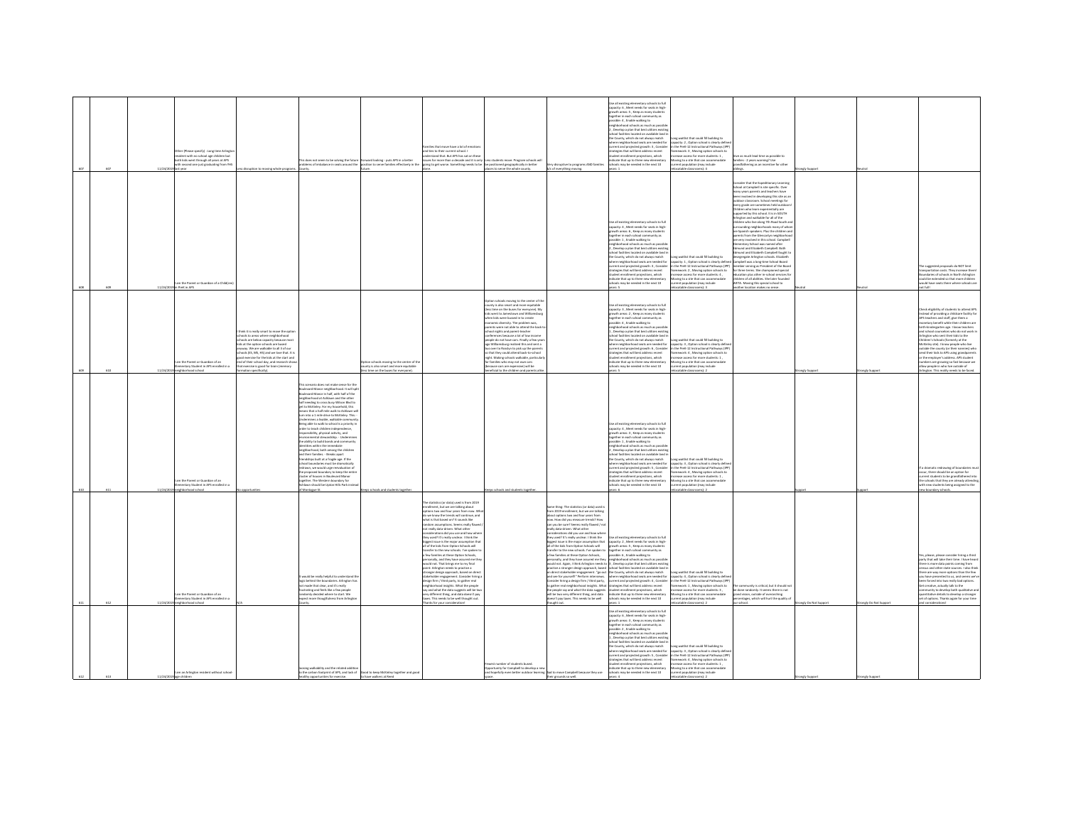| | | | | | | | | | | | | | | | |
|---|---|---|---|---|---|---|---|---|---|---|---|---|---|---|---|
| 607 | 607 | 11/24/2019 | Other (Please specify) - Long time Arlington resident with no school age children but both kids went through all years at APS with second one just graduating from YHS last year | Less disruption to moving whole programs. | This does not seem to be solving the future problems of imbalance in seats around the County. | Forward looking - puts APS in a better position to serve families effectively in the future. | Families that move have a lot of emotions and ties to their current school. I understand that. But APS has sat on these issues for more than a decade and it is only going to get worse. Something needs to be done. | Less students move. Program schools will be positioned geographically to better places to serve the whole county. | Very disruptive to programs AND families. A/L of everything moving. | Use all existing elementary schools to full capacity: 6 , Meet needs for seats in high-growth areas: 5 , Keep as many students together in each school community as possible: 4 , Enable walking to neighborhood schools as much as possible: 2 , Develop a plan that best utilizes existing school facilities located on available land in the County, which do not always match where neighborhood seats are needed for current and projected growth: 3 , Consider strategies that will best address recent student enrollment projections, which indicate that up to three new elementary schools may be needed in the next 10 years: 1 | Long waitlist that could fill building to capacity: 2 , Option school is clearly defined in the PreK-12 Instructional Pathways (IPP) frameworks: 3 , Moving option schools to increase access for more students: 1 , Moving to a site that can accommodate current population (may include relocatable classrooms): 4 | Give as much lead time as possible to families - 2 years warning? Use grandfathering as an incentive for other siblings. | Strongly Support | Neutral | |
| 608 | 609 | 11/24/2019 | I am the Parent or Guardian of a Child(ren) in PreK in APS | | | | | | | Use all existing elementary schools to full capacity: 4 , Meet needs for seats in high-growth areas: 6 , Keep as many students together in each school community as possible: 1 , Enable walking to neighborhood schools as much as possible: 2 , Develop a plan that best utilizes existing school facilities located on available land in the County, which do not always match where neighborhood seats are needed for current and projected growth: 3 , Consider strategies that will best address recent student enrollment projections, which indicate that up to three new elementary schools may be needed in the next 10 years: 5 | Long waitlist that could fill building to capacity: 1 , Option school is clearly defined in the PreK-12 Instructional Pathways (IPP) frameworks: 2 , Moving option schools to increase access for more students: 4 , Moving to a site that can accommodate current population (may include relocatable classrooms): 3 | Consider that the Expeditionary Learning School at Campbell is site specific. Over many years parents and teachers have been involved in developing this site as an outdoor classroom. School meetings for every grade are sometimes held outdoors! Children who learn experientially are supported by this school. It is in SOUTH Arlington and walkable for all of the children who live along 7th Road South and surrounding neighborhoods many of whom are Spanish speakers. Plus the children and parents from the Glencarlyn neighborhood are very involved in this school. Campbell Elementary School was named after Edmund and Elizabeth Campbell. Both Edmund and Elizabeth Campbell fought to desegregate Arlington schools. Elizabeth Campbell was a long-time School Board member serving as President of the Board for three terms. She championed special education plus other in school services for children of all abilities. She later founded WETA. Moving this special school to another location makes no sense. | Neutral | Neutral | The suggested proposals do NOT limit transportation costs. They increase them! Boundaries of schools in North Arlington could be extended so that more children would have seats there where schools are not full! |
| 609 | 610 | 11/24/2019 | I am the Parent or Guardian of an Elementary Student in APS enrolled in a neighborhood school | I think it is really smart to move the option schools to areas where neighborhood schools are below capacity because most kids at the option schools are bused anyways. We are walkable to all 3 of our schools (ES, MS, HS) and we love that. It is good exercise for the kids at the start and end of their school day, and research shows that exercise is good for brain (memory formation specifically). | | Option schools moving to the center of the county is also smart and more equitable (less time on the buses for everyone). | | Option schools moving to the center of the county is also smart and more equitable (less time on the buses for everyone). My kids went to Jamestown and Williamsburg where kids were bussed in to create economic diversity. The problem was, parents were not able to attend the back-to-school nights and parent-teacher conferences because a lot of low income people do not have cars. Finally a few years ago Williamsburg realized this and sent a bus over to Fiesta to pick up the parents so that they could attend back-to-school night. Making schools walkable, particularly for families who may not own cars (because cars are expensive) will be beneficial to the children and parents alike. | | Use all existing elementary schools to full capacity: 3 , Meet needs for seats in high-growth areas: 6 , Keep as many students together in each school community as possible: 4 , Enable walking to neighborhood schools as much as possible: 1 , Develop a plan that best utilizes existing school facilities located on available land in the County, which do not always match where neighborhood seats are needed for current and projected growth: 2 , Consider strategies that will best address recent student enrollment projections, which indicate that up to three new elementary schools may be needed in the next 10 years: 5 | Long waitlist that could fill building to capacity: 4 , Option school is clearly defined in the PreK-12 Instructional Pathways (IPP) frameworks: 3 , Moving option schools to increase access for more students: 1 , Moving to a site that can accommodate current population (may include relocatable classrooms): 2 | | Strongly Support | Strongly Support | Check eligibility of students to attend APS. Instead of providing a childcare facility for APS teachers and staff, give them a monetary benefit while their children are both kindergarten age. I know teachers and school counselors who do not work in Arlington who sent their kids to the Children's Schools (formerly at the McKinley site). I know people who live outside the county (or their nannies) who send their kids to APS using grandparents or the employer's address. APS student numbers are growing so fast because we allow people in who live outside of Arlington. This reality needs to be faced. |
| 610 | 611 | 11/24/2019 | I am the Parent or Guardian of an Elementary Student in APS enrolled in a neighborhood school | No opportunities | This scenario does not make sense for the Boulevard Manor neighborhood. It will split Boulevard Manor in half, with half of the neighborhood at Ashlawn and the other half needing to cross busy Wilson Blvd to get to McKinley. For my household, this means that a half mile walk to Ashlawn will turn into a 1 mile drive to McKinley. This: - Undermines a livable, walkable community. Being able to walk to school is a priority in order to teach children independence, responsibility, physical activity, and environmental stewardship. - Undermines the ability to build bonds and community identities within the immediate neighborhood, both among the children and their families. - Breaks apart friendships built at a fragile age. If the school boundaries must be dramatically redrawn, we would urge reevaluation of the proposed boundary to keep the entire cluster of houses in Boulevard Manor together. The Western boundary for Ashlawn should be Upton Hills Park instead of Manchester St. | Keeps schools and students together. | | Keeps schools and students together. | | Use all existing elementary schools to full capacity: 4 , Meet needs for seats in high-growth areas: 5 , Keep as many students together in each school community as possible: 3 , Enable walking to neighborhood schools as much as possible: 1 , Develop a plan that best utilizes existing school facilities located on available land in the County, which do not always match where neighborhood seats are needed for current and projected growth: 2 , Consider strategies that will best address recent student enrollment projections, which indicate that up to three new elementary schools may be needed in the next 10 years: 6 | Long waitlist that could fill building to capacity: 4 , Option school is clearly defined in the PreK-12 Instructional Pathways (IPP) frameworks: 3 , Moving option schools to increase access for more students: 1 , Moving to a site that can accommodate current population (may include relocatable classrooms): 2 | | Support | Support | If a dramatic redrawing of boundaries must occur, there should be an option for current students to be grandfathered into the schools that they are already attending, with new students being assigned to the new boundary schools. |
| 611 | 612 | 11/24/2019 | I am the Parent or Guardian of an Elementary Student in APS enrolled in a neighborhood school | N/A | It would be really helpful to understand the logic behind the boundaries. Arlington has not made that clear, and it's really frustrating and feels like a few people randomly decided where to start. We expect more thoughtfulness from Arlington County. | | The statistics (or data) used is from 2019 enrollment, but we are talking about options two and four years from now. What do we know the trends will continue, and what is that based on? It sounds like random assumptions. Seems really flawed / not really data driven. What other considerations did you use and how where they used? It's really unclear. I think the biggest issue is the major assumption that all of the kids from Option Schools will transfer to the new schools. I've spoken to a few families at these Option Schools, personally, and they have assured me they would not. That brings me to my final point: Arlington needs to practice a stronger design approach, based on direct stakeholder engagement. Consider hiring a design firm / third party, to gather real neighborhood insights. What the people say and what the data suggests will be two very different thing, and data doesn't pay taxes. This needs to be well thought out. Thanks for your consideration! | | Same thing: The statistics (or data) used is from 2019 enrollment, but we are talking about options two and four years from now. How did you measure trends? How can you be sure? Seems really flawed / not really data driven. What other considerations did you use and how where they used? It's really unclear. I think the biggest issue is the major assumption that all of the kids from Option Schools will transfer to the new schools. I've spoken to a few families at these Option Schools, personally, and they have assured me they would not. Again, I think Arlington needs to practice a stronger design approach, based on direct stakeholder engagement. "go out and see for yourself." Perform interviews. Consider hiring a design firm / third party, to gather real neighborhood insights. What the people say and what the data suggests will be two very different thing, and data doesn't pay taxes. This needs to be well thought out. | Use all existing elementary schools to full capacity: 5 , Meet needs for seats in high-growth areas: 6 , Keep as many students together in each school community as possible: 2 , Enable walking to neighborhood schools as much as possible: 3 , Develop a plan that best utilizes existing school facilities located on available land in the County, which do not always match where neighborhood seats are needed for current and projected growth: 4 , Consider strategies that will best address recent student enrollment projections, which indicate that up to three new elementary schools may be needed in the next 10 years: 1 | Long waitlist that could fill building to capacity: 3 , Option school is clearly defined in the PreK-12 Instructional Pathways (IPP) frameworks: 4 , Moving option schools to increase access for more students: 1 , Moving to a site that can accommodate current population (may include relocatable classrooms): 2 | The community is critical, but it should not be done randomly. It seems there is not good vision, outside of overcrowding percentages, which will hurt the quality of our school. | Strongly Do Not Support | Strongly Do Not Support | Yes, please, please consider hiring a third party that will take their time. I have heard there is even data points coming from census and other state sources. I also think there are way more options than the few you have presented to us, and seems we've been forced into two really bad options. Get creative, actually talk to the community to develop both qualitative and quantitative details to develop a stronger set of options. Thanks again for your time and consideration! |
| 612 | 613 | 11/24/2019 | I am an Arlington resident without school-age children | | Losing walkability and the related addition to the carbon footprint of APS, and lack of healthy opportunities for exercise. | Good to keep McKinley together and good to have walkers at Reed. | | Fewest number of students bused. Opportunity for Campbell to develop a new and hopefully even better outdoor learning space. | Sad to move Campbell because they use their grounds so well. | Use all existing elementary schools to full capacity: 6 , Meet needs for seats in high-growth areas: 3 , Keep as many students together in each school community as possible: 2 , Enable walking to neighborhood schools as much as possible: 1 , Develop a plan that best utilizes existing school facilities located on available land in the County, which do not always match where neighborhood seats are needed for current and projected growth: 5 , Consider strategies that will best address recent student enrollment projections, which indicate that up to three new elementary schools may be needed in the next 10 years: 4 | Long waitlist that could fill building to capacity: 4 , Option school is clearly defined in the PreK-12 Instructional Pathways (IPP) frameworks: 3 , Moving option schools to increase access for more students: 1 , Moving to a site that can accommodate current population (may include relocatable classrooms): 2 | | Strongly Support | Strongly Support | |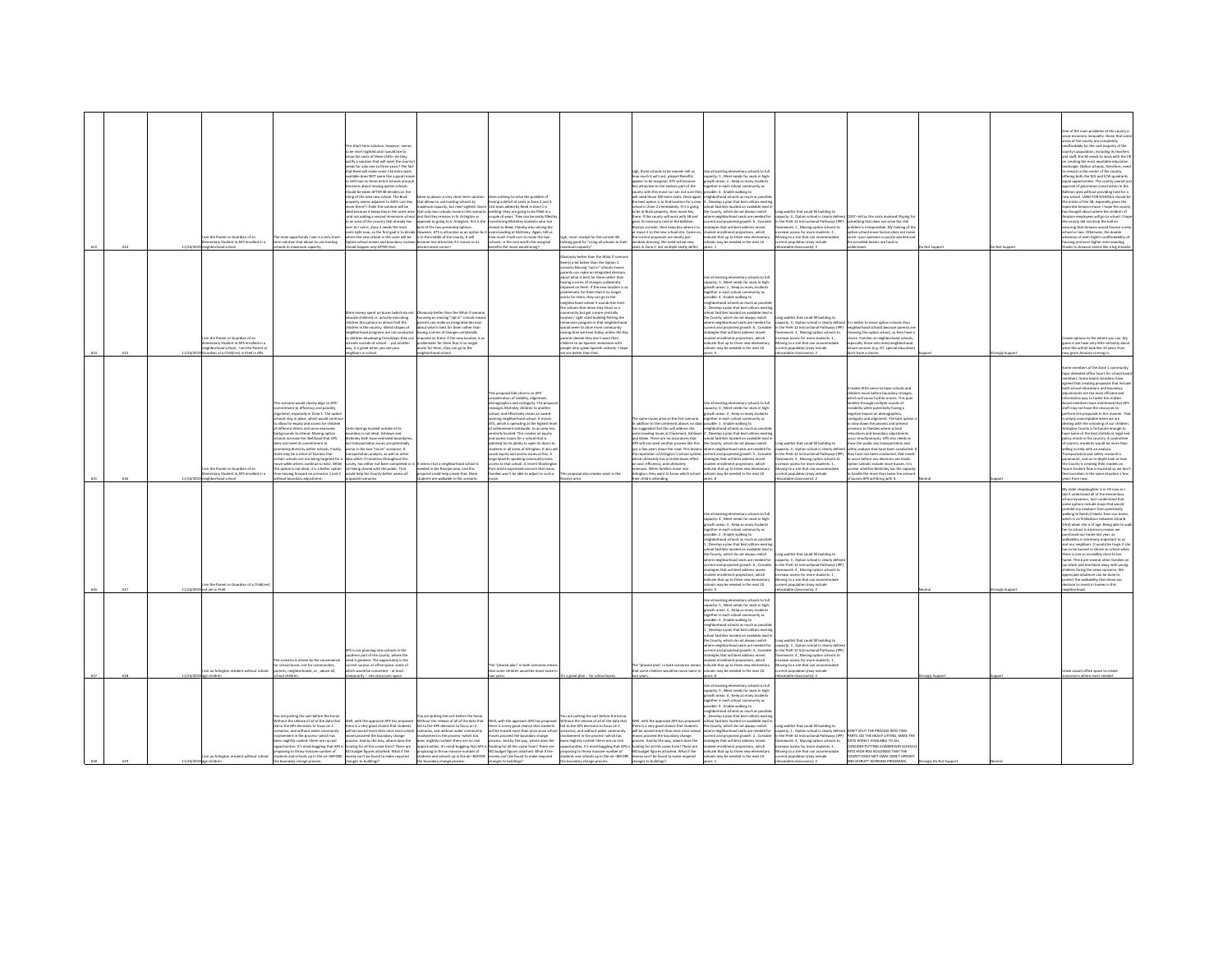| | | | | | | | | | | | | | | | |
|---|---|---|---|---|---|---|---|---|---|---|---|---|---|---|---|
| 613 | 614 | 11/24/2019 | I am the Parent or Guardian of an Elementary Student in APS enrolled in a neighborhood school | The main opportunity I see is a very short-term solution that allows to use existing schools to maximum capacity. | This short-term solution, however, seems to be short-sighted and I would like to know the costs of these shifts--do they justify a solution that will meet the county's needs for only one to three years? The fact that Reed will make some 116 extra seats available does NOT seem like a good reason to shift two to three entire schools around! Decisions about moving option schools should be taken AFTER SB decides on the siting of the next new school. The Buck property seems adjacent to ASFS--can Key move there?! I think this solution will be ideal because it keeps Key in the same area and not adding a second immersion school to an area of the county that already has one! As seen B, Zone 3 needs the most seats right now, so the first goal is to decide where the new school in this zone will be. Option school moves and boundary revision should happen only AFTER that. | Same as above: a very short-term solution that allows to use existing schools to maximum capacity, but non-sighted. Given that only two schools move in this scenario and that Key remains in N. Arlington as opposed to going to S. Arlington, this is the best of the two presented options. However, ATS is attractive as an option b/c it is in the middle of the county, it will become less attractive if it moves to its westernmost corner! | Does nothing to solve the problem of having a deficit of seats in Zone 3 and 116 seats added by Reed in Zone 1 is nothing--they are going to be filled in a couple of years. They can be easily filled by transferring McKinley students who live closest to Reed, thereby also solving overcrowding at McKinley. Again, tell us how much it will cost to move the two schools--is the cost worth the marginal benefit the move would bring? | Ugh, none--except for the current SB looking goal for "using all schools to their maximum capacity". | Ugh, these schools to be moved--tell us how much it will cost, please! Benefits appear to be marginal. ATS will become less attractive in the eastern part of the county with this move so I am not sure they will need those 100 extra seats. Once again, the best option is to find location for a new school in Zone 3 immediately. If it is going to be at Buck property, then move Key there. If the county will work with SB and goes its necessary land in the Ballston-Rosslyn corridor, then keep Key where it is or move it to the new school site. Come on, the current proposals are clearly just window-dressing. We need actual new seats in Zone 3, not multiple costly shifts! | Use all existing elementary schools to full capacity: 5 , Meet needs for seats in high-growth areas: 2 , Keep as many students together in each school community as possible: 4 , Enable walking to neighborhood schools as much as possible: 3 , Develop a plan that best utilizes existing school facilities located on available land in the County, which do not always match where neighborhood seats are needed for current and projected growth: 6 , Consider strategies that will best address recent student enrollment projections, which indicate that up to three new elementary schools may be needed in the next 10 years: 1 | Long waitlist that could fill building to capacity: 3 , Option school is clearly defined in the PreK-12 Instructional Pathways (IPP) framework: 1 , Moving option schools to increase access for more students: 2 , Moving to a site that can accommodate current population (may include relocatable classrooms): 4 | COST--tell us the costs involved! Paying for something that does not solve the real problem is irresponsible. My ranking of the option school move factors does not move much--your question is poorly worded and the provided factors are hard to understand. | Do Not Support | Do Not Support | One of the main problems of the county is socio-economic inequality. Given that some areas of the county are completely unaffordable for the vast majority of the county's population, including its teachers and staff, the SB needs to work with the CB on creating the most equitable education landscape. Option schools, therefore, need to remain in the center of the county, offering both the N/S and E/W quadrants equal opportunities. The county cannot just approve of ginormous construction in the Ballston area and without providing land for a new school. LAND FOR SCHOOLS should be the mantra of the SB, especially given the expected Amazon move. I hope the county has thought about where the children of Amazon employees will go to school. I hope the county did not drop the ball on ensuring that Amazon would finance a new school or two. Otherwise, the double whammy of even higher unaffordability of housing and even higher overcrowding thanks to Amazon seems like a big mistake. |
| 614 | 615 | 11/24/2019 | I am the Parent or Guardian of an Elementary Student in APS enrolled in a neighborhood school , I am the Parent or Guardian of a Child(ren) in PreK in APS | | More money spent on buses (which do not relocate children) vs. actually educating children Disruptions to almost half the children in the country. Mixed shapes of neighborhood programs are not conducive to children developing friendships they can activate outside of school ... just another way, it is great when you see your neighbors in school. | Obviously better than the What If scenario Focusing on moving "opt in" schools means parents can make an integrated decision about what is best for them rather than having a series of changes unilaterally imposed on them. If the new location is so problematic for them that it no longer works for them, they can go to the neighborhood school | | Obviously better than the What If scenario Seems a bit better than the Option 1 scenario Moving "opt in" schools means parents can make an integrated decision about what is best for them rather than having a series of changes unilaterally imposed on them. If the new location is so problematic for them that it no longer works for them, they can go to the neighborhood school. It sounds like even the schools that move stay intact as a community but get a more centrally located / right sized building. Putting the immersion program in that neighborhood would seem to draw more community mixing than we have today, unless the Key parents decide they don't want their children to do Spanish immersion with people who speak Spanish natively. I hope we are better than that. | | Use all existing elementary schools to full capacity: 3 , Meet needs for seats in high-growth areas: 1 , Keep as many students together in each school community as possible: 4 , Enable walking to neighborhood schools as much as possible: 2 , Develop a plan that best utilizes existing school facilities located on available land in the County, which do not always match where neighborhood seats are needed for current and projected growth: 6 , Consider strategies that will best address recent student enrollment projections, which indicate that up to three new elementary schools may be needed in the next 10 years: 5 | Long waitlist that could fill building to capacity: 4 , Option school is clearly defined in the PreK-12 Instructional Pathways (IPP) framework: 3 , Moving option schools to increase access for more students: 1 , Moving to a site that can accommodate current population (may include relocatable classrooms): 2 | It is better to move option schools than neighborhood schools because parents are choosing the option school, so they have a choice. Families at neighborhood schools, especially those who need neighborhood school services (e.g. ESL, special education) don't have a choice. | Support | Strongly Support | Create options to the extent you can. My guess is we have very little certainty about what this will all look like 10 years from now given Amazon coming in. |
| 615 | 616 | 11/24/2019 | I am the Parent or Guardian of an Elementary Student in APS enrolled in a neighborhood school | This scenario would closely align to APS' commitment to efficiency and possibly alignment, especially in Zone 1. The option schools stay in place, which would continue to allow for equity and access for children of different ethnic and socio-economic backgrounds to attend. Moving option schools increase the likelihood that APS does not meet its commitment to promoting diversity within schools. Finally, there may be a sense of fairness that certain schools are not being targeted for a move while others continue to exist. While this option is not ideal, it is a better option than moving forward on scenarios 1 and 2 without boundary adjustment. | Carlin Springs located outside of its boundary is not ideal. Ashlawn and McKinley both have extended boundaries, but transportation issues are potentially worse in the two "move" scenarios. A transportation analysis, as well as other data which I'll mention throughout this survey, has either not been completed or is not being shared with the public. That would help the County better assess all proposed scenarios | It seems that a neighborhood school is needed in the Rosslyn area, and this proposal could help create that. More students are walkable in this scenario. | This proposal falls short in in APS' consideration of stability, alignment, demographics and contiguity. The proposal reassigns McKinley children to another school, and effectively closes an award-winning neighborhood school. It moves ATS, which is operating at the highest level of achievement statewide, to an area less centrally located. This creates an equity and access issues for a school that is admired for its ability to open its doors to students in all areas of Arlington. It also will cause equity and access issues as they, large Spanish speaking community loses access to that school. A recent Washington Post article expressed concern that many families won't be able to adjust to such a move. | This proposal also creates seats in the Rosslyn area. | The same issues arise as the first scenario. In addition to the comments above, no data has suggested that this will address the overcrowding issues at Claremont, Ashlawn and Glebe. There are no assurances that APS will not need another process like this just a few years down the road. This lessens the reputation of Arlington's school system, which ultimately has a trickle-down effect on cost, efficiency, and ultimately revenues. When families move into Arlington, they want to know which school their child is attending. | Use all existing elementary schools to full capacity: 4 , Meet needs for seats in high-growth areas: 5 , Keep as many students together in each school community as possible: 2 , Enable walking to neighborhood schools as much as possible: 1 , Develop a plan that best utilizes existing school facilities located on available land in the County, which do not always match where neighborhood seats are needed for current and projected growth: 3 , Consider strategies that will best address recent student enrollment projections, which indicate that up to three new elementary schools may be needed in the next 10 years: 6 | Long waitlist that could fill building to capacity: 3 , Option school is clearly defined in the PreK-12 Instructional Pathways (IPP) framework: 4 , Moving option schools to increase access for more students: 1 , Moving to a site that can accommodate current population (may include relocatable classrooms): 2 | It makes little sense to have schools and children move before boundary changes, which will cause further moves. This puts families through multiple rounds of instability while potentially having a negative impact on demographics, contiguity and alignment. The best option is to slow down the process and present scenarios to families where school relocations and boundary adjustments occur simultaneously. APS also needs to show the public any transportation and safety analysis that have been conducted. If they have not been conducted, that needs to occur before any decisions are made. Option schools include more busses. It is unclear whether McKinley has the capacity to handle the more than twice the amount of busses APS will bring with it. | Neutral | Support | Some members of the Zone 1 community have attended office hours for school board members. Some board members have agreed that creating proposals that include both school relocations and boundary adjustments are the most efficient and informative way to tackle this matter. Board members have mentioned that APS staff may not have the resources to perform the proposals in this manner. That is simply unacceptable when we are dealing with the schooling of our children. Arlington County is fortunate enough to have some of the best statistical, legal and policy minds in the country. A committee of county residents would be more than willing to help with an analysis. Transportation and safety research is paramount, and an in-depth look at how the County is creating their model on future student flow is essential so we don't find ourselves in the same situation a few years from now. |
| 616 | 617 | 11/24/2019 | I am the Parent or Guardian of a Child(ren) not yet in PreK | | | | | | | Use all existing elementary schools to full capacity: 4 , Meet needs for seats in high-growth areas: 3 , Keep as many students together in each school community as possible: 6 , Enable walking to neighborhood schools as much as possible: 2 , Develop a plan that best utilizes existing school facilities located on available land in the County, which do not always match where neighborhood seats are needed for current and projected growth: 1 , Consider strategies that will best address recent student enrollment projections, which indicate that up to three new elementary schools may be needed in the next 10 years: 5 | Long waitlist that could fill building to capacity: 4 , Option school is clearly defined in the PreK-12 Instructional Pathways (IPP) framework: 3 , Moving option schools to increase access for more students: 1 , Moving to a site that can accommodate current population (may include relocatable classrooms): 2 | | Neutral | Strongly Support | My older step daughter is in HS now so I don't understand all of the elementary school dynamics, but I understand that some options include maps that would prohibit my newborn from potentially walking to Reed (2 blocks from our home, which is on N Madison between 22nd & 23rd) when she is of age. Being able to walk her to school is a primary reason we purchased our home last year, so walkability is extremely important to us and our neighbors. It would be tragic if she has to be bussed or driven to school when there is one so incredibly close to her home. There are several other families on our block and one block away with young children facing the same concerns. We appreciate whatever can be done to protect the walkability that drove our decision to invest in homes in this neighborhood. |
| 617 | 618 | 11/24/2019 | I am an Arlington resident without school-age children | The scenario is driven by the convenience for school buses, not for communities, parents, neighborhoods, or... above all, school children. | APS is not planning new schools in the southern part of the county, where the need is greatest. The opportunity is the current surplus of office space, some of which could be converted -- at least temporarily -- into classroom space. | | The "phased plan" in both scenarios means that some children would be moved twice in two years. | It's a great plan -- for school buses. | The "phased plan" in both scenarios means that some children would be moved twice in two years. | Use all existing elementary schools to full capacity: 5 , Meet needs for seats in high-growth areas: 4 , Keep as many students together in each school community as possible: 3 , Enable walking to neighborhood schools as much as possible: 2 , Develop a plan that best utilizes existing school facilities located on available land in the County, which do not always match where neighborhood seats are needed for current and projected growth: 1 , Consider strategies that will best address recent student enrollment projections, which indicate that up to three new elementary schools may be needed in the next 10 years: 6 | Long waitlist that could fill building to capacity: 1 , Option school is clearly defined in the PreK-12 Instructional Pathways (IPP) framework: 3 , Moving option schools to increase access for more students: 4 , Moving to a site that can accommodate current population (may include relocatable classrooms): 2 | | Strongly Support | Support | Lease vacant office space to create classrooms where most needed. |
| 618 | 619 | 11/24/2019 | I am an Arlington resident without school-age children | You are putting the cart before the horse. Without the release of all of the data that led to the APS decisions to focus on 2 scenarios, and without wider community involvement in the process--which has been mightily rushed--there are no real opportunities. It's mind-boggling that APS is proposing to throw massive number of students and schools up in the air--BEFORE the boundary change process. | Well, with the approach APS has proposed there is a very good chance that students will be moved more than once since school moves proceed the boundary change process. And by the way, where does the funding for all this come from? There are NO budget figures attached. What if the money can't be found to make required changes to buildings? | You are putting the cart before the horse. Without the release of all of the data that led to the APS decisions to focus on 2 scenarios, and without wider community involvement in the process--which has been mightily rushed--there are no real opportunities. It's mind-boggling that APS is proposing to throw massive number of students and schools up in the air--BEFORE the boundary change process. | Well, with the approach APS has proposed there is a very good chance that students will be moved more than once since school moves proceed the boundary change process. And by the way, where does the funding for all this come from? There are NO budget figures attached. What if the money can't be found to make required changes to buildings? | You are putting the cart before the horse. Without the release of all of the data that led to the APS decisions to focus on 2 scenarios, and without wider community involvement in the process--which has been mightily rushed--there are no real opportunities. It's mind-boggling that APS is proposing to throw massive number of students and schools up in the air--BEFORE the boundary change process. | Well, with the approach APS has proposed there is a very good chance that students will be moved more than once since school moves proceed the boundary change process. And by the way, where does the funding for all this come from? There are NO budget figures attached. What if the money can't be found to make required changes to buildings? | Use all existing elementary schools to full capacity: 5 , Meet needs for seats in high-growth areas: 4 , Keep as many students together in each school community as possible: 3 , Enable walking to neighborhood schools as much as possible: 2 , Develop a plan that best utilizes existing school facilities located on available land in the County, which do not always match where neighborhood seats are needed for current and projected growth: 6 , Consider strategies that will best address recent student enrollment projections, which indicate that up to three new elementary schools may be needed in the next 10 years: 1 | Long waitlist that could fill building to capacity: 4 , Option school is clearly defined in the PreK-12 Instructional Pathways (IPP) framework: 1 , Moving option schools to increase access for more students: 3 , Moving to a site that can accommodate current population (may include relocatable classrooms): 2 | DON'T SPLIT THE PROCESS INTO TWO PARTS. DO THE HEAVY LIFTING. MAKE THE DATA WIDELY AVAILABLE TO ALL. CONSIDER PUTTING ELEMENTARY SCHOOLS INTO HIGH RISE BUILDINGS THAT THE COUNTY DOES NOT OWN. DON'T UPROOT AND DISRUPT WORKING PROGRAMS. | Strongly Do Not Support | Neutral | |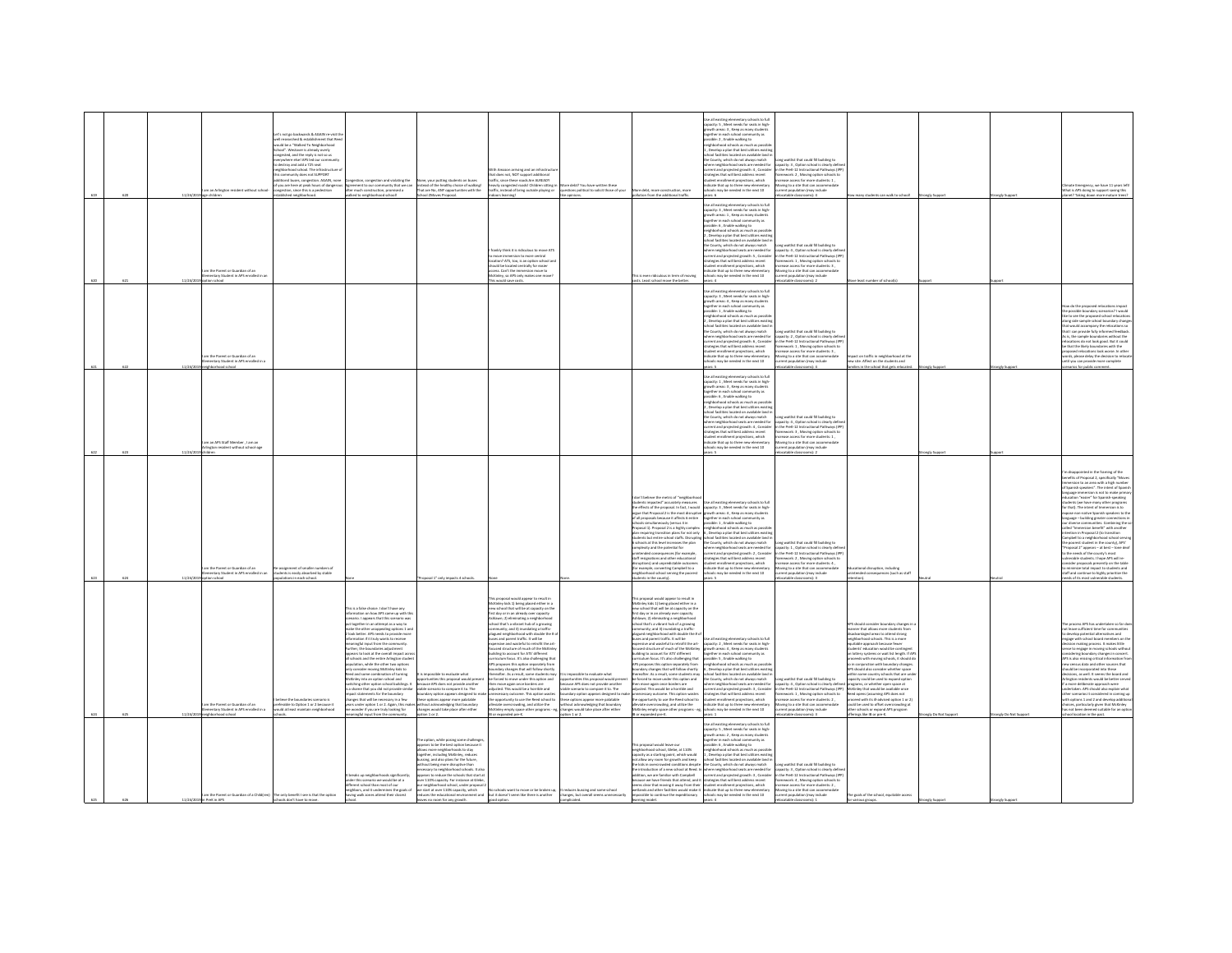| | | | | | | | | | | | | | | | |
|---|---|---|---|---|---|---|---|---|---|---|---|---|---|---|---|
| 619 | 620 | 11/24/2019 | I am an Arlington resident without school-age children | Let's not go backwards & AGAIN re-visit the well researched & establishment that Reed would be a "Walked To Neighborhood School". Westover is already overly congested, and the reply is not so as everywhere else! APS told our community to destroy and add a 725 seat neighborhood school. The infrastructure of this community does not SUPPORT additional buses, congestion. AGAIN, none of you are here at peak hours of dangerous congestion, since this is a pedestrian established neighborhood. | Congestion, congestion and violating the agreement to our community that we are after much construction, promised a walked to neighborhood school! | None, your putting students on buses instead of the healthy choice of walking! That are No. ANY opportunities with the School Zithmen Proposal. | With Amazon arriving and an infrastructure that does not, NOT support additional traffic, since these roads are ALREADY heavily congested roads! Children sitting in traffic, instead of being outside playing or indoors learning! | More debt? You have written these questions political to solicit those of your the opinions. | More debt, more construction, more pollution from the additional traffic. | Use all existing elementary schools to full capacity: 5 , Meet needs for seats in high-growth areas : 4 , Keep as many students together in each school community as possible: 2 , Enable walking to neighborhood schools as much as possible : 1 , Develop a plan that best utilizes existing school facilities located on available land in the County, which do not always match where neighborhood seats are needed for current and projected growth: 3 , Consider strategies that will best address recent student enrollment projections, which indicate that up to three new elementary schools may be needed in the next 10 years: 6 | Long waitlist that could fill building to capacity: 3 , Option school is clearly defined in the PreK-12 Instructional Pathways (IPP) framework: 2 , Moving option schools to increase access for more students: 1 , Moving to a site that can accommodate current population (may include relocatable classrooms): 4 | How many students can walk to school! | Strongly Support | Strongly Support | Climate Emergency, we have 11 years left! What is APS doing for capacity using this planet? Taking down more mature trees! |
| 620 | 621 | 11/24/2019 | I am the Parent or Guardian of an Elementary Student in APS enrolled in an option school | | | | I frankly think it is ridiculous to move ATS to move immersion to more central location? ATS, too, is an option school and should be located centrally for easier access. Each the immersion move to McKinley, as APS only makes one move? This would save costs. | | This is more ridiculous in term of moving costs. Least school move the better. | Use all existing elementary schools to full capacity: 3 , Meet needs for seats in high-growth areas : 1 , Keep as many students together in each school community as possible: 4 , Enable walking to neighborhood schools as much as possible : 2 , Develop a plan that best utilizes existing school facilities located on available land in the County, which do not always match where neighborhood seats are needed for current and projected growth: 5 , Consider strategies that will best address recent student enrollment projections, which indicate that up to three new elementary schools may be needed in the next 10 years: 6 | Long waitlist that could fill building to capacity: 4 , Option school is clearly defined in the PreK-12 Instructional Pathways (IPP) framework: 1 , Moving option schools to increase access for more students: 3 , Moving to a site that can accommodate current population (may include relocatable classrooms): 2 | More least number of school(s) | Support | Support | |
| 621 | 622 | 11/24/2019 | I am the Parent or Guardian of an Elementary Student in APS enrolled in a neighborhood school | | | | | | | Use all existing elementary schools to full capacity: 3 , Meet needs for seats in high-growth areas : 4 , Keep as many students together in each school community as possible: 2 , Enable walking to neighborhood schools as much as possible : 1 , Develop a plan that best utilizes existing school facilities located on available land in the County, which do not always match where neighborhood seats are needed for current and projected growth: 6 , Consider strategies that will best address recent student enrollment projections, which indicate that up to three new elementary schools may be needed in the next 10 years: 5 | Long waitlist that could fill building to capacity: 2 , Option school is clearly defined in the PreK-12 Instructional Pathways (IPP) framework: 1 , Moving option schools to increase access for more students: 4 , Moving to a site that can accommodate current population (may include relocatable classrooms): 3 | Impact on traffic in neighborhood at the new site. Affect on the students and families in the school that gets relocated. | Strongly Support | Strongly Support | How do the proposed relocations impact the possible boundary scenarios? I would like to see the proposed school relocations along side sample school boundary changes that would accompany the relocations so that I can provide fully informed feedback. As is, the sample boundaries without the relocations do not look good. But it could be that the likely boundaries with the proposed relocations look worse. In other words, please delay the decision to relocate until you can provide more complete scenarios for public comment. |
| 622 | 623 | 11/24/2019 | I am an APS Staff Member , I am an Arlington resident without school-age children | | | | | | | Use all existing elementary schools to full capacity: 1 , Meet needs for seats in high-growth areas : 3 , Keep as many students together in each school community as possible: 4 , Enable walking to neighborhood schools as much as possible : 6 , Develop a plan that best utilizes existing school facilities located on available land in the County, which do not always match where neighborhood seats are needed for current and projected growth: 4 , Consider strategies that will best address recent student enrollment projections, which indicate that up to three new elementary schools may be needed in the next 10 years: 5 | Long waitlist that could fill building to capacity: 4 , Option school is clearly defined in the PreK-12 Instructional Pathways (IPP) framework: 3 , Moving option schools to increase access for more students: 1 , Moving to a site that can accommodate current population (may include relocatable classrooms): 2 | | Strongly Support | Support | |
| 623 | 624 | 11/24/2019 | I am the Parent or Guardian of an Elementary Student in APS enrolled in an option school | Re-assignment of smaller numbers of students is easily absorbed by stable populations in each school. | None | "Proposal 1" only impacts 4 schools. | None | None | I don't believe the metric of "neighborhood students impacted" accurately measures the effects of the proposal. In fact, I would argue that Proposal 2 is the most disruptive of all proposals because it affects 6 entire schools simultaneously (versus 4 in Proposal 1). Proposal 2 is a highly complex plan requiring transition plans for not only students but entire school staffs. Disrupting 6 schools at this level increases the plan complexity and the potential for unintended consequences (for example, staff resignations and other educational disruptions) and unpredictable outcomes (for example, converting Campbell to a neighborhood school serving the poorest students in the county). | Use all existing elementary schools to full capacity: 3 , Meet needs for seats in high-growth areas : 6 , Keep as many students together in each school community as possible: 4 , Enable walking to neighborhood schools as much as possible : 1 , Develop a plan that best utilizes existing school facilities located on available land in the County, which do not always match where neighborhood seats are needed for current and projected growth: 2 , Consider strategies that will best address recent student enrollment projections, which indicate that up to three new elementary schools may be needed in the next 10 years: 5 | Long waitlist that could fill building to capacity: 1 , Option school is clearly defined in the PreK-12 Instructional Pathways (IPP) framework: 2 , Moving option schools to increase access for more students: 4 , Moving to a site that can accommodate current population (may include relocatable classrooms): 3 | Educational disruption, including unintended consequences (such as staff retention). | Neutral | Neutral | I'm disappointed in the framing of the benefits of Proposal 2, specifically "Moves immersion to an area with a high number of Spanish speakers". The intent of Spanish language immersion is not to make primary education "easier" for Spanish-speaking students (we have many other programs for that). The intent of immersion is to expose non-native Spanish speakers to the language – building greater connections in our diverse communities. Combining the so-called "immersion benefit" with another intention in Proposal 2 (to transition Campbell to a neighborhood school serving the poorest student in the county), APS' "Proposal 2" appears -- at best -- tone deaf to the needs of the county's most vulnerable students. I hope APS will re-consider proposals presently on the table to minimize total impact to students and staff and continue to highly prioritize the needs of its most vulnerable students. |
| 624 | 625 | 11/24/2019 | I am the Parent or Guardian of an Elementary Student in APS enrolled in a neighborhood school | I believe the boundaries scenario is preferable to Option 1 or 2 because it would at least maintain neighborhood schools. | This is a false choice. I don't have any information on how APS came up with this scenario. It appears that this scenario was put together in an attempt as a way to make the other unappealing options 1 and 2 look better. APS needs to provide more information if it truly wants to receive meaningful input from the community. Further, the boundaries adjustment appears to look at the overall impact across all schools and the entire Arlington student population, while the other two options only consider moving McKinley kids to Reed and some combination of turning McKinley into an option school and switching other option school buildings. It is a shame that you did not provide similar impact statements for the boundary changes that will be necessary in a few years under option 1 or 2. Again, this makes me wonder if you are truly looking for meaningful input from the community. | It is impossible to evaluate what opportunities this proposal would present because APS does not provide another viable scenario to compare it to. The boundary option appears designed to make these options appear more palatable without acknowledging that boundary changes would take place after either option 1 or 2. | This proposal would appear to result in McKinley kids 1) being placed either in a new school that will be at capacity on the first day or in an already over capacity Ashlawn; 2) eliminating a neighborhood school that's a vibrant hub of a growing community; and 3) inundating a traffic-plagued neighborhood with double the # of buses and parent traffic. It will be expensive and wasteful to retrofit the art-focused structure of much of the McKinley building to account for ATS' different curriculum focus. It's also challenging that APS proposes this option separately from boundary changes that will follow shortly thereafter. As a result, some students may be forced to move under this option and then move again once borders are adjusted. This would be a horrible and unnecessary outcome. This option wastes the opportunity to use the Reed school to alleviate overcrowding, and utilize the McKinley empty space other programs - eg. IB or expanded pre-K. | It is impossible to evaluate what opportunities this proposal would present because APS does not provide another viable scenario to compare it to. The boundary option appears designed to make these options appear more palatable without acknowledging that boundary changes would take place after either option 1 or 2. | This proposal would appear to result in McKinley kids 1) being placed either in a new school that will be at capacity on the first day or in an already over capacity Ashlawn; 2) eliminating a neighborhood school that's a vibrant hub of a growing community; and 3) inundating a traffic-plagued neighborhood with double the # of buses and parent traffic. It will be expensive and wasteful to retrofit the art-focused structure of much of the McKinley building to account for ATS' different curriculum focus. It's also challenging that APS proposes this option separately from boundary changes that will follow shortly thereafter. As a result, some students may be forced to move under this option and then move again once borders are adjusted. This would be a horrible and unnecessary outcome. This option wastes the opportunity to use the Reed school to alleviate overcrowding, and utilize the McKinley empty space other programs - eg. IB or expanded pre-K. | Use all existing elementary schools to full capacity: 5 , Meet needs for seats in high-growth areas : 4 , Keep as many students together in each school community as possible: 2 , Enable walking to neighborhood schools as much as possible : 3 , Develop a plan that best utilizes existing school facilities located on available land in the County, which do not always match where neighborhood seats are needed for current and projected growth: 6 , Consider strategies that will best address recent student enrollment projections, which indicate that up to three new elementary schools may be needed in the next 10 years: 1 | Long waitlist that could fill building to capacity: 2 , Option school is clearly defined in the PreK-12 Instructional Pathways (IPP) framework: 1 , Moving option schools to increase access for more students: 4 , Moving to a site that can accommodate current population (may include relocatable classrooms): 3 | APS should consider boundary changes in a manner that allows more students from disadvantaged areas to attend strong neighborhood schools. This is a more equitable approach because fewer students' education would be contingent on lottery systems or wait list length. If APS proceeds with moving schools, it should do so in conjunction with boundary changes. APS should also consider whether space within some county schools that are under capacity could be used to expand option programs, or whether open space at McKinley that would be available once Reed opens (assuming APS does not proceed with its ill-advised option 1 or 2) could be used to offset overcrowding at other schools or expand APS program offerings like IB or pre-K. | Strongly Do Not Support | Strongly Do Not Support | The process APS has undertaken so far does not leave sufficient time for communities to develop potential alternatives and engage with school board members on the decision making process. It makes little sense to engage in moving schools without considering boundary changes in concert. APS is also missing critical information from new census data and other sources that should be incorporated into these decisions, as well. It seems the board and Arlington residents would be better served if a more deliberate approach were undertaken. APS should also explore what other scenarios it considered in coming up with options 1 and 2 and develop additional choices, particularly given that McKinley has not been deemed suitable for an option school location in the past. |
| 625 | 626 | 11/24/2019 | I am the Parent or Guardian of a Child(ren) in PreK in APS | The only benefit I see is that the option schools don't have to move. | It breaks up neighborhoods significantly; under this scenario we would be at a different school than most of our neighbors, and it undermines the goals of having walk zones attend their closest school. | The option, while posing some challenges, appears to be the best option because it allows more neighborhoods to stay together, including McKinley, reduces busing, and also plans for the future, without being more disruptive than necessary to neighborhood schools. It also appears to reduce the schools that start at over 110% capacity. For instance at Glebe, our neighborhood school, under proposal 2 we start at over 110% capacity, which reduces the educational environment and leaves no room for any growth. | No schools want to move or be broken up, but it doesn't seem like there is another good option. | It reduces busing and some school changes, but overall seems unnecessarily complicated. | This proposal would leave our neighborhood school, Glebe, at 110% capacity as a starting point, which would not allow any room for growth and would put the kids in overcrowded conditions despite the introduction of a new school at Reed. In addition, we are familiar with Campbell because we have friends that attend, and it seems clear that moving it away from their wetlands and other facilities would make it impossible to continue the expeditionary learning model. | Use all existing elementary schools to full capacity: 5 , Meet needs for seats in high-growth areas : 2 , Keep as many students together in each school community as possible: 4 , Enable walking to neighborhood schools as much as possible : 1 , Develop a plan that best utilizes existing school facilities located on available land in the County, which do not always match where neighborhood seats are needed for current and projected growth: 3 , Consider strategies that will best address recent student enrollment projections, which indicate that up to three new elementary schools may be needed in the next 10 years: 6 | Long waitlist that could fill building to capacity: 3 , Option school is clearly defined in the PreK-12 Instructional Pathways (IPP) framework: 4 , Moving option schools to increase access for more students: 2 , Moving to a site that can accommodate current population (may include relocatable classrooms): 1 | The goals of the school; equitable access for various groups. | Strongly Support | Strongly Support | |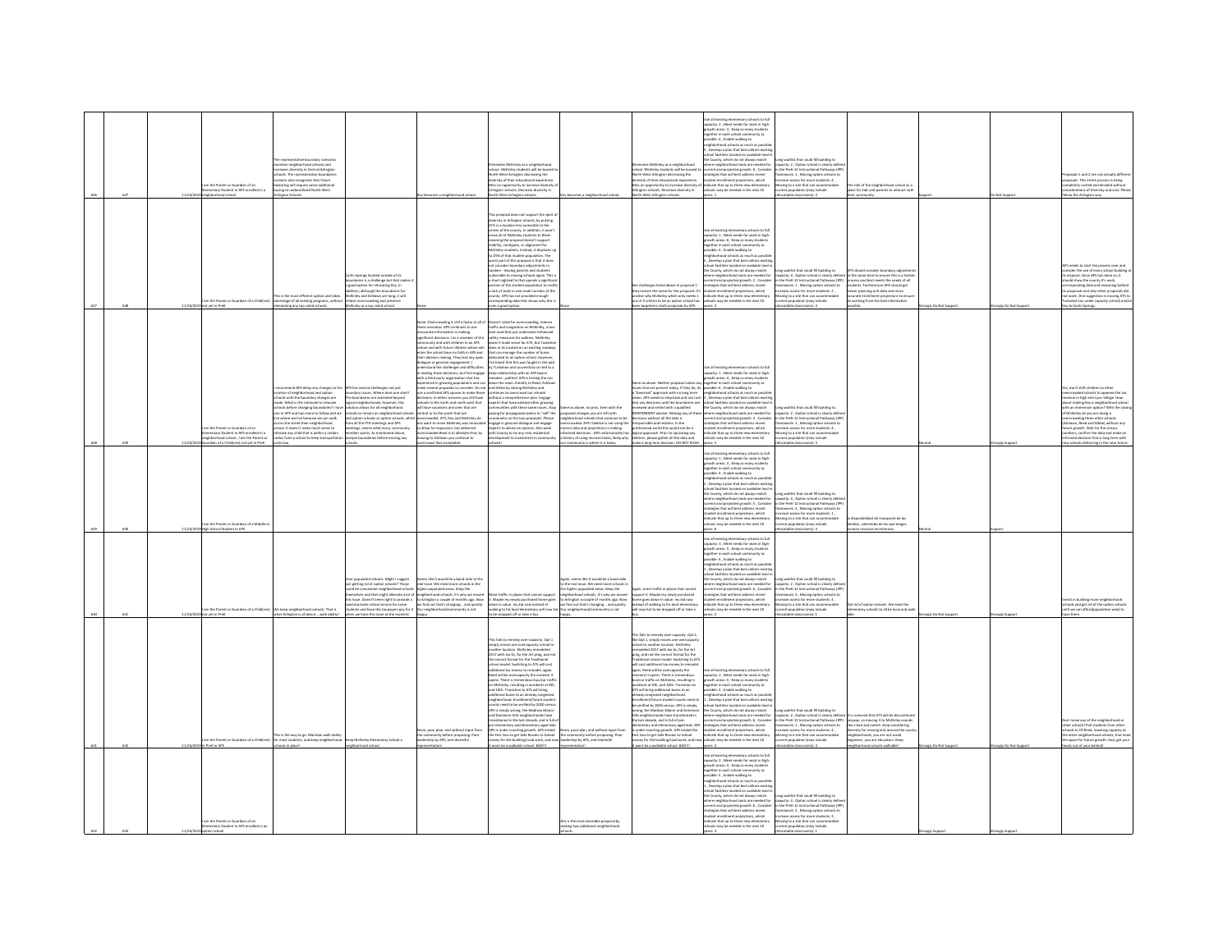| | | | | | | | | | | | | | | | |
|---|---|---|---|---|---|---|---|---|---|---|---|---|---|---|---|
| 626 | 627 | 11/24/2019 | I am the Parent or Guardian of an Elementary Student in APS enrolled in a neighborhood school | The representative boundary scenarios maintain neighborhood schools and increases diversity in Central Arlington schools. The representative boundaries scenario also recognizes that future balancing will require some additional moving to underutilized North-West Arlington Schools. | | Key becomes a neighborhood school. | Eliminates McKinley as a neighborhood school. McKinley students will be bussed to North-West Arlington decreasing the diversity of their educational experience. Miss an opportunity to increase diversity of Arlington schools. Decrease diversity in North-West Arlington schools. | Key becomes a neighborhood school. | Eliminates McKinley as a neighborhood school. McKinley students will be bussed to North-West Arlington decreasing the diversity of their educational experience. Miss an opportunity to increase diversity of Arlington schools. Decrease diversity in North-West Arlington schools. | Use all existing elementary schools to full capacity: 2 , Meet needs for seats in high-growth areas: 3 , Keep as many students together in each school community as possible: 4 , Enable walking to neighborhood schools as much as possible: 5 , Develop a plan that best utilizes existing school facilities located on available land in the County, which do not always match where neighborhood seats are needed for current and projected growth: 6 , Consider strategies that will best address recent student enrollment projections, which indicate that up to three new elementary schools may be needed in the next 10 years: 1 | Long waitlist that could fill building to capacity: 2 , Option school is clearly defined in the PreK-12 Instructional Pathways (IPP) framework: 1 , Moving option schools to increase access for more students: 4 , Moving to a site that can accommodate current population (may include relocatable classrooms): 3 | The role of the neighborhood school as a place for kids and parents to interact with their community. | Support | Do Not Support | Proposals 1 and 2 are not actually different proposals. This entire process is being completely rushed and decided without considerations of diversity and cost. Please follow the Arlington way. |
| 627 | 628 | 11/24/2019 | I am the Parent or Guardian of a Child(ren) not yet in PreK | This is the most efficient option and takes advantage of all existing programs, without eliminating any top rated schools. | Carlin Springs located outside of its boundaries is a challenge but that makes it a good option for relocating Key. In addition, although the boundaries for McKinley and Ashlawn are long, it will relieve overcrowding and preserve McKinley as a top rated school. | None. | This proposal does not support the spirit of diversity in Arlington schools, by putting ATS in a location less accessible to the center of the county. In addition, it won't move all of McKinley students to Reed- meaning the proposal doesn't support stability, contiguity, or alignment for McKinley students. Instead, it displaces up to 25% of that student population. The worst part of this proposal is that it does not consider boundary adjustments in tandem - leaving parents and students vulnerable to moving schools again. This is a short-sighted fix that upends a significant portion of the student population to rectify a lack of seats in one small corridor of the county. APS has not provided enough overwhelming data that shows why this is even a good option. | None. | See challenges listed above in proposal 1 - they remain the same for this proposal. It's unclear why McKinley which only meets 1 out of 6 criteria to be an option school has been targeted in both proposals by APS. | Use all existing elementary schools to full capacity: 1 , Meet needs for seats in high-growth areas: 6 , Keep as many students together in each school community as possible: 4 , Enable walking to neighborhood schools as much as possible: 5 , Develop a plan that best utilizes existing school facilities located on available land in the County, which do not always match where neighborhood seats are needed for current and projected growth: 2 , Consider strategies that will best address recent student enrollment projections, which indicate that up to three new elementary schools may be needed in the next 10 years: 3 | Long waitlist that could fill building to capacity: 3 , Option school is clearly defined in the PreK-12 Instructional Pathways (IPP) framework: 1 , Moving option schools to increase access for more students: 2 , Moving to a site that can accommodate current population (may include relocatable classrooms): 4 | APS should consider boundary adjustments at the same time to ensure this is a holistic process and best meets the needs of all students. Furthermore APS should get fewer planning unit data and more accurate enrollment projections to ensure its working from the best information possible. | Strongly Do Not Support | Strongly Do Not Support | APS needs to start the process over and consider the use of every school building at its disposal. Once APS has done so, it should show the county it's work, corresponding data and reasoning behind its proposals and why other proposals did not work. One suggestion is moving ATS to Tuckahoe (an under capacity school) and/or Key to Carlin Springs. |
| 628 | 629 | 11/24/2019 | I am the Parent or Guardian of an Elementary Student in APS enrolled in a neighborhood school , I am the Parent or Guardian of a Child(ren) not yet in PreK | I recommend APS delay any changes to the location of neighborhood and option schools until the boundary changes are made. What is the rationale to relocate schools before changing boundaries? I have seen in APS and two move to follow and see from where we live because we can walk across the street their neighborhood school. It doesn't make much sense to relocate any child that is within a certain radius from a school to keep transportation costs low. | APS has several challenges not just boundary issues. Where does one start? The boundaries are extended beyond logical neighborhoods, however, this solution allows for all neighborhood schools to remain as neighborhood schools and option schools as option schools, which from all the PTA meetings and APS meetings, seems what every community member wants. As mentioned above, analyze boundaries before moving any schools. | None. Overcrowding is still a factor in all of these scenarios. APS continues to use inaccurate information in making significant decisions. I as a member of this community and with children in an APS school and with future children whom will enter the school have no faith in APS and their decision making. They lack any open dialogue or genuine engagement. I understand the challenges and difficulties in making these decisions, but first engage with a third party organization that has experience in growing populations and can make several proposals to consider. Do not use a conflicted APS spouse to make these decisions. In other scenarios you still have schools to the north and north west that will have vacancies and ones that are central or to the south that are overcrowded. ATS, Key and McKinley do not want to move McKinley was renovated to allow for expansion, but deferred overcrowded Reed is to alleviate that, by moving to Ashlawn you continue to overcrowd. Not acceptable. | Doesn't solve for overcrowding, intense traffic and congestion on McKinley, a two-lane road that just underwent enhanced safety measures for walkers. McKinley doesn't make sense for ATS, but Tuckahoe does as its located on an existing roadway that can manage the number of buses dedicated to an option school. However, I've heard that this was fought in the past by Tuckahoe and successfully so tied to a deep relationship with an APS board member...political! APS is kicking the can down the road...literally to Reed, Ashlawn and Glebe by closing McKinley and continues to overcrowd our schools without a comprehensive plan. Engage experts that have advised other growing communities with these same issues. Stop paying for propaganda videos to "sell" the community on the two proposals. Please engage in genuine dialogue and engage experts to advise on options. Also work with County to tie any new residential development to investment in community schools! | Same as above, no pros. Even with the proposed changes you are left with neighborhood schools that continue to be overcrowded. APS I believe is not using the correct data and projections in making informed decisions...APS unfortunately has a history of using incorrect data, likely why our community is where it is today. | Same as above. Neither proposal solves any issues that are present today. If they do, its a "band-aid" approach with no long term vision. APS needs to step back and not rush into any decisions until the boundaries are reviewed and vetted with a qualified INDEPENDENT advisor. Making any of these decisions without all the data is irresponsible and reckless. In the professional world this would not be a logical approach. Prior to uprooting any children, please gather all the data and make a long term decision. DO NOT RUSH. | Use all existing elementary schools to full capacity: 1 , Meet needs for seats in high-growth areas: 4 , Keep as many students together in each school community as possible: 3 , Enable walking to neighborhood schools as much as possible: 6 , Develop a plan that best utilizes existing school facilities located on available land in the County, which do not always match where neighborhood seats are needed for current and projected growth: 2 , Consider strategies that will best address recent student enrollment projections, which indicate that up to three new elementary schools may be needed in the next 10 years: 5 | Long waitlist that could fill building to capacity: 2 , Option school is clearly defined in the PreK-12 Instructional Pathways (IPP) framework: 1 , Moving option schools to increase access for more students: 4 , Moving to a site that can accommodate current population (may include relocatable classrooms): 3 | | Neutral | Strongly Support | Yes; don't shift children to other overcrowded schools to appease the tax revenue in high end Lyon Village. How about making Key a neighborhood school with an immersion option? With the closing of McKinley all you are doing is overcrowding three other schools (Ashlawn, Reed and Glebe) without any future growth. Wait for the census numbers, confirm the data and make an informed decision that is long term with new schools delivering in the near future. |
| 629 | 630 | 11/24/2019 | I am the Parent or Guardian of a Middle or High School Student in APS | | | | | | | Use all existing elementary schools to full capacity: 1 , Meet needs for seats in high-growth areas: 3 , Keep as many students together in each school community as possible: 4 , Enable walking to neighborhood schools as much as possible: 5 , Develop a plan that best utilizes existing school facilities located on available land in the County, which do not always match where neighborhood seats are needed for current and projected growth: 2 , Consider strategies that will best address recent student enrollment projections, which indicate that up to three new elementary schools may be needed in the next 10 years: 6 | Long waitlist that could fill building to capacity: 4 , Option school is clearly defined in the PreK-12 Instructional Pathways (IPP) framework: 2 , Moving option schools to increase access for more students: 1 , Moving to a site that can accommodate current population (may include relocatable classrooms): 3 | La disponibilidad de transporte de las familias, sobretodo de las que tengan escasos recursos económicos | Neutral | Support | |
| 630 | 631 | 11/24/2019 | I am the Parent or Guardian of a Child(ren) not yet in PreK | We keep neighborhood schools. That is what Arlington is all about... walkability! | Over populated schools. Might I suggest just getting rid of option schools? Those could be converted neighborhood schools themselves and that might alleviate a lot of this issue. Doesn't seem right to provide a special private school service for some students and have the tax payers pay for it when we have this issue at the moment. | Seems like it would be a band-aide to the real issue. We need more schools in the higher populated areas. Keep the neighborhood schools. It's why we moved to Arlington a couple of months ago. Now we find out that's changing... and quickly. Our neighborhood/community is not happy. | More traffic in places that cannot support it. Maybe my newly purchased home goes down in value. my kid now instead of walking to his local elementary will now fail to be dropped off or take a bus. | Again, seems like it would be a band-aide to the real issue. We need more schools in the higher populated areas. Keep the neighborhood schools. It's why we moved to Arlington a couple of months ago. Now we find out that's changing... and quickly. Our neighborhood/community is not happy. | Again, more traffic in places that cannot support it. Maybe my newly purchased home goes down in value. my kid now instead of walking to his local elementary will now fail to be dropped off or take a bus. | Use all existing elementary schools to full capacity: 3 , Meet needs for seats in high-growth areas: 5 , Keep as many students together in each school community as possible: 4 , Enable walking to neighborhood schools as much as possible: 1 , Develop a plan that best utilizes existing school facilities located on available land in the County, which do not always match where neighborhood seats are needed for current and projected growth: 6 , Consider strategies that will best address recent student enrollment projections, which indicate that up to three new elementary schools may be needed in the next 10 years: 2 | Long waitlist that could fill building to capacity: 4 , Option school is clearly defined in the PreK-12 Instructional Pathways (IPP) framework: 3 , Moving option schools to increase access for more students: 2 , Moving to a site that can accommodate current population (may include relocatable classrooms): 1 | Get rid of option schools. We need the elementary schools to all be local and walkable. | Strongly Do Not Support | Strongly Support | Invest in building more neighborhood schools and get rid of the option schools (and we can afford/population wise) to have them. |
| 631 | 632 | 11/24/2019 | I am the Parent or Guardian of a Child(ren) in PreK in APS | This is the way to go. Maintain walk-ability for most students, and keep neighborhood schools in place! | Keep McKinley Elementary School a neighborhood school. | None, poor plan, and without input from the community before proposing. Poor leadership by APS, and shameful representation) | This fails to remedy over-capacity. Opt 1 simply moves one overcapacity school to another location. McKinley remodeled 2017 with tax $s, for the Art prog, and not the correct format for the Traditional school model. Switching to ATS will cost additional tax money to remodel, again. Reed will be overcapacity the moment it opens. There is tremendous bus/car traffic on McKinley, resulting in accidents at 9th, and 10th. Transition to ATS will bring additional buses to an already congested neighborhood. Enrollment/future student counts need to be verified by 2020 census. APS is simply wrong, the Madison Manor and Dominion Hills neighborhoods have transitioned in the last decade, and is full of pre-elementary and elementary aged kids. APS is under counting growth. APS misled the Fed. Govs to get Safe Routes to School money for the building/road work, and now it wont be a walkable school. BAD!!! | None, poor plan, and without input from the community before proposing. Poor leadership by APS, and shameful representation | This fails to remedy over-capacity. Opt 2, like Opt 1, simply moves one overcapacity school to another location. McKinley remodeled 2017 with tax $s, for the Art prog, and not the correct format for the Traditional school model. Switching to ATS will cost additional tax money to remodel, again. Reed will be overcapacity the moment it opens. There is tremendous bus/car traffic on McKinley, resulting in accidents at 9th, and 10th. Transition to ATS will bring additional buses to an already congested neighborhood. Enrollment/future student counts need to be verified by 2020 census. APS is simply wrong, the Madison Manor and Dominion Hills neighborhoods have transitioned in the last decade, and is full of pre-elementary and elementary aged kids. APS is under counting growth. APS misled the Fed. Govs to get Safe Routes to School money for the building/road work, and now it wont be a walkable school. BAD!!! | Use all existing elementary schools to full capacity: 2 , Meet needs for seats in high-growth areas: 5 , Keep as many students together in each school community as possible: 3 , Enable walking to neighborhood schools as much as possible: 1 , Develop a plan that best utilizes existing school facilities located on available land in the County, which do not always match where neighborhood seats are needed for current and projected growth: 6 , Consider strategies that will best address recent student enrollment projections, which indicate that up to three new elementary schools may be needed in the next 10 years: 4 | Long waitlist that could fill building to capacity: 3 , Option school is clearly defined in the PreK-12 Instructional Pathways (IPP) framework: 2 , Moving option schools to increase access for more students: 1 , Moving to a site that can accommodate current population (may include relocatable classrooms): 4 | It's rumored that ATS will be discontinued anyway. so moving it to McKinley sounds like a bait and switch. Stop considering diversity for moving kids around the county neighborhoods, you are not social engineers, you are educators. Keep neighborhood schools walkable! | Strongly Do Not Support | Strongly Do Not Support | Over move any of the neighborhood or other schools! Pull students from other schools to fill Reed, lowering capacity at the other neighborhood schools, that need the space for future growth. And, get your heads out of your behinds! |
| 632 | 633 | 11/24/2019 | I am the Parent or Guardian of an Elementary Student in APS enrolled in an option school | | | | | this is the most desirable proposal by making two additional neighborhood schools. | | Use all existing elementary schools to full capacity: 2 , Meet needs for seats in high-growth areas: 4 , Keep as many students together in each school community as possible: 5 , Enable walking to neighborhood schools as much as possible: 1 , Develop a plan that best utilizes existing school facilities located on available land in the County, which do not always match where neighborhood seats are needed for current and projected growth: 6 , Consider strategies that will best address recent student enrollment projections, which indicate that up to three new elementary schools may be needed in the next 10 years: 3 | Long waitlist that could fill building to capacity: 2 , Option school is clearly defined in the PreK-12 Instructional Pathways (IPP) framework: 3 , Moving option schools to increase access for more students: 4 , Moving to a site that can accommodate current population (may include relocatable classrooms): 1 | | Strongly Support | Strongly Support | |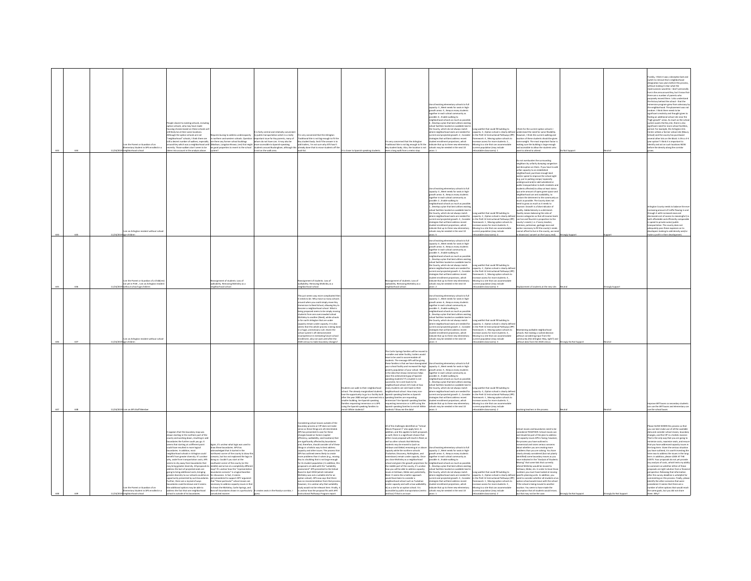| | | | | | | | | | | | | | | |
|---|---|---|---|---|---|---|---|---|---|---|---|---|---|---|
| 633 | 634 | 11/24/2019 | I am the Parent or Guardian of an Elementary Student in APS enrolled in a neighborhood school | People closest to existing schools, including option schools, who may have made housing choices based on these schools will still likely be at them same locations. Although the option schools are not "neighborhood" schools, I think there are still a decent number of walkers, especially around Key which was a neighborhood until recently. Those walkers don't seem to be taken into account in the analysis above. | Requires busing to address underapacity in northern and western schools. Question: are there any former school buildings (Madison, Langston-Brown, Lee) that might be good properties to revert to the school system? | It is fairly central and relatively convenient to public transportation which is a really important issue for Key parents, many of whom do not have cars. It may also be more accessible to Spanish-speaking students around Buckingham, although this is not on the walk zone. | I'm very concerned that the Arlington Traditional Site is not big enough to fit the Key student body. And if the answer is to add trailers, I'm not sure why ATS hasn't already done that to move students off the waitlist. | It is closer to Spanish-speaking students | I'm very concerned that the Arlington Traditional Site is not big enough to fit the Key student body. Also, the location is not even a long walk from a metro stop. | Use all existing elementary schools to full capacity: 3 , Meet needs for seats in high-growth areas: 5 , Keep as many students together in each school community as possible: 6 , Enable walking to neighborhood schools as much as possible: 2 , Develop a plan that best utilizes existing school facilities located on available land in the County, which do not always match where neighborhood seats are needed for current and projected growth: 2 , Consider strategies that will best address recent student enrollment projections, which indicate that up to three new elementary schools may be needed in the next 10 years: 1 | Long waitlist that could fill building to capacity: 3 , Option school is clearly defined in the PreK-12 Instructional Pathways (IPP) framework: 4 , Moving option schools to increase access for more students: 2 , Moving to a site that can accommodate current population (may include relocatable classrooms): 1 | I think for the current option schools I understand the need for some flexibility. However, I think the current walking and location of these schools should be given some weight. The most important factor is making sure the building is large enough, and accessible to allow the students who want to attend to attend. | Do Not Support | Neutral | Frankly, I think it was a deceptive bait and switch to remove Key's neighborhood designation two years before this process, without making it clear what the repercussions would be. I don't personally live in the area around Key, but I know that there are a number of parents who purposely moved there. I also understand the history behind the school - that the immersion program grew from advocacy by the neighborhood. The placement was not random. I think there needs to be significant creativity and thought given to finding an additional school site near the "high growth" areas. As much as the school system wants the Key site, there is also significant need for more school facilities, period. For example, the Arlington Arts Center utilizes a former school site (Maury School) and the county has purchased several other lots on the block. Is this a 3-5 year option? I think it is important to identify and act on such locations NOW before the density along the corridor grows. |
| 634 | 635 | 11/24/2019 | I am an Arlington resident without school-age children | | | | | | | Use all existing elementary schools to full capacity: 4 , Meet needs for seats in high-growth areas: 6 , Keep as many students together in each school community as possible: 2 , Enable walking to neighborhood schools as much as possible: 1 , Develop a plan that best utilizes existing school facilities located on available land in the County, which do not always match where neighborhood seats are needed for current and projected growth: 3 , Consider strategies that will best address recent student enrollment projections, which indicate that up to three new elementary schools may be needed in the next 10 years: 5 | Long waitlist that could fill building to capacity: 3 , Option school is clearly defined in the PreK-12 Instructional Pathways (IPP) framework: 1 , Moving option schools to increase access for more students: 2 , Moving to a site that can accommodate current population (may include relocatable classrooms): 4 | Do not overburden the surrounding neighbors by unfairly dumping congestion and disruption on them. If you have to add unfair capacity to an established neighborhood, purchase enough land and/or spend to improve the school sight (e.g. put in parking ramps/ especially underground and/or add subsidized or public transportation to both residents and students affected) to allow at least status quo and amount of open green space and neighborhood use and availability, to contain the detriment to the community as much as possible. The County does not need to grow as much as it seems to improve. Growth is a false indicator of quality. Added density is a detriment. Quality means balancing the ratio of income categories so that all income levels can live and flourish in proportion to the county's needs (i.e. if every teacher, fireman, policeman, garbage man and janitor necessary to fill the county's needs cannot afford to live in the county, we need to downsize/ convert on the luxury end). | Strongly Support | Support | Arlington County needs to balance the ever increasing amount of traffic flowing in and through it with increased ease and decreased cost of access to mass transit (i.e. both affordable and efficiently comparable in speed to private auto) public transportation. The county does not adequately pass these expenses on to developers looking to add density and/or make a profit in their development. |
| 635 | 636 | 11/24/2019 | I am the Parent or Guardian of a Child(ren) not yet in PreK , I am an Arlington resident without school-age children | | Reassignment of students. Loss of walkability. Removing McKinley as a neighborhood school. | | Reassignment of students. Loss of walkability. Removing McKinley as a neighborhood school. | | Reassignment of students. Loss of walkability. Removing McKinley as a neighborhood school. | Use all existing elementary schools to full capacity: 6 , Meet needs for seats in high-growth areas: 4 , Keep as many students together in each school community as possible: 5 , Enable walking to neighborhood schools as much as possible: 1 , Develop a plan that best utilizes existing school facilities located on available land in the County, which do not always match where neighborhood seats are needed for current and projected growth: 3 , Consider strategies that will best address recent student enrollment projections, which indicate that up to three new elementary schools may be needed in the next 10 years: 2 | Long waitlist that could fill building to capacity: 2 , Option school is clearly defined in the PreK-12 Instructional Pathways (IPP) framework: 1 , Moving option schools to increase access for more students: 4 , Moving to a site that can accommodate current population (may include relocatable classrooms): 3 | Displacement of students at the new site. | Neutral | Strongly Support | |
| 636 | 637 | 11/24/2019 | I am an Arlington resident without school-age children | | | | This just seems way more complicated than it needs to be. Why move so many schools around when you could simply move Key immersion to Reed School, allowing Key to become a neighborhood school. What is being proposed seems to be simply moving students from one overcrowded school McKinley to another (Reed), while schools in far north Arlington that are under capacity remain under capacity. It is also seems that this whole process is being done in a huge, unnecessary rush. Given the school system's oft-demonstrated incompetence in estimating future school enrollment, why not wait until after the 2020 census to make boundary changes? | | | Use all existing elementary schools to full capacity: 4 , Meet needs for seats in high-growth areas: 6 , Keep as many students together in each school community as possible: 5 , Enable walking to neighborhood schools as much as possible: 1 , Develop a plan that best utilizes existing school facilities located on available land in the County, which do not always match where neighborhood seats are needed for current and projected growth: 2 , Consider strategies that will best address recent student enrollment projections, which indicate that up to three new elementary schools may be needed in the next 10 years: 3 | Long waitlist that could fill building to capacity: 2 , Option school is clearly defined in the PreK-12 Instructional Pathways (IPP) framework: 1 , Moving option schools to increase access for more students: 4 , Moving to a site that can accommodate current population (may include relocatable classrooms): 3 | Maintaining walkable neighborhood schools. Not making a rushed decision without considering input from the community (The Arlington Way, right?) and without data from the 2020 census. | Strongly Do Not Support | Neutral | |
| 637 | 638 | 11/24/2019 | I am an APS Staff Member | | | | | Students can walk to their neighborhood school. The already marginalized students lose the opportunity to go to a facility built after the year 2000 and get crammed into a smaller building. Are Spanish speaking families requesting immersion or is APS using the Spanish speaking families to enrich White students? | The Carlin Springs families will be moved to a smaller and older facility, trailers would have to be used to accommodate all students. The message APS will be giving these families is that we have downgraded your school facility and increased the high poverty population of your school. Where is the data that shows immersion helps close the achievement gap of Spanish speaking students? If a student is not successful, he is sent back to his neighborhood school; let's look at how many students are sent back to their neighborhood school. How many non-Spanish speaking families vs Spanish speaking families are requesting immersion? Are Spanish speaking families requesting immersion or is APS using the Spanish speaking families to enrich White students? Show me the data! | Use all existing elementary schools to full capacity: 4 , Meet needs for seats in high-growth areas: 5 , Keep as many students together in each school community as possible: 6 , Enable walking to neighborhood schools as much as possible: 1 , Develop a plan that best utilizes existing school facilities located on available land in the County, which do not always match where neighborhood seats are needed for current and projected growth: 2 , Consider strategies that will best address recent student enrollment projections, which indicate that up to three new elementary schools may be needed in the next 10 years: 3 | Long waitlist that could fill building to capacity: 3 , Option school is clearly defined in the PreK-12 Instructional Pathways (IPP) framework: 1 , Moving option schools to increase access for more students: 4 , Moving to a site that can accommodate current population (may include relocatable classrooms): 2 | Involving teachers in the process. | Neutral | Neutral | Improve ART buses so secondary students can use the ART buses and elementary can use the school buses. |
| 638 | 639 | 11/24/2019 | I am the Parent or Guardian of an Elementary Student in APS enrolled in a neighborhood school | It appears that this boundary map was drawn starting in the northern part of the county and working down, resulting in odd boundaries the further south you go. It seems that starting at a different point could have resulted in more logical boundaries. In addition, most neighborhood schools in Arlington could benefit from greater diversity. It's unclear why, aside from transportation costs, APS seems to shy away from boundaries that may bring greater diversity. All proposals to address the lack of projected seats are going to bring additional costs; bringing greater diversity to our schools could be an opportunity presented by such boundaries. Further, there are a myriad of ways boundaries could be drawn and it seems that additional options may be able to address the fact that one neighborhood school is outside of its boundaries. | Again, it's unclear what logic was used to draw these boundaries. APS has acknowledged that it started in the northwest corner of the county to draw this scenario, but has not explained the logic in doing so. Couldn't you start at the southwest corner of the county (or the middle) and arrive at a completely different map? It's unclear how this "representative boundaries scenario" is a logical baseline for discussion. In fact, it seems gerrymandered to support APS' argument that "these particular" school moves are necessary to address capacity issues in that it shows the McKinley, Carlin Springs, and Barrett boundaries drawn in a particularly convoluted manner. | It creates seats in the Rosslyn corridor, I guess. | Considering school moves outside of the boundary process or CIP does not make sense as these things are all interrelated. APS has presented its case for these changes based on factors (capital efficiency, walkability, seat locations) that are significantly affected by boundaries and, therefore, should consider all of these things in a holistic way to best address capacity and other issues. The process that APS has outlined seems likely to create more problems than it solves (e.g., moving Key to a building that is not large enough for its student population.) In addition, this proposal is at odds with the "suitability assessment" APS presented to the School Board in April 2018 (which indicated McKinley was not a suitable site for an option school). APS now says that there was no recommendation from that process; however, it is unclear why that suitability study would not be relevant here. Finally, it is unclear how the proposal fits with APS' Instructional Pathways Program report. | | All of the challenges identified on "School Moves Proposal 1" also apply here. In addition, and this applies to both proposals as well, there is a significant chance that either move proposal will result in Reed, as well as other schools that McKinley students may be moved to (such as Ashlawn and Glebe) remaining at or above capacity while the northern schools (Tuckahoe, Discovery, Nottingham, and Jamestown) remain under capacity. Once you close McKinley as a neighborhood school and given the growth projections for the middle part of the county, it's unclear how you will be able to address capacity issues at Ashlawn, Glebe and, potentially, Reed. It seems like a better approach would have been to consider a neighborhood school such as Tuckahoe (under capacity and with a low walkability %) as a site for an option school. It is accessible by public transportation (metro and bus), if that is an issue. | Use all existing elementary schools to full capacity: 2 , Meet needs for seats in high-growth areas: 4 , Keep as many students together in each school community as possible: 6 , Enable walking to neighborhood schools as much as possible: 5 , Develop a plan that best utilizes existing school facilities located on available land in the County, which do not always match where neighborhood seats are needed for current and projected growth: 3 , Consider strategies that will best address recent student enrollment projections, which indicate that up to three new elementary schools may be needed in the next 10 years: 1 | Long waitlist that could fill building to capacity: 4 , Option school is clearly defined in the PreK-12 Instructional Pathways (IPP) framework: 1 , Moving option schools to increase access for more students: 3 , Moving to a site that can accommodate current population (may include relocatable classrooms): 2 | School moves and boundaries need to be considered TOGETHER. School moves can and should be part of the plan to address the capacity issues APS is facing; however, the process you have outlined is nonsensical and raises serious concerns about whether you are creating more problems than you are solving. You have clearly already considered (but not plainly identified) some boundary moves as you have indicated in the "Analysis of Students Moving" that some kids that currently attend McKinley would be moved to Ashlawn, Glebe, etc. In order to have those numbers you must have looked at moving specific planning units. In addition, you need to consider whether all students at an option school would move with the school if the school is being moved to another location. You seem to have made the assumption that all students would move, but that may not be the case. | Strongly Do Not Support | Strongly Do Not Support | Please SLOW DOWN this process so that you can best make use of all the available data and consider school moves, boundary changes, and the CIP in a holistic manner. That is the only way that you are going to minimize costs, maximize seats, and ensure that you have addressed capacity issues in the long-term. Given the serious situation you have outlined, it is worth investing the time now to address the issues in the long-term. In addition, please LOOK AT THE COSTS. Your proposals do not yet provide any analysis of costs, which limits my ability to comment on whether either of these proposals are right solution from a financial perspective. Releasing that information after this survey deadline is unhelpful for commenting on this process. Finally, please identify the other scenarios that were considered. It seems that there are a number of other options that would reach the same goals, but you did not share them. Why? |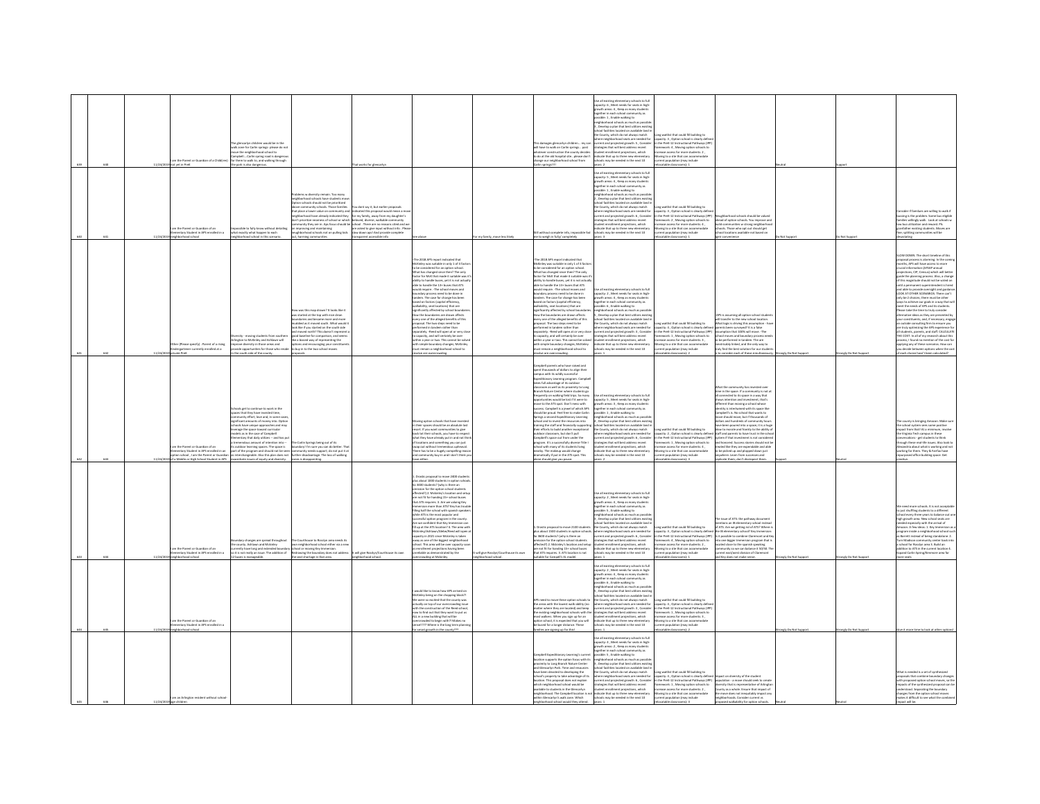| 639 | 640 | 11/24/2019 | I am the Parent or Guardian of a Child(ren) not yet in PreK | The glencarlyn children would be in the walk zone for Carlin springs - please do not move the neighborhood school to Campbell....Carlin spring road is dangerous for them to walk to, and walking through the park is also dangerous. | | That works for glencarlyn | | | This damages glencarlyn children... my son will have to walk on Carlin springs... past whatever construction the county decides to do at the old hospital site.. please don't change our neighborhood school from Carlin springs!!!! | Use all existing elementary schools to full capacity: 6 , Meet needs for seats in high-growth areas: 4 , Keep as many students together in each school community as possible: 1 , Enable walking to neighborhood schools as much as possible: 3 , Develop a plan that best utilizes existing school facilities located on available land in the County, which do not always match where neighborhood seats are needed for current and projected growth: 5 , Consider strategies that will best address recent student enrollment projections, which indicate that up to three new elementary schools may be needed in the next 10 years: 2 | Long waitlist that could fill building to capacity: 3 , Option school is clearly defined in the PreK-12 Instructional Pathways (IPP) framework: 4 , Moving option schools to increase access for more students: 2 , Moving to a site that can accommodate current population (may include relocatable classrooms): 1 | | Neutral | Support | |
|---|---|---|---|---|---|---|---|---|---|---|---|---|---|---|---|
| 640 | 641 | 11/24/2019 | I am the Parent or Guardian of an Elementary Student in APS enrolled in a neighborhood school | Impossible to fully know without detailing what exactly what happen to each neighborhood school in this scenario. | Problems w diversity remain. Too many neighborhood schools have students move. Option schools should not be prioritized above community schools. Those families that place a lower value on community and neighborhood have already indicated they don't prioritize neareness of school or which community they are in. Aps focus should be on improving and maintaining neighborhood schools not on pulling kids out, harming communities | You dont say it, but earlier proposals indicated this proposal would mean a move for my family, away from my daughter's beloved, diverse, walkable community school. There are no reasons cited and we are asked to give input without info. Please slow down aps! And provide complete transparent accessible info | See above | For my family, move less likely | Still without complete info, impossible for me to weigh in fully/ completely | Use all existing elementary schools to full capacity: 5 , Meet needs for seats in high-growth areas: 4 , Keep as many students together in each school community as possible: 1 , Enable walking to neighborhood schools as much as possible: 2 , Develop a plan that best utilizes existing school facilities located on available land in the County, which do not always match where neighborhood seats are needed for current and projected growth: 6 , Consider strategies that will best address recent student enrollment projections, which indicate that up to three new elementary schools may be needed in the next 10 years: 3 | Long waitlist that could fill building to capacity: 3 , Option school is clearly defined in the PreK-12 Instructional Pathways (IPP) framework: 2 , Moving option schools to increase access for more students: 4 , Moving to a site that can accommodate current population (may include relocatable classrooms): 1 | Neighborhood schools should be valued ahead of option schools. You improve and build communities w strong neighborhood schools. Those who opt out should get school locations available not based on their convenience | Do Not Support | Do Not Support | Consider if families are willing to walk if busing is the problem. Some bus eligible families willingly walk. Look at schools w low bus utilization and reward. Pls grandfather existing students. Moves are then, splitting communities will be devastating. |
| 641 | 642 | 11/24/2019 | Other (Please specify) : Parent of a rising Kindergartener currently enrolled at a private PreK | Diversity - moving students from southern Arlington to McKinley and Ashlawn will improve diversity in those areas and provide opportunities for those who reside in the south side of the county. | How was this map drawn? It looks like it was started at the top with nice clean boundaries and became more and more muddled as it moved south. What would it look like if you started on the south side and moved north? This doesn't represent a good baseline for comparison, and seems like a biased way of representing the options and encouraging your constituents to buy-in to the two school moves proposals. | | -The 2018 APS report indicated that McKinley was suitable in only 1 of 5 factors to be considered for an option school. What has changed since then? The only factor for MAX that made it suitable was it's ability to handle buses, yet it is not actually able to handle the 13+ buses that ATS would require. -The school moves and boundary process need to be done in tandem. The case for change has been based on factors (capital efficiency, walkability, seat locations) that are significantly affected by school boundaries. How the boundaries are drawn affects every one of the alleged benefits of this proposal. The two steps need to be performed in tandem rather than separately. -Reed will open at or very close to capacity, and will certainly be over within a year or two. This cannot be solved with simple boundary changes; McKinley must remain a neighborhood school to resolve are overcrowding. | | -The 2018 APS report indicated that McKinley was suitable in only 1 of 5 factors to be considered for an option school. What has changed since then? The only factor for MAX that made it suitable was it's ability to handle the 13+ buses that ATS would require. -The school moves and boundary process need to be done in tandem. The case for change has been based on factors (capital efficiency, walkability, seat locations) that are significantly affected by school boundaries. How the boundaries are drawn affects every one of the alleged benefits of this proposal. The two steps need to be performed in tandem rather than separately. -Reed will open at or very close to capacity, and will certainly be over within a year or two. This cannot be solved with simple boundary changes; McKinley must remain a neighborhood school to resolve are overcrowding. | Use all existing elementary schools to full capacity: 2 , Meet needs for seats in high-growth areas: 4 , Keep as many students together in each school community as possible: 6 , Enable walking to neighborhood schools as much as possible: 5 , Develop a plan that best utilizes existing school facilities located on available land in the County, which do not always match where neighborhood seats are needed for current and projected growth: 3 , Consider strategies that will best address recent student enrollment projections, which indicate that up to three new elementary schools may be needed in the next 10 years: 1 | Long waitlist that could fill building to capacity: 4 , Option school is clearly defined in the PreK-12 Instructional Pathways (IPP) framework: 3 , Moving option schools to increase access for more students: 1 , Moving to a site that can accommodate current population (may include relocatable classrooms): 2 | -APS is assuming all option school students will transfer to the new school location. What logic is driving this assumption - have parents been surveyed? It is a false assumption that 100% will move. -The school moves and boundary process needs to be performed in tandem. The are inextricably linked, and the only way to truly find the best solutions for our students is to consider each of these simultaneously. | Strongly Do Not Support | Strongly Do Not Support | SLOW DOWN. The short timeline of this proposal process is alarming. In the coming months, APS will have access to more crucial information (AFFAIP annual projections, CIP, Census) which will better guide the planning process. Also, a change of this magnitude should not be voted on until a permanent superintendent is hired and able to provide oversight and guidance. LOOK AT OTHER SCENARIOS. There can't only be 2 choices; there must be other ways to achieve our goals in a way that will meet the needs of APS and its students. Please take the time to truly consider alternative ideas as they are presented by your constituents, and, if necessary, engage an outside consulting firm to ensure you are truly achieving the APS experience for all students, parents, and staff. CALCULATE THE COST. In all of the research about this process, I found no mention of the cost for applying any of these scenarios. How can you decide between options when the cost of each choice hasn't been calculated? |
| 642 | 643 | 11/24/2019 | I am the Parent or Guardian of an Elementary Student in APS enrolled in an option school , I am the Parent or Guardian of a Middle or High School Student in APS | Schools get to continue to work in the spaces that they have invested time, community effort, love and, in some cases, significant amounts of money into. Option schools have unique approaches and may leverage the space toward curricular models as in the case of Campbell Elementary that daily utilizes -- and has put a tremendous amount of intention into -- its outdoor learning spaces. The space is part of the program and should not be seen as interchangeable. Also this plan does not exacerbate issues of equity and diversity. | The Carlin Springs being out of its boundary I'm sure you can do better. That community needs support, do not put it at further disadvantage. The loss of walking zones is disappointing. | | Moving option schools that have invested in their spaces should be an absolute last resort. If you want communities to give back let them stay and grow. You have to respect what they have already put in and not think of locations and something you can just swap out without tremendous upheaval. There has in fact a hugely compelling reason and community buy-in and I don't think you have either. | | Campbell parents who have raised and spent thousands of dollars to align their campus with its wildly successful Expeditionary Learning program. Campbell takes full advantage of its outdoor classroom as well as its proximity to Long Branch Nature Center where students go frequently on walking field trips. So many opportunities would be lost if it were to move to the ATS spot. Don't mess with success. Campbell is a jewel of which APS should be proud. Feel free to make Carlin Springs a second Expeditionary Learning school and to invest the resources into training the staff and financially supporting their efforts to build another exceptional outdoor classroom, but don't pull Campbell's space out from under the program. It's a successfully diverse Title I school with many of its students living nearby. The makeup would change dramatically if put in the ATS spot. This alone should give you pause. | Use all existing elementary schools to full capacity: 5 , Meet needs for seats in high-growth areas: 3 , Keep as many students together in each school community as possible: 1 , Enable walking to neighborhood schools as much as possible: 6 , Develop a plan that best utilizes existing school facilities located on available land in the County, which do not always match where neighborhood seats are needed for current and projected growth: 4 , Consider strategies that will best address recent student enrollment projections, which indicate that up to three new elementary schools may be needed in the next 10 years: 2 | Long waitlist that could fill building to capacity: 2 , Option school is clearly defined in the PreK-12 Instructional Pathways (IPP) framework: 1 , Moving option schools to increase access for more students: 4 , Moving to a site that can accommodate current population (may include relocatable classrooms): 3 | What the community has invested over time in the space. If a community is not at all connected to its space in a way that shows retention and investment, that's different than moving a school whose identity is intertwined with its space like Campbell's is. No school that wants to move should move, but if thousands of dollars and hundreds of community hours have been poured into a space, it is a huge blow to morale and trust to the ability of staff and parents to have trust in the school system if that investment is not considered and honored. Success stories should not be treated like they are expendable and able to be picked up and plopped down just anywhere. Learn from successes and replicate them, don't disrespect them. | Support | Neutral | The county is bringing Amazon. Make sure the school system sees some positive impact from that! At a minimum, involve the Virginia Tech campus in these conversations - get students to think through these real-life issues. Also look to Alexandria about what is working and not working for them. They & Fairfax have repurposed office building space. Get creative. |
| 643 | 644 | 11/24/2019 | I am the Parent or Guardian of an Elementary Student in APS enrolled in a neighborhood school | Boundary changes are spread throughout the county. Ashlawn and McKinley currently have long and extended boundary so it is not really an issue. The addition of 12 buses is manageable. | The Courthouse to Rosslyn area needs its own neighborhood school either via a new school or moving Key Immersion. Redrawing the boundary does not address the seat shortage in that area. | It will give Rosslyn/Courthouse its own neighborhood school. | 1. Drastic proposal to move 2400 students plus about 1000 students in option schools to 3400 students? (why is there an omission for the option school students affected?) 2. Mckinley's location and setup are not fit for handling 15+ school buses that ATS requires. 3. Are we valuing Key Immersion more than ATS? Key has trouble filling half the school with spanish speakers while ATS is the most popular and successful option program in the county. Are we confident that Key Immersion can fill up at the ATS location? 4. The area with Mckinley/Ashlawn/Glebe/Reed will open at capacity in 2021 since Mckinley is taken away as one of the biggest neighborhood school. This area will be over capacity soon as enrollment projections having been unreliable as demonstrated by the overcrowding at Mckinley. | It will give Rosslyn/Courthouse its own neighborhood school. | 1. Drastic proposal to move 2100 students plus about 1000 students in option schools to 3600 students? (why is there an omission for the option school students affected?) 2. Mckinley's location and setup are not fit for handling 15+ school buses that ATS requires. 3. ATS location is not suitable for Campell's EL model. | Use all existing elementary schools to full capacity: 2 , Meet needs for seats in high-growth areas: 4 , Keep as many students together in each school community as possible: 5 , Enable walking to neighborhood schools as much as possible: 3 , Develop a plan that best utilizes existing school facilities located on available land in the County, which do not always match where neighborhood seats are needed for current and projected growth: 6 , Consider strategies that will best address recent student enrollment projections, which indicate that up to three new elementary schools may be needed in the next 10 years: 1 | Long waitlist that could fill building to capacity: 4 , Option school is clearly defined in the PreK-12 Instructional Pathways (IPP) framework: 2 , Moving option schools to increase access for more students: 3 , Moving to a site that can accommodate current population (may include relocatable classrooms): 1 | The issue of ATS: the pathway document mentions an IB elementary school instead of ATS. Are we getting rid of ATS? Where is the IB elementary school? Key Immersion: is it possible to combine Claremont and Key into one bigger Immersion program that is located close to the spanish speaking community so we can balance it SO HS. The current enrollment division of Claremont and Key does not make sense. | Strongly Do Not Support | Strongly Do Not Support | We need more schools. It is not acceptable to just shuffling students to a different school every three years to balance out one high growth area. New school seats are needed especially with the arrival of Amazon. A few ideas: 1. Key Immersion as a program inside a neighborhood school such as Barrett instead of being standalone. 2. Turn Madison community center back into a school for Rosslyn area 3. Build an addition to ATS in the current location 4. Expand Carlin Spring/Kenmore area for more seats. |
| 644 | 645 | 11/24/2019 | I am the Parent or Guardian of an Elementary Student in APS enrolled in a neighborhood school | | | | I would like to know how APS arrived on McKinley being on the chopping block?! We were so excited that the county was actually on top of our overcrowding issue with the construction of the Reed school, now to find out that they want to put us ALL in a new building that will be overcrowded to begin with?! Makes no sense!!!!! Where is the long term planning for smart growth in the county??? | | APS need to move these option schools to the areas with the lowest walkability (no matter where they are located) and keep the existing neighborhood schools with the most walkers. When you sign up for an option school, it is expected that you will be bused for a longer distance. These families are signing up for this! | Use all existing elementary schools to full capacity: 2 , Meet needs for seats in high-growth areas: 4 , Keep as many students together in each school community as possible: 6 , Enable walking to neighborhood schools as much as possible: 1 , Develop a plan that best utilizes existing school facilities located on available land in the County, which do not always match where neighborhood seats are needed for current and projected growth: 3 , Consider strategies that will best address recent student enrollment projections, which indicate that up to three new elementary schools may be needed in the next 10 years: 5 | Long waitlist that could fill building to capacity: 4 , Option school is clearly defined in the PreK-12 Instructional Pathways (IPP) framework: 3 , Moving option schools to increase access for more students: 1 , Moving to a site that can accommodate current population (may include relocatable classrooms): 2 | | Strongly Do Not Support | Strongly Do Not Support | Give it more time to look at other options! |
| 645 | 646 | 11/24/2019 | I am an Arlington resident without school age children | | | | | | Campbell Expeditionary Learning's current location supports the option focus with its proximity to Long Branch Nature Center and Glencarlyn Park. Time and resources have been devoted to developing the school's property to take advantage of its location. This proposal does not explain which neighborhood school would be available to students in the Glencarlyn neighborhood. The Campbell location is not within Glencarlyn's walk zone. Which neighborhood school would they attend. | Use all existing elementary schools to full capacity: 4 , Meet needs for seats in high-growth areas: 2 , Keep as many students together in each school community as possible: 5 , Enable walking to neighborhood schools as much as possible: 3 , Develop a plan that best utilizes existing school facilities located on available land in the County, which do not always match where neighborhood seats are needed for current and projected growth: 6 , Consider strategies that will best address recent student enrollment projections, which indicate that up to three new elementary schools may be needed in the next 10 years: 1 | Long waitlist that could fill building to capacity: 4 , Option school is clearly defined in the PreK-12 Instructional Pathways (IPP) framework: 1 , Moving option schools to increase access for more students: 2 , Moving to a site that can accommodate current population (may include relocatable classrooms): 3 | Impact on diversity of the student population - a move should seek to create diversity. Impacts of the synthesized proposal can be understood. Impacts of this proposal and impacts to the school in the County as a whole. Ensure that impact of the move does not inequitably impact any neighborhoods. Consider current vs proposed walkability for option schools. | Neutral | Neutral | What is needed is a set of synthesized proposals that combine boundary changes with proposed option school moves, so the impact of the synthesized proposal can be understood. Separating the boundary changes from the option school moves makes it difficult to see what the combined impact will be. |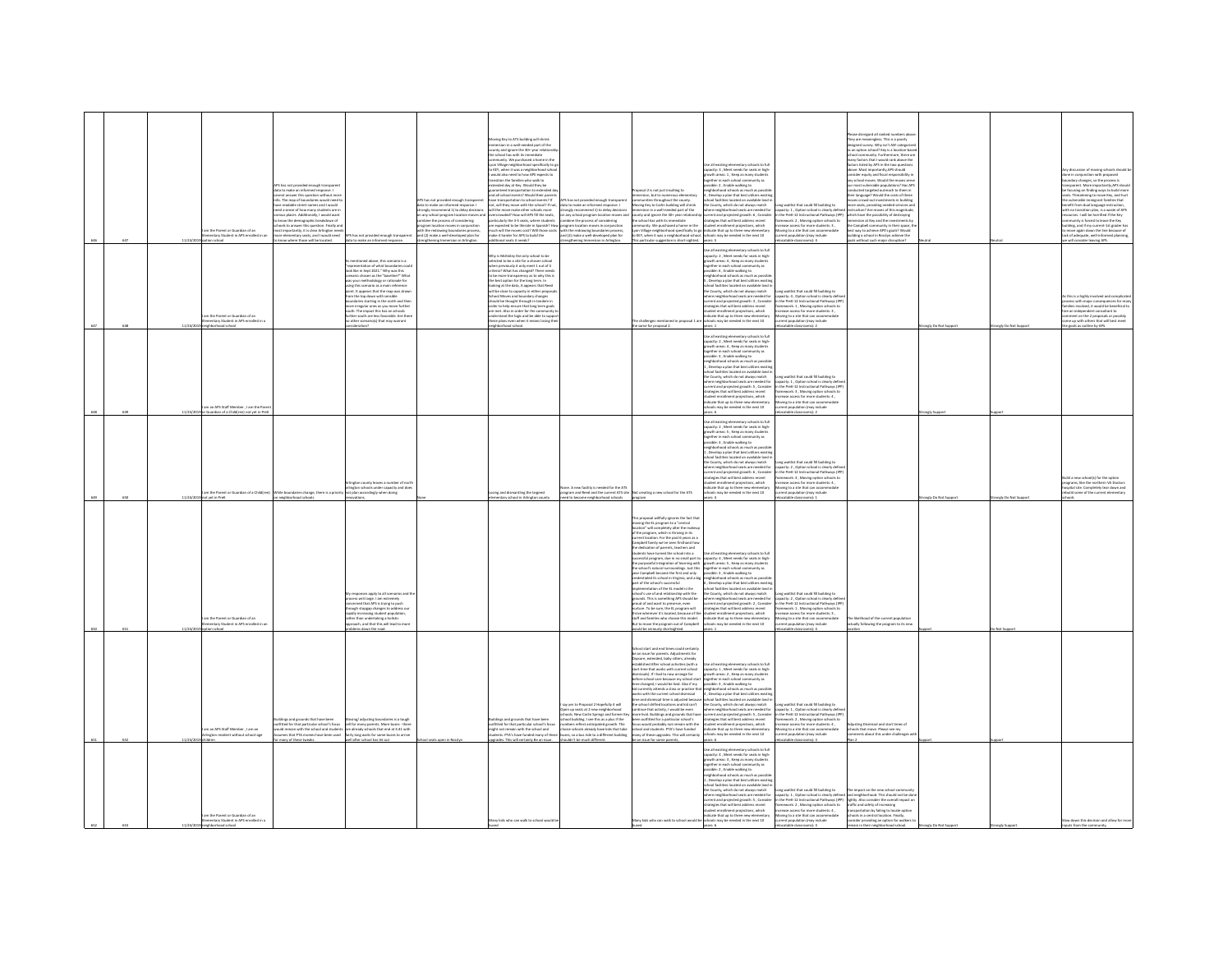| | | | | | | | | | | | | | | | |
|---|---|---|---|---|---|---|---|---|---|---|---|---|---|---|---|
| 646 | 647 | 11/23/2019 | I am the Parent or Guardian of an Elementary Student in APS enrolled in an option school | APS has not provided enough transparent data to make an informed response. I cannot answer this question without more info. The map of boundaries would need to have available street names and I would need a sense of how many students are in various places. Additionally, I would want to know the demographic breakdown of schools to answer this question. Finally and most importantly, it is clear Arlington needs more elementary seats, and I would need to know where those will be located. | APS has not provided enough transparent data to make an informed response. | APS has not provided enough transparent data to make an informed response. I strongly recommend 1) to delay decisions on any school program location moves and combine the process of considering program location moves in conjunction with the redrawing boundaries process, and (2) make a well-developed plan for strengthening Immersion in Arlington. | Moving Key to ATS building will shrink immersion in a well-needed part of the county and ignore the 30+ year relationship the school has with its immediate community. We purchased a home in the Lyon Village neighborhood specifically to go to KEY, when it was a neighborhood school. I would also need to have APS expects to transition the families who wish to extended day at Key. Would they be guaranteed transportation to extended day and all school events? Would their parents have transportation to school events? If not, will they move with the school? If not, will the move make other schools more overcrowded? How will APS fill the seats, particularly the 3-5 seats, where students are expected to be literate in Spanish? How much will the moves cost? Will those costs make it harder for APS to build the additional seats it needs? | APS has not provided enough transparent data to make an informed response. I strongly recommend 1) to delay decisions on any school program location moves and combine the process of considering program location moves in conjunction with the redrawing boundaries process, and (2) make a well-developed plan for strengthening Immersion in Arlington. | Proposal 2 is not just insulting to immersion, but to numerous elementary communities throughout the county. Moving Key to Carlin building will shrink immersion in a well-needed part of the county and ignore the 30+ year relationship the school has with its immediate community. We purchased a home in Lyon Village neighborhood specifically to go to KEY, when it was a neighborhood school. This particular suggestion is short sighted. | Use all existing elementary schools to full capacity: 3 , Meet needs for seats in high-growth areas: 1 , Keep as many students together in each school community as possible: 2 , Enable walking to neighborhood schools as much as possible: 4 , Develop a plan that best utilizes existing school facilities located on available land in the County, which do not always match where neighborhood seats are needed for current and projected growth: 6 , Consider strategies that will best address recent student enrollment projections, which indicate that up to three new elementary schools may be needed in the next 10 years: 5 | Long waitlist that could fill building to capacity: 1 , Option school is clearly defined in the PreK-12 Instructional Pathways (IPP) framework: 2 , Moving option schools to increase access for more students: 3 , Moving to a site that can accommodate current population (may include relocatable classrooms): 4 | Please disregard all ranked numbers above. They are meaningless. This is a poorly designed survey. Why isn't ASF categorized as an option school? Key is a location-based school community. Furthermore, there are many factors that I would rank above the factors listed by APS in the two questions above. Most importantly APS should consider equity and fiscal responsibility in any school moves. Would the moves serve our most vulnerable populations? Has APS conducted targeted outreach to them in their language? Would the costs of these moves crowd out investments in building more seats, providing needed services and instruction? Are moves of this magnitude, which have the possibility of destroying immersion at Key and the investments by the Campbell community in their space, the best way to achieve APS's goals? Would building a school in Rosslyn achieve the goals without such major disruption? | Neutral | Neutral | Any discussion of moving schools should be done in conjunction with proposed boundary changes, so the process is transparent. More importantly, APS should be focusing on finding ways to build more seats. Threatening to move Key, and hurt the vulnerable immigrant families that benefit from dual language instruction, with no transition plan, is a waste of APS resources. I will be horrified if the Key community is forced to leave the Key building, and if my current 1st grader has to move again down the line because of lack of adequate, well-informed planning, we will consider leaving APS. |
| 647 | 648 | 11/23/2019 | I am the Parent or Guardian of an Elementary Student in APS enrolled in a neighborhood school | | As mentioned above, this scenario is a "representation of what boundaries could look like in Sept 2021." Why was this scenario chosen as the "baseline?" What was your methodology or rationale for using this scenario as a main reference point. It appears that the map was drawn from the top down with sensible boundaries starting in the north and then more irregular ones as you move further south. The impact this has on schools further south are less favorable. Are there no other scenario(s) that may warrant consideration? | | Why is McKinley the only school to be selected to be a site for a chosen school when previously it only meet 1 out of 3 criteria? What has changed? There needs to be more transparency as to why this is the best option for the long term. In looking at the data, it appears that Reed will be close to capacity in either proposals. School Moves and boundary changes should be thought through in tandem in order to help ensure that long term goals are met. Also in order for the community to understand the logic and be able to support these plans even when it means losing their neighborhood school. | | The challenges mentioned in proposal 1 are the same for proposal 2. | Use all existing elementary schools to full capacity: 2 , Meet needs for seats in high-growth areas: 4 , Keep as many students together in each school community as possible: 6 , Enable walking to neighborhood schools as much as possible: 5 , Develop a plan that best utilizes existing school facilities located on available land in the County, which do not always match where neighborhood seats are needed for current and projected growth: 3 , Consider strategies that will best address recent student enrollment projections, which indicate that up to three new elementary schools may be needed in the next 10 years: 1 | Long waitlist that could fill building to capacity: 3 , Option school is clearly defined in the PreK-12 Instructional Pathways (IPP) framework: 1 , Moving option schools to increase access for more students: 4 , Moving to a site that can accommodate current population (may include relocatable classrooms): 2 | | Strongly Do Not Support | Strongly Do Not Support | As this is a highly involved and complicated process with major consequences for many families involved, it would be beneficial to hire an independent consultant to comment on the 2 proposals or possibly come up with others that will best meet the goals as outlined by APS. |
| 648 | 649 | 11/23/2019 | I am an APS Staff Member ; I am the Parent or Guardian of a Child(ren) not yet in PreK | | | | | | | Use all existing elementary schools to full capacity: 2 , Meet needs for seats in high-growth areas: 4 , Keep as many students together in each school community as possible: 3 , Enable walking to neighborhood schools as much as possible: 1 , Develop a plan that best utilizes existing school facilities located on available land in the County, which do not always match where neighborhood seats are needed for current and projected growth: 5 , Consider strategies that will best address recent student enrollment projections, which indicate that up to three new elementary schools may be needed in the next 10 years: 6 | Long waitlist that could fill building to capacity: 1 , Option school is clearly defined in the PreK-12 Instructional Pathways (IPP) framework: 4 , Moving option schools to increase access for more students: 3 , Moving to a site that can accommodate current population (may include relocatable classrooms): 2 | | Strongly Support | Support | |
| 649 | 650 | 11/23/2019 | I am the Parent or Guardian of a Child(ren) not yet in PreK | While boundaries change, there is a priority on neighborhood schools | Arlington county leaves a number of north arlington schools under capacity and does not plan accordingly when doing renovations. | None | Losing and dismantling the largest elementary school in Arlington county | None. A new facility is needed for the ATS program and Reed and the current ATS site need to become neighborhood schools | Not creating a new school for the ATS program | Use all existing elementary schools to full capacity: 2 , Meet needs for seats in high-growth areas: 5 , Keep as many students together in each school community as possible: 3 , Enable walking to neighborhood schools as much as possible: 1 , Develop a plan that best utilizes existing school facilities located on available land in the County, which do not always match where neighborhood seats are needed for current and projected growth: 6 , Consider strategies that will best address recent student enrollment projections, which indicate that up to three new elementary schools may be needed in the next 10 years: 4 | Long waitlist that could fill building to capacity: 3 , Option school is clearly defined in the PreK-12 Instructional Pathways (IPP) framework: 2 , Moving option schools to increase access for more students: 4 , Moving to a site that can accommodate current population (may include relocatable classrooms): 1 | | Strongly Do Not Support | Strongly Do Not Support | Build a new school(s) for the option programs, like the northern VA Doctors Hospital site. Completely tear down and rebuild some of the current elementary schools |
| 650 | 651 | 11/23/2019 | I am the Parent or Guardian of an Elementary Student in APS enrolled in an option school | | My responses apply to all scenarios and the process well large. I am extremely concerned that APS is trying to push through stopgap changes to address our rapidly increasing student population, rather than a holistic approach, and that this will lead to more problems down the road. | | | | This proposal willfully ignores the fact that moving the ES program to a "central location" will completely alter the makeup of the program, which is thriving in its current location. For the past 8 years as a Campbell family we've seen firsthand how the dedication of parents, teachers and students have turned the school into a successful program, due in no small part to the purposeful integration of learning with the school's natural surroundings. Just this year Campbell became the first and only credentialed EL school in Virginia, and a big part of the school's success for implementation of the EL model is the school's use of and relationship with the grounds. This is something APS should be proud of and want to preserve, even nurture. For sure, the EL program will thrive wherever it's located, because of the staff and families who choose this model. But to move the program out of Campbell would be seriously shortsighted. | Use all existing elementary schools to full capacity: 4 , Meet needs for seats in high-growth areas: 5 , Keep as many students together in each school community as possible: 2 , Enable walking to neighborhood schools as much as possible: 3 , Develop a plan that best utilizes existing school facilities located on available land in the County, which do not always match where neighborhood seats are needed for current and projected growth: 2 , Consider strategies that will best address recent student enrollment projections, which indicate that up to three new elementary schools may be needed in the next 10 years: 1 | Long waitlist that could fill building to capacity: 2 , Option school is clearly defined in the PreK-12 Instructional Pathways (IPP) framework: 1 , Moving option schools to increase access for more students: 4 , Moving to a site that can accommodate current population (may include relocatable classrooms): 3 | The likelihood of the current population actually following the program to its new location | Support | Do Not Support | |
| 651 | 652 | 11/23/2019 | I am an APS Staff Member ; I am an Arlington resident without school-age children | Buildings and grounds that have been outfitted for that particular school's focus would remain with the school and students. Assumes that PTA moves have been used for many of these tweaks. | Moving/adjusting boundaries is a tough sell for many parents. More buses - there are already schools that end at 3:41 with fairly long waits for some buses to arrive well after school has let out. | School seats open in Rosslyn | Buildings and grounds that have been outfitted for that particular school's focus might not remain with the school and students. PTA's have funded many of these upgrades. This will certainly be an issue. | I say yes to Proposal 2-Hopefully it will Open up seats at 2 new neighborhood schools. New Carlin Springs and former Key school building. I see this as a plus if the numbers reflect anticipated growth. The choice schools already have kids that take buses, so a bus ride to a different building shouldn't be much different. | School start and end times could certainly be an issue for parents. Adjustments for Daycare, extended, baby sitters, already established After school activities (with a start time that works with current school dismissals). If I had to now arrange for before school care because my school start time changed, I would be livid. Also if my kid currently attends a class or practice that works with the current school dismissal time and dismissal time is adjusted because the school shifted locations and kid can't continue that activity, I would be even more livid. Buildings and grounds that have been outfitted for a particular school's focus would probably not remain with the school and students. PTA's have funded many of these upgrades. This will certainly be an issue for some parents. | Use all existing elementary schools to full capacity: 1 , Meet needs for seats in high-growth areas: 2 , Keep as many students together in each school community as possible: 5 , Enable walking to neighborhood schools as much as possible: 3 , Develop a plan that best utilizes existing school facilities located on available land in the County, which do not always match where neighborhood seats are needed for current and projected growth: 4 , Consider strategies that will best address recent student enrollment projections, which indicate that up to three new elementary schools may be needed in the next 10 years: 6 | Long waitlist that could fill building to capacity: 1 , Option school is clearly defined in the PreK-12 Instructional Pathways (IPP) framework: 2 , Moving option schools to increase access for more students: 4 , Moving to a site that can accommodate current population (may include relocatable classrooms): 3 | Adjusting Dismissal and Start times of schools that move. Please see my comments about this under challenges with Plan 2 | Support | Support | |
| 652 | 653 | 11/23/2019 | I am the Parent or Guardian of an Elementary Student in APS enrolled in a neighborhood school | | | | Many kids who can walk to school would be bused | | Many kids who can walk to school would be bused | Use all existing elementary schools to full capacity: 4 , Meet needs for seats in high-growth areas: 3 , Keep as many students together in each school community as possible: 2 , Enable walking to neighborhood schools as much as possible: 1 , Develop a plan that best utilizes existing school facilities located on available land in the County, which do not always match where neighborhood seats are needed for current and projected growth: 5 , Consider strategies that will best address recent student enrollment projections, which indicate that up to three new elementary schools may be needed in the next 10 years: 6 | Long waitlist that could fill building to capacity: 1 , Option school is clearly defined in the PreK-12 Instructional Pathways (IPP) framework: 2 , Moving option schools to increase access for more students: 4 , Moving to a site that can accommodate current population (may include relocatable classrooms): 3 | The impact on the new school community and neighborhood. This should not be done lightly. Also consider the overall impact on traffic and safety of increasing transportation by failing to locate option schools in a central location. Finally, consider providing an option for workers to remain in their neighborhood school. | Strongly Do Not Support | Strongly Support | Slow down this decision and allow for more input from the community. |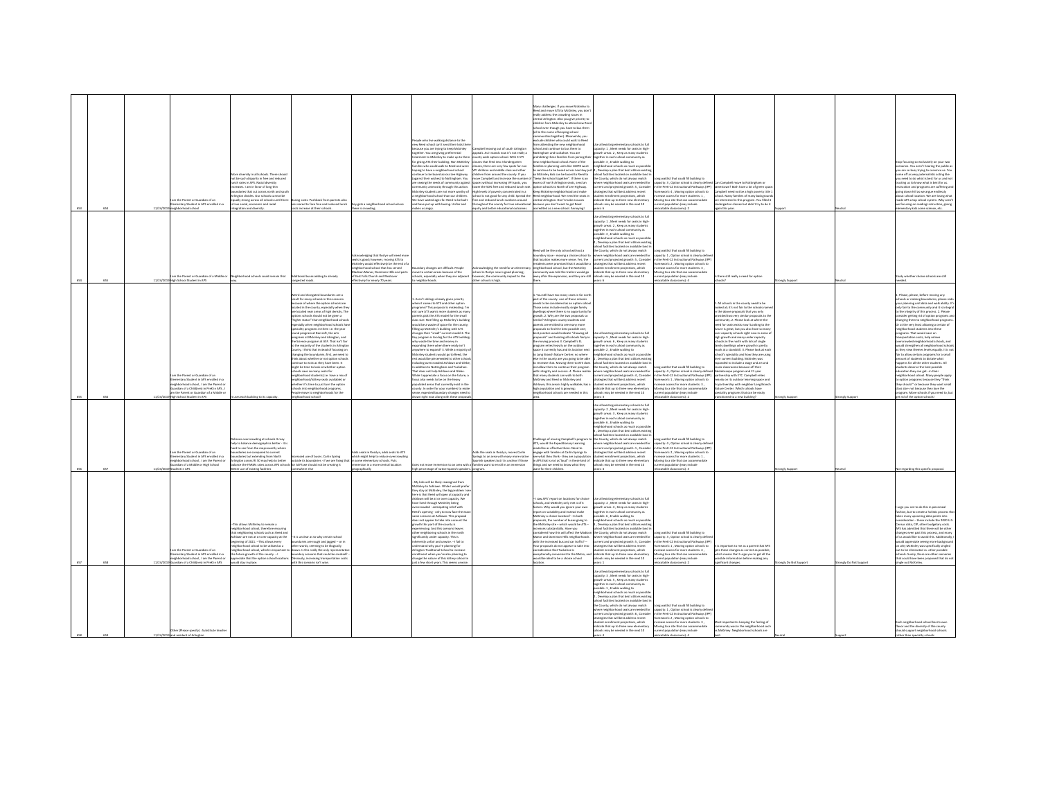| | | | | | | | | | | | | | | | |
|---|---|---|---|---|---|---|---|---|---|---|---|---|---|---|---|
| 633 | 634 | 11/23/2019 | I am the Parent or Guardian of an Elementary Student in APS enrolled in a neighborhood school | More diversity in all schools. There should not be such disparity in free and reduced lunch rates in APS. Racial diversity increases. I am in favor of long thin boundaries that cut across north and south Arlington divides. Our schools cannot be equally strong across all schools until there is true social, economic and racial integration and diversity. | Busing costs. Pushback from parents who are scared to face free and reduced lunch costs increase at their schools. | Key gets a neighborhood school where there is crowding. | People who live walking distance to the new Reed school can't send their kids there because you are trying to keep McKinley together. You are giving preferential treatment to McKinley to make up to them for giving ATS their building. Non McKinley families who could walk to Reed and were hoping to have a neighborhood school continue to be bused across Lee Highway (against their wishes) to Nottingham. You are seeing the needs of community against community through the actions. McKinley students are not more worthy of a neighborhood school than our children. We have waited ages for Reed to be built and have put up with busing. Unfair and makes us angry. | Campbell moving out of south Arlington appeals. As it stands now it's not really a county wide option school. With 5 VPI classes that feed into 3 kindergarten classes, there are very few spots for non VPI children and middle class and other children from around the county. If you move Campbell and increase the number of spaces without increasing VPI spots, you lower the 50% free and reduced lunch rate. High levels of poverty concentrated in a school is not good for any child. Spread the free and reduced lunch numbers around throughout the county for true educational equity and better educational outcomes. | Many challenges. If you move McKinley to Reed and move ATS to McKinley, you don't really address the crowding issues in central Arlington. Also you give priority to children from McKinley to attend new Reed school even though you have to bus them (all in the name of keeping school communities together). Meanwhile, you exclude children who could walk to Reed from attending the new neighborhood school and continue to bus them to Nottingham and Tuckahoe. You are prohibiting these families from joining their new neighborhood school. None of the families in planning units like 16070 want to continue to be bused across Lee Hwy so McKinley kids can be together to "keep the school together". If there is an excess of north Arlington seats, send an option schools to North of Lee Highway. Keep McKinley neighborhood and make Reed neighborhood. We need the seats in central Arlington. Don't make excuses because you don't want to get Reed overfilled as a new school. Annoying! | Use all existing elementary schools to full capacity: 1 , Meet needs for seats in high-growth areas: 2 , Keep as many students together in each school community as possible: 3 , Enable walking to neighborhood schools as much as possible: 4 , Develop a plan that best utilizes existing school facilities located on available land in the County, which do not always match where neighborhood seats are needed for current and projected growth: 5 , Consider strategies that will best address recent student enrollment projections, which indicate that up to three new elementary schools may be needed in the next 10 years: 6 | Long waitlist that could fill building to capacity: 3 , Option school is clearly defined in the PreK-12 Instructional Pathways (IPP) framework: 2 , Moving option schools to increase access for more students: 1 , Moving to a site that can accommodate current population (may include relocatable classrooms): 4 | Can Campbell move to Nottingham or Jamestown? Both have a lot of green space. Campbell need not be a high poverty title 1 school. Many families of many backgrounds are interested in this program. You filled 6 kindergarten classes but didn't try to do it again this year. | Support | Neutral | Stop focusing so exclusively on your two scenarios. You aren't hearing the points as you are so busy trying to convince us. You come off as very paternalistic acting like you need to do what is best for us and not trusting us to know what is best for us. Instruction and programs are suffering and going down hill as we argue endlessly about school location. We are losing what made APS a top school system. Why aren't we focusing on reading instruction, giving elementary kids some science, etc. |
| 634 | 635 | 11/23/2019 | I am the Parent or Guardian of a Middle or High School Student in APS | Neighborhood schools could remain that way. | Additional buses adding to already congested roads. | Acknowledging that Rosslyn will need more seats is good; however, moving ATS to McKinley would effectively be the end of a neighborhood school that has served Madison Manor, Dominion Hills and parts of East Falls Church and Westover effectively for nearly 70 years. | Boundary changes are difficult. People move to certain areas because of the schools, especially when they are adjacent to neighborhoods. | Acknowledging the need for an elementary school in Rosslyn now is good planning; however, the community impact to the other schools is high. | Reed will be the only school without a boundary issue - moving a choice school to that location makes more sense. Yes, the residents were promised that it would be a neighborhood school, but the McKinley community was told the trailers would go away after the expansion, and they are still there. | Use all existing elementary schools to full capacity: 1 , Meet needs for seats in high-growth areas: 2 , Keep as many students together in each school community as possible: 3 , Enable walking to neighborhood schools as much as possible: 4 , Develop a plan that best utilizes existing school facilities located on available land in the County, which do not always match where neighborhood seats are needed for current and projected growth: 5 , Consider strategies that will best address recent student enrollment projections, which indicate that up to three new elementary schools may be needed in the next 10 years: 6 | Long waitlist that could fill building to capacity: 1 , Option school is clearly defined in the PreK-12 Instructional Pathways (IPP) framework: 2 , Moving option schools to increase access for more students: 3 , Moving to a site that can accommodate current population (may include relocatable classrooms): 4 | Is there still really a need for option schools? | Strongly Support | Neutral | Study whether choice schools are still needed. |
| 635 | 636 | 11/23/2019 | I am the Parent or Guardian of an Elementary Student in APS enrolled in a neighborhood school , I am the Parent or Guardian of a Child(ren) in PreK in APS , I am the Parent or Guardian of a Middle or High School Student in APS | It uses each building to its capacity. | Weird and elongated boundaries are a result for many schools in this scenario because of where the option schools are located in the county, especially when they are located near areas of high density. The options schools should not be given a "higher status" than neighborhood schools especially when neighborhood schools have specialty programs in them i.e. the year round program at Barcroft, the arts programs at McKinley and Abingdon, and the Science program at ASF. That isn't fair to the majority of the students in Arlington County. I think that instead of focusing on changing the boundaries, first, we need to think about whether or not option schools continue to exist as they have been. It might be time to look at whether option schools save so many seats for neighborhood students (i.e. have a mix of neighborhood/lottery seats available) or whether it's time to just turn the option schools into neighborhood programs. People move to neighborhoods for the neighborhood school. | | 1. Aren't siblings already given priority when it comes to ATS and other option programs? This proposal is misleading; I'm not sure ATS wants more students as many parents pick the ATS model for the small class size. Not filling up McKinley's building would be a waste of space for the county; filling up McKinley's building with ATS changes their "small" current model 2. The key program is too big for the ATS building; why waste the time and money in expanding them when there really isn't anywhere to expand? 3. While a majority of McKinley students would go to Reed, the rest would be piecemealed to other schools including overcrowded Ashlawn and Glebe, in addition to Nottingham and Tuckahoe. That does not help Ashlawn and Glebe. While I appreciate a focus on the future, a focus also needs to be on the heavy populated areas that currently exist in the county. In order for your numbers to make sense, expected boundary changes need to shown right now along with these proposals. | | 1. You still have too many seats in far north part of the county- one of those schools needs to be considered as an option school. Those areas include mostly single family dwellings where there is no opportunity for growth. 2. Why are the two proposals so similar? Arlington county students and parents are entitled to see many more proposals to find the best possible one; best practice would indicate "showing all proposals" and treating all schools fairly in the moving process. 3. Campbell's EL program relies heavily on the outdoor space it currently has and its location next to Long Branch Nature Center; no where else in the county are you going to be able to recreate that. Moving them to ATS does not allow them to continue their program with integrity and success. 4. Please realize that many students can walk to both McKinley and Reed or McKinley and Ashlawn, this area is highly walkable, has a high population and is growing; neighborhood schools are needed in this area. | Use all existing elementary schools to full capacity: 5 , Meet needs for seats in high-growth areas: 3 , Keep as many students together in each school community as possible: 2 , Enable walking to neighborhood schools as much as possible: 1 , Develop a plan that best utilizes existing school facilities located on available land in the County, which do not always match where neighborhood seats are needed for current and projected growth: 4 , Consider strategies that will best address recent student enrollment projections, which indicate that up to three new elementary schools may be needed in the next 10 years: 6 | Long waitlist that could fill building to capacity: 4 , Option school is clearly defined in the PreK-12 Instructional Pathways (IPP) framework: 2 , Moving option schools to increase access for more students: 3 , Moving to a site that can accommodate current population (may include relocatable classrooms): 1 | 1. All schools in the county need to be looked at; it's not fair to the schools named in the above proposals that you only compiled two very similar proposals to the community. 2. Please look at where the need for seats exists now! Looking to the future is great, but you also have so many over capacity schools right now in areas of high growth and many under capacity schools in the north with lots of single family dwellings where growth is pretty much at a standstill. 3. Please look at each school's specialty and how they are utilizing their current building. McKinley was expanded to include a stage and art and music classrooms because of their kaleidoscope program and 21 year partnership with ETC. Campbell relies heavily on its outdoor learning space and its partnership with neighbor Long Branch Nature Center. Which schools have specialty programs that can be easily transitioned to a new building? | Strongly Support | Strongly Support | 1. Please, please, before moving any schools or redoing boundaries, please redo your planning unit data and walkability. It's only fair to the community and it's integral to the integrity of this process. 2. Please consider getting rid of option programs and changing them to neighborhood programs. Or at the very least allowing a certain of neighborhood students into these programs. That would save on transportation costs, help relieve overcrowded neighborhood schools, and would strengthen all neighborhood schools as they raise themes levels equally. It is not fair to allow certain programs to a small amount of students to dictate what happens for all the other students. All students deserve the best possible education they can get...in their neighborhood school. Many people apply to option programs because they "think they should" or because they want small class size--not because they love the program. Move schools if you need to, but get rid of the option schools! |
| 636 | 637 | 11/23/2019 | I am the Parent or Guardian of an Elementary Student in APS enrolled in a neighborhood school , I am the Parent or Guardian of a Middle or High School Student in APS | Relieves overcrowding at schools it may help to balance demographics better -- it is hard to see from the maps exactly where boundaries are compared to current boundaries but extending from North Arlington across Rt 50 may help to better balance the FARMs rates across APS schools. Better use of existing facilities. | Increased use of buses. Carlin Spring outside its boundaries - if we are fixing that for ASFS we should not be creating it somewhere else. | Adds seats in Rosslyn, adds seats to ATS which might help to reduce overcrowding in some elementary schools. Puts immersion in a more central location geographically | Does not move immersion to an area with a high percentage of native Spanish speakers. | Adds the seats in Rosslyn, moves Carlin Springs to an area with many more native Spanish speakers but it is unclear if those families want to enroll in an immersion program. | Challenge of moving Campbell's program to ATS, would the Expeditionary Learning model be as effective there. Need to engage with families at Carlin Springs to see what they think - they are a population in APS that is not as "loud" in these kind of things and we need to know what they want for their children. | Use all existing elementary schools to full capacity: 2 , Meet needs for seats in high-growth areas: 3 , Keep as many students together in each school community as possible: 6 , Enable walking to neighborhood schools as much as possible: 5 , Develop a plan that best utilizes existing school facilities located on available land in the County, which do not always match where neighborhood seats are needed for current and projected growth: 1 , Consider strategies that will best address recent student enrollment projections, which indicate that up to three new elementary schools may be needed in the next 10 years: 4 | Long waitlist that could fill building to capacity: 4 , Option school is clearly defined in the PreK-12 Instructional Pathways (IPP) framework: 2 , Moving option schools to increase access for more students: 1 , Moving to a site that can accommodate current population (may include relocatable classrooms): 3 | | Strongly Support | Neutral | Not regarding this specific proposal. |
| 637 | 638 | 11/23/2019 | I am the Parent or Guardian of an Elementary Student in APS enrolled in a neighborhood school , I am the Parent or Guardian of a Middle or High School Student in APS , I am the Parent or Guardian of a Child(ren) in PreK in APS | --This allows McKinley to remain a neighborhood school, therefore ensuring that neighborhood schools such as Reed and Ashlawn are not at or over capacity at the beginning of 2021. --This allows every neighborhood school to be utilized as a neighborhood school, which is important to the future growth of the county. --I appreciate that the option school locations would stay in place. | --It is unclear as to why certain school boundaries are enough and jagged -- or in other words, seeming to be illogically drawn. Is this really the only representative boundary scenario that could be created? --Obviously, increasing transportation costs with this scenario isn't wise. | | --My kids will be likely reassigned from McKinley to Ashlawn. While I would prefer they stay at McKinley, the big problem I see here is that Reed will open at capacity and Ashlawn will be at or over capacity. We have lived through McKinley being overcrowded-- anticipating relief with Reed's opening-- only to now face the exact same scenario at Ashlawn. This proposal does not appear to take into account the growth this part of the county is experiencing. And this scenario leaves other neighborhood schools in the north significantly under capacity. This is inherently unfair and unwise. --I fail to understand why you're planning for Arlington Traditional School to increase enrollment when you're also planning to change the nature of this lottery school in just a few short years. This seems unwise. | | --I saw APS' report on locations for choice schools, and McKinley only met 1 of 4 factors. Why would you ignore your own report on suitability and instead make McKinley a choice location? --In both proposals, the number of buses going to the McKinley site-- which would be ATS -- increases substantially. Have you considered how this will affect the Madison Manor and Dominion Hills neighborhoods with the increased bus and car traffic? -- Your proposals do not appear to take into consideration that Tuckahoe is exceptionally convenient to the Metro, and would be ideal to be a choice school location | Use all existing elementary schools to full capacity: 2 , Meet needs for seats in high-growth areas: 6 , Keep as many students together in each school community as possible: 6 , Enable walking to neighborhood schools as much as possible: 4 , Develop a plan that best utilizes existing school facilities located on available land in the County, which do not always match where neighborhood seats are needed for current and projected growth: 5 , Consider strategies that will best address recent student enrollment projections, which indicate that up to three new elementary schools may be needed in the next 10 years: 1 | Long waitlist that could fill building to capacity: 3 , Option school is clearly defined in the PreK-12 Instructional Pathways (IPP) framework: 1 , Moving option schools to increase access for more students: 4 , Moving to a site that can accommodate current population (may include relocatable classrooms): 2 | It is important to me as a parent that APS gets these changes as correct as possible, which means that I urge you to get all the possible information before making any significant changes. | Strongly Do Not Support | Strongly Do Not Support | I urge you not to do this in piecemeal fashion, but to create a holistic process that takes many upcoming data points into consideration-- these include the 2020 U.S. Census data, CIP, other budgetary costs. APS has admitted that there will be other changes over past this process, and many of us would like to avoid this. Additionally, I would appreciate seeing more background on why McKinley was specifically singled out to be eliminated vs. other possible schools. Surely, there are other scenarios that could have been proposed that do not single out McKinley. |
| 638 | 639 | 11/23/2019 | Other (Please specify) : Substitute teacher and resident of Arlington | | | | | | | Use all existing elementary schools to full capacity: 5 , Meet needs for seats in high-growth areas: 3 , Keep as many students together in each school community as possible: 1 , Enable walking to neighborhood schools as much as possible: 2 , Develop a plan that best utilizes existing school facilities located on available land in the County, which do not always match where neighborhood seats are needed for current and projected growth: 6 , Consider strategies that will best address recent student enrollment projections, which indicate that up to three new elementary schools may be needed in the next 10 years: 4 | Long waitlist that could fill building to capacity: 2 , Option school is clearly defined in the PreK-12 Instructional Pathways (IPP) framework: 1 , Moving option schools to increase access for more students: 3 , Moving to a site that can accommodate current population (may include relocatable classrooms): 4 | Most important is keeping the feeling of community that was in the neighborhood such as McKinley. Neighborhood schools are best. | Neutral | Support | Each neighborhood school has its own flavor and the diversity of the county should support neighborhood schools rather than specialty schools |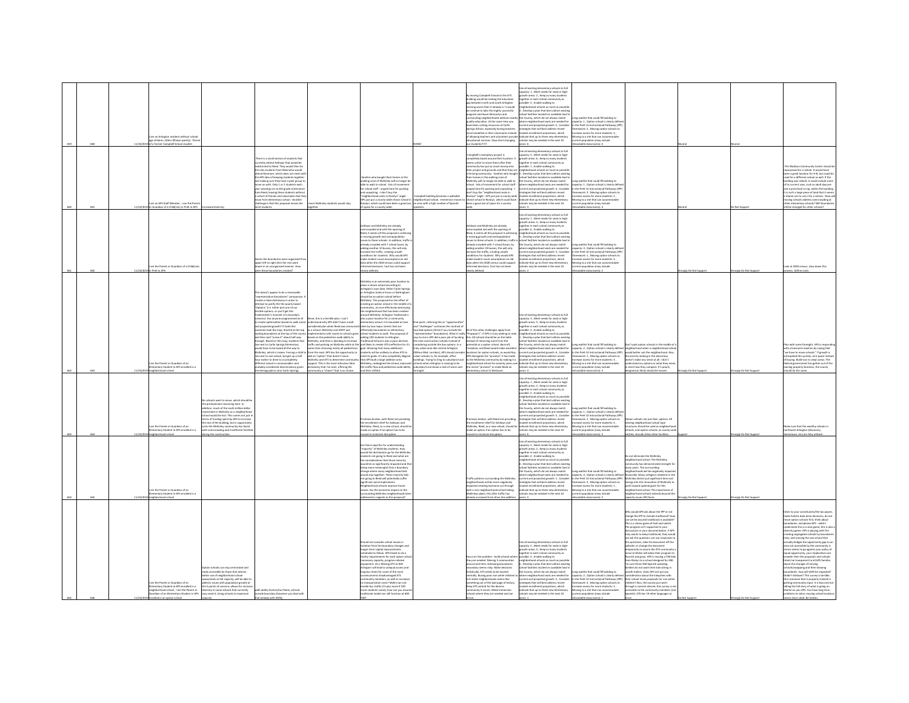| | | | | | | | | | | | | | | | |
|---|---|---|---|---|---|---|---|---|---|---|---|---|---|---|---|
| 659 | 660 | 11/24/2019 | I am an Arlington resident without school-age children; Other (Please specify) : Parent of a former Campbell School student | | | | | NONE! | By moving Campbell School to the ATS building would be making the education gap between north and south Arlington evening worse than it already is. It would be criminal to take this highly successful program and have Glencarlyn and surrounding neighborhoods without nearby quality education. At the same time you have been cutting resources at Carlin Springs School, especially leaving teachers overwhelmed in their classrooms instead of allowing teachers and volunteers provide educational services. Stop short changing our students!!!!! | Use all existing elementary schools to full capacity: 1 , Meet needs for seats in high-growth areas: 2 , Keep as many students together in each school community as possible: 3 , Enable walking to neighborhood schools as much as possible: 4 , Develop a plan that best utilizes existing school facilities located on available land in the County, which do not always match where neighborhood seats are needed for current and projected growth: 5 , Consider strategies that will best address recent student enrollment projections, which indicate that up to three new elementary schools may be needed in the next 10 years: 6 | Long waitlist that could fill building to capacity: 1 , Option school is clearly defined in the PreK-12 Instructional Pathways (IPP) framework: 2 , Moving option schools to increase access for more students: 3 , Moving to a site that can accommodate current population (may include relocatable classrooms): 4 | | Neutral | Neutral | |
| 660 | 661 | 11/24/2019 | I am an APS Staff Member ; I am the Parent or Guardian of a Child(ren) in PreK in APS | Increased diversity. | There is a small section of students that currently attend Ashlawn that would be redistricted to Reed. They would then be the only students from Ashlawn who would attend Swanson, which does not mesh with the APS idea of keeping students together and making sure they have a peer group to move on with. Only 1 or 2 students each year would go on to 6th grade at Swanson from Reed, leaving these students without a cohort of friends and classmates that they know from elementary school. Another challenge is that this proposal moves the most students. | move McKinley students would stay together. | -families who bought their homes in the walking zone of McKinley will no longer be able to walk to school -lots of movement for school staff - unpaid time for packing and unpacking - I don't buy the "neighborhood seats in Rosslyn" angle - APS just put a county wide school in Rosslyn, which could have been a good use of space for a county-wide. | -Campbell building becomes a available neighborhood school - immersion moves to an area with a high number of Spanish speakers | -Campbell's exemplary project is completely based around their location. It seems unfair to move them after their community has put so much money into their project and grounds and that they are a thriving community. -families who bought their homes in the walking zone of McKinley will no longer be able to walk to school - lots of movement for school staff - unpaid time for packing and unpacking - I don't buy the "neighborhood seats in Rosslyn" angle - APS just put a county wide choice school in Rosslyn, which could have been a good use of space for a county-wide. | Use all existing elementary schools to full capacity: 5 , Meet needs for seats in high-growth areas: 6 , Keep as many students together in each school community as possible: 1 , Enable walking to neighborhood schools as much as possible: 2 , Develop a plan that best utilizes existing school facilities located on available land in the County, which do not always match where neighborhood seats are needed for current and projected growth: 3 , Consider strategies that will best address recent student enrollment projections, which indicate that up to three new elementary schools may be needed in the next 10 years: 4 | Long waitlist that could fill building to capacity: 1 , Option school is clearly defined in the PreK-12 Instructional Pathways (IPP) framework: 3 , Moving option schools to increase access for more students: 2 , Moving to a site that can accommodate current population (may include relocatable classrooms): 4 | | Neutral | Do Not Support | -The Madison Community Center should be repurposed for a school. It would have been a great location for H-B, but could be used for a different school as well. If the building was rebuilt, it could include some of its current uses, such as adult daycare and a preschool area, within the building. It is such a large piece of land that it seems a shame not to use it for a school. -How will moving schools address overcrowding in other elementary schools? Will boundaries still be changed for other schools? |
| 661 | 662 | 11/24/2019 | I am the Parent or Guardian of a Child(ren) in PreK in APS | | Seems the boundaries were organized from upper left to right then the rest were drawn in an unorganized manner. How were these boundaries created? | | Ashlawn and McKinley are already overcrowded and with the opening of Reed, it seems all this proposal is achieving is moving growth and overpopulation issues to these schools. In addition, traffic is already crowded with 7 school buses, by adding another 10 busses, this will only increase the traffic, creating unsafe conditions for students. Why would APS make student count assumptions on old data when the 2020 census could support informed decisions. Cost has not been clearly defined. | | Ashlawn and McKinley are already overcrowded and with the opening of Reed, it seems all this proposal is achieving is moving growth and overpopulation issues to these schools. In addition, traffic is already crowded with 7 school buses, by adding another 10 busses, this will only increase the traffic, creating unsafe conditions for students. Why would APS make student count assumptions on old data when the 2020 census could support informed decisions. Cost has not been clearly defined. | Use all existing elementary schools to full capacity: 1 , Meet needs for seats in high-growth areas: 4 , Keep as many students together in each school community as possible: 6 , Enable walking to neighborhood schools as much as possible: 5 , Develop a plan that best utilizes existing school facilities located on available land in the County, which do not always match where neighborhood seats are needed for current and projected growth: 3 , Consider strategies that will best address recent student enrollment projections, which indicate that up to three new elementary schools may be needed in the next 10 years: 2 | Long waitlist that could fill building to capacity: 1 , Option school is clearly defined in the PreK-12 Instructional Pathways (IPP) framework: 4 , Moving option schools to increase access for more students: 3 , Moving to a site that can accommodate current population (may include relocatable classrooms): 2 | | Strongly Do Not Support | Strongly Do Not Support | Look at 2020 census, slow down this process. Define costs. |
| 662 | 663 | 11/24/2019 | I am the Parent or Guardian of an Elementary Student in APS enrolled in a neighborhood school | | This doesn't appear to be a reasonable "representative boundaries" comparison. It creates a false dichotomy in order to attempt to justify the the poorly based "Options" (i.e. either pick one of our terrible options, or you'll get this Frankenstein's monster of a boundary scenario). Has anyone programmed an AI to create optimization based on walk zones and projected growth? It looks like someone took the map. Started at the top, making boundaries at the top of the county and then said "screw it" about half-way through. Based on this map, students that live next to Carlin Springs Elementary would have to be bused all the way to McKinley, which is insane. Forcing a child to live next to one school, but get up a half hour earlier to drive to a completely different school is unreasonable - and probably considered discriminatory given the demographics near Carlin Springs. | None, this is a terrible plan. I can't understand why APS didn't have a well-considered plan when Reed was announced as a school. McKinley and VDOT just implemented a safe routes to schools grant based on the pedestrian walkability to McKinley; and there is deciding to increase traffic and parking on McKinley while at the same time removing nearly all pedestrians from the road. APS has the opportunity to add an "option" that doesn't move McKinley and APS to determine community support. This is the most ridiculous false dichotomy that I've seen, offering the community a "choice" that is no choice. | McKinley is an extremely poor location to place a choice school according to Arlington's own data. Either Carlin Springs or Arlington Science Focus or Nottingham should be an option school before McKinley. This proposal has the effect of creating an option school in the middle of a community, at once effectively destroying the neighborhood that has been created around McKinley. Arlington Traditional is also a poor location for a community elementary school. It is bounded on two sides by two major streets that are effectively boundaries to elementary school students to walk. The proposal of adding 100 students to Arlington Traditional School is also a poor decision and likely to render ATS ineffective for its goal. Moving that many additional students will be unlikely to allow ATS to meet its goals. It's also completely illogical that APS built a huge addition onto McKinley, redesigned the school, improved the traffic flow and pedestrian walkability, and then shifted. | One point, referring this as "opportunities" and "challenges" continues the contrast of two bad options (three if you include the "representative" boundaries). What it really says to me is APS did a poor job of locating the new construction schools instead of considering outside the box options. In a truly urban area like central Arlington (Wilson Blvd. corridor), APS should consider schools in, for example, office buildings. Trying to cling to suburban/rural schools when Arlington is seeking to be suburban/rural shows a lack of vision and foresight. | All of the other challenges apply from "Proposal 1", if APS is truly seeking to redo this. All schools should be on the table instead of removing some from the potential as a system issue. Barcroft, Tuckahoe, and Reed would make excellent locations for option schools, as would Key. APS disregards the "promise" it has made to the McKinley community by making it a neighborhood school for seventy years now the recent "promise" to make Reed an elementary school in Westover. | Use all existing elementary schools to full capacity: 1 , Meet needs for seats in high-growth areas: 5 , Keep as many students together in each school community as possible: 3 , Enable walking to neighborhood schools as much as possible: 2 , Develop a plan that best utilizes existing school facilities located on available land in the County, which do not always match where neighborhood seats are needed for current and projected growth: 6 , Consider strategies that will best address recent student enrollment projections, which indicate that up to three new elementary schools may be needed in the next 10 years: 4 | Long waitlist that could fill building to capacity: 4 , Option school is clearly defined in the PreK-12 Instructional Pathways (IPP) framework: 1 , Moving option schools to increase access for more students: 2 , Moving to a site that can accommodate current population (may include relocatable classrooms): 3 | Don't park option schools in the middle of a neighborhood when a neighborhood school would better suit the neighborhood. Also, the priority ranking in the above box doesn't make any sense at all. I don't understand my preference on what they mean, or even how they compare. It's poorly designed an likely should be tossed. | Strongly Do Not Support | Strongly Do Not Support | Plan with some foresight. APS is responding with a knee-jerk reaction by saying that "we have to move schools." If growth is anticipated this quickly, rent space instead of buying. Build out in urban areas. The federal government has gotten out of the owning property business, the county should do the same. |
| 663 | 664 | 11/24/2019 | I am the Parent or Guardian of an Elementary Student in APS enrolled in a neighborhood school | No schools want to move, which should be the predominant reasoning here. In addition, much of the multi-million dollar investment in McKinley as a neighborhood school would be lost. This comes not just in terms of funding spent by APS to increase the size of the building, but in opportunity costs the McKinley community has faced with overcrowding and insufficient facilities during the construction. | | | Promises broken, with Reed not providing the enrollment relief for Ashlawn and McKinley. Reed, as a new school, should be made an option if an option has to be moved to minimize disruption. | | Promises broken, with Reed not providing the enrollment relief for Ashlawn and McKinley. Reed, as a new school, should be made an option if an option has to be moved to minimize disruption. | Use all existing elementary schools to full capacity: 1 , Meet needs for seats in high-growth areas: 2 , Keep as many students together in each school community as possible: 3 , Enable walking to neighborhood schools as much as possible: 4 , Develop a plan that best utilizes existing school facilities located on available land in the County, which do not always match where neighborhood seats are needed for current and projected growth: 5 , Consider strategies that will best address recent student enrollment projections, which indicate that up to three new elementary schools may be needed in the next 10 years: 6 | Long waitlist that could fill building to capacity: 1 , Option school is clearly defined in the PreK-12 Instructional Pathways (IPP) framework: 2 , Moving option schools to increase access for more students: 4 , Moving to a site that can accommodate current population (may include relocatable classrooms): 3 | Option schools are just that, options. All existing neighborhood school type structures should be used as neighborhood schools, and option schools, as county-wide entities, should utilize other facilities. | Support | Strongly Do Not Support | Make sure that the wealthy schools in northwest Arlington (Discovery, Jamestown, etc) are fully utilized. |
| 664 | 665 | 11/24/2019 | I am the Parent or Guardian of an Elementary Student in APS enrolled in a neighborhood school | | | | Are there specifics for understanding "majority" of McKinley students. How would the distribution go for the McKinley students not going to Reed and what are the considerations that those minority would be so significantly impacted and that being more meaningful from a boundary change where many neighborhood kids would stay together. Those minority kids not going to Reed will potentially suffer significant social implications. Neighborhood schools improve house values, has the economic impact on the surrounding McKinley neighborhoods been addressed in regards to this proposal? | | Traffic patterns surrounding the McKinley neighborhoods will be more negatively impacted creating excessive cut through with a non-neighborhood school being McKinley place, this after traffic has already increased from oliver tree addition. | Use all existing elementary schools to full capacity: 5 , Meet needs for seats in high-growth areas: 6 , Keep as many students together in each school community as possible: 2 , Enable walking to neighborhood schools as much as possible: 1 , Develop a plan that best utilizes existing school facilities located on available land in the County, which do not always match where neighborhood seats are needed for current and projected growth: 4 , Consider strategies that will best address recent student enrollment projections, which indicate that up to three new elementary schools may be needed in the next 10 years: 3 | Long waitlist that could fill building to capacity: 4 , Option school is clearly defined in the PreK-12 Instructional Pathways (IPP) framework: 3 , Moving option schools to increase access for more students: 1 , Moving to a site that can accommodate current population (may include relocatable classrooms): 2 | Do not eliminate the McKinley neighborhood school. The McKinley community has demonstrated strength for many years. The surrounding neighborhoods will be negatively impacted financially. Many Arlington residents in the McKinley district put significant time and energy into the renovation of McKinley to work toward optimal goals for this neighborhood school. The importance of neighborhood schools extends beyond the capacity issues APS faces. | Strongly Do Not Support | Strongly Do Not Support | |
| 665 | 666 | 11/24/2019 | I am the Parent or Guardian of an Elementary Student in APS enrolled in a neighborhood school ; I am the Parent or Guardian of an Elementary Student in APS enrolled in an option school | Option schools can stay centralized and easily accessible by those that attend; better use of neighborhood school space/seats at full capacity; will be able to address issues with population growth at the 5 points of concern; allows for increase diversity in some schools that currently may need it; Using schools to maximum capacity | walkability factors/bus fleets; schools outside boundary (however you deal with that already with ATS) | | Should not consider school moves in isolation from the boundary changes and longer-term capital improvements scheduled to follow. APS needs to do a facility requirements for each option school (necessary capacity, program-related equipment, etc.) Moving ATS to Key Arlington will lead to unequal access and long bus times for some of the most socioeconomic disadvantaged ATS community members, as well as increases to transportation costs? Matters can not handle bus traffic (10 plus more if 100 more students come); how can you expand traditional model can still function at 600-700? | | Focus on the problem - build schools where they are needed. Moving 5 communities around and then redrawing boundaries seems risky. Make decisions holistically. ATS needs to be located centrally. Busing poor non-white children to rich white neighborhoods seems like something out of the bad page of history. Keep ATS central for the diverse community it serves. Make immersion schools where they are needed and can thrive. | Use all existing elementary schools to full capacity: 5 , Meet needs for seats in high-growth areas: 4 , Keep as many students together in each school community as possible: 3 , Enable walking to neighborhood schools as much as possible: 6 , Develop a plan that best utilizes existing school facilities located on available land in the County, which do not always match where neighborhood seats are needed for current and projected growth: 2 , Consider strategies that will best address recent student enrollment projections, which indicate that up to three new elementary schools may be needed in the next 10 years: 1 | Long waitlist that could fill building to capacity: 2 , Option school is clearly defined in the PreK-12 Instructional Pathways (IPP) framework: 4 , Moving option schools to increase access for more students: 3 , Moving to a site that can accommodate current population (may include relocatable classrooms): 1 | Why would APS ask about the IPP or not change the IPP to include traditional? How can we be assured traditional is available? This is a classic game of bait and switch. The program isn't supported in your documents or your document with. If APS truly wants to keep traditional, they would not ask this question; not use responses to this question; take the document off the website; or change the document temporarily to assure the ATS community a move to Mckin will allow their program to flourish and grow. APS is moving a 700 kids from Rosslyn to a school designed for 480. I'm sure those 500 Spanish speaking families do not want their kids sitting in unsafe trailers. Does APS not put any consideration about the inequities with their school move proposals for non-white children? Also, the county just went through a consent decree; this survey is not accessible to ESL community members (not Spanish). ATS has 19 other languages to serve. | Do Not Support | Strongly Do Not Support | listen to your constituents/the tax payers; make holistic data drive decisions; do not move option schools first; think about boundaries; and please APS - while I understand this is a vital game; this is also a diversity game; APS is playing with the creating segregated schools by boundaries lines; and moving the one school that actually bridges the opportunity gap to an area not accessible by the community it serves seems to go against your policy of equal opportunity. your implications are broader then the proposals and schools listed; be transparent to all APS families about the changes of moving schools/swapping and then drawing boundaries. how will ASFS be impacted? Glebe? Ashlawn? This survey is terrible. Hire someone that is properly trained in getting community input. It is biased not telling the full story of what is going on. Shame on you APS. You have long term problems to solve; moving school locations seems short sited. Be holistic. |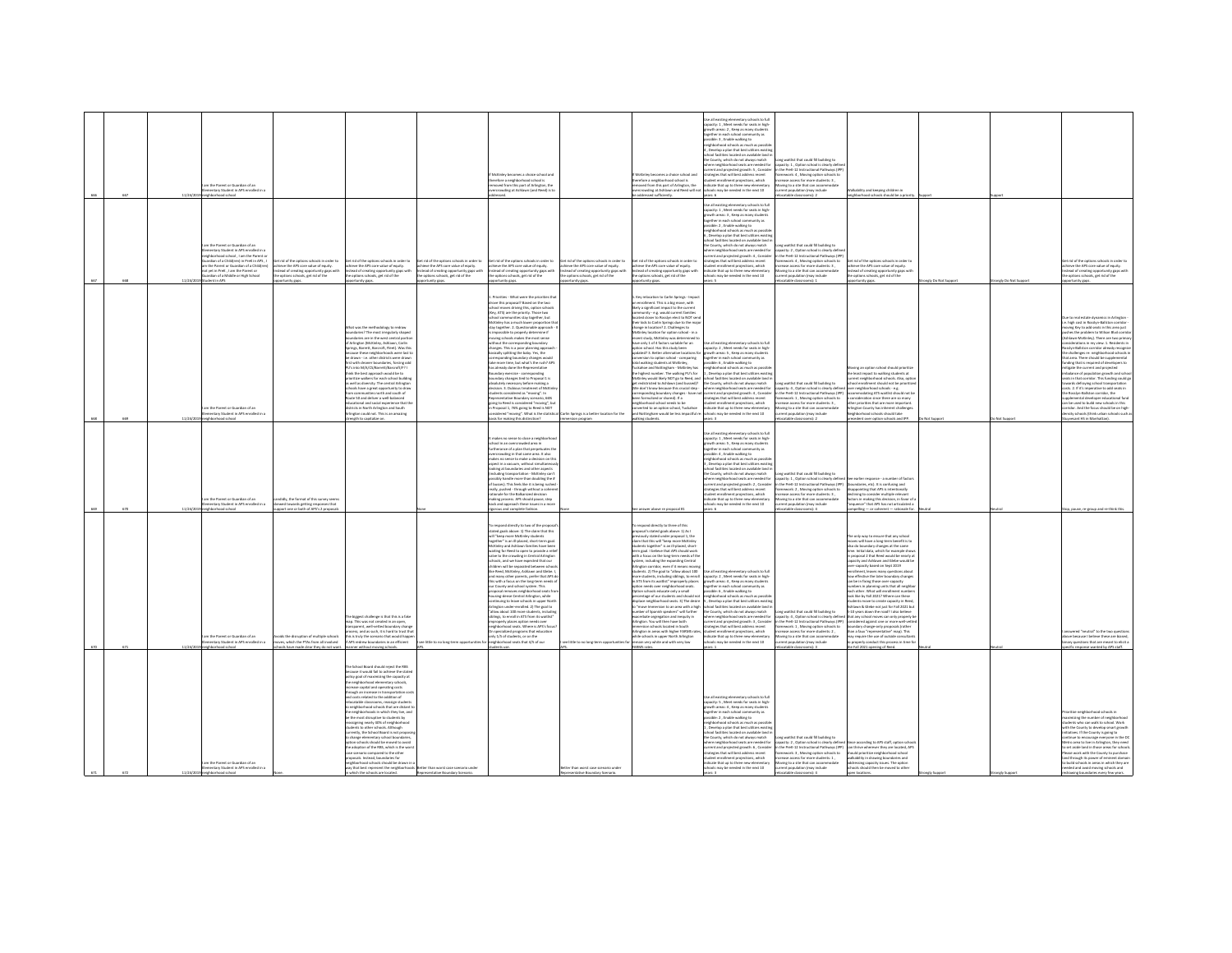| | | | | | | | | | | | | | | | |
|---|---|---|---|---|---|---|---|---|---|---|---|---|---|---|---|
| 666 | 667 | 11/24/2019 | I am the Parent or Guardian of an Elementary Student in APS enrolled in a neighborhood school | | | | If McKinley becomes a choice school and therefore a neighborhood school is removed from this part of Arlington, the overcrowding at Ashlawn (and Reed) is to addressed. | | If McKinley becomes a choice school and therefore a neighborhood school is removed from this part of Arlington, the overcrowding at Ashlawn and Reed will not be addressed sufficiently. | Use all existing elementary schools to full capacity: 1 , Meet needs for seats in high-growth areas: 2 , Keep as many students together in each school community as possible: 3 , Enable walking to neighborhood schools as much as possible: 4 , Develop a plan that best utilizes existing school facilities based on available land in the County, which do not always match where neighborhood seats are needed for current and projected growth: 5 , Consider strategies that will best address recent student enrollment projections, which indicate that up to three new elementary schools may be needed in the next 10 years: 6 | Long waitlist that could fill building to capacity: 1 , Option school is clearly defined in the PreK-12 Instructional Pathways (IPP) framework: 4 , Moving option schools to increase access for more students: 3 , Moving to a site that can accommodate current population (may include relocatable classrooms): 2 | Walkability and keeping children in neighborhood schools should be a priority. | Support | Support | |
| 667 | 668 | 11/24/2019 | I am the Parent or Guardian of an Elementary Student in APS enrolled in a neighborhood school , I am the Parent or Guardian of a Child(ren) in PreK in APS , I am the Parent or Guardian of a Child(ren) not yet in PreK , I am the Parent or Guardian of a Middle or High School Student in APS | Get rid of the options schools in order to achieve the APS core value of equity. Instead of creating opportunity gaps with the options schools, get rid of the opportunity gaps. | Get rid of the options schools in order to achieve the APS core value of equity. Instead of creating opportunity gaps with the options schools, get rid of the opportunity gaps. | Get rid of the options schools in order to achieve the APS core value of equity. Instead of creating opportunity gaps with the options schools, get rid of the opportunity gaps. | Get rid of the options schools in order to achieve the APS core value of equity. Instead of creating opportunity gaps with the options schools, get rid of the opportunity gaps. | Get rid of the options schools in order to achieve the APS core value of equity. Instead of creating opportunity gaps with the options schools, get rid of the opportunity gaps. | Get rid of the options schools in order to achieve the APS core value of equity. Instead of creating opportunity gaps with the options schools, get rid of the opportunity gaps. | Use all existing elementary schools to full capacity: 1 , Meet needs for seats in high-growth areas: 2 , Keep as many students together in each school community as possible: 3 , Enable walking to neighborhood schools as much as possible: 5 , Develop a plan that best utilizes existing school facilities based on available land in the County, which do not always match where neighborhood seats are needed for current and projected growth: 6 , Consider strategies that will best address recent student enrollment projections, which indicate that up to three new elementary schools may be needed in the next 10 years: 4 | Long waitlist that could fill building to capacity: 2 , Option school is clearly defined in the PreK-12 Instructional Pathways (IPP) framework: 4 , Moving option schools to increase access for more students: 3 , Moving to a site that can accommodate current population (may include relocatable classrooms): 1 | Get rid of the options schools in order to achieve the APS core value of equity. Instead of creating opportunity gaps with the options schools, get rid of the opportunity gaps. | Strongly Do Not Support | Strongly Do Not Support | Get rid of the options schools in order to achieve the APS core value of equity. Instead of creating opportunity gaps with the options schools, get rid of the opportunity gaps. |
| 668 | 669 | 11/24/2019 | I am the Parent or Guardian of an Elementary Student in APS enrolled in a neighborhood school | | What was the methodology to redraw boundaries? The most irregularly shaped boundaries are in the west central portion of Arlington (McKinley, Ashlawn, Carlin Springs, Barrett, Barcroft, Reed). Was this because these neighborhood were last to be drawn - i.e. other districts were drawn first with cleaner boundaries, forcing odd PU's into M/A/CS/Barrett/Barcroft/R? I think the best approach would be to prioritize walkers for each school building as well as diversity. The central Arlington schools have a great opportunity to draw from communities north and south of Route 50 and deliver a well-balanced educational and social experience that the districts in North Arlington and South Arlington could not. This is an amazing strength to capitalize on. | | 1. Priorities - What were the priorities that drove this proposal? Based on the two school moves driving this, option schools (Key, ATS) are the priority. Those two school communities stay together, but McKinley has a much lower proportion that stay together. 2. Questionable approach - it is impossible to properly determine if moving schools makes the most sense without the corresponding boundary changes. This is a poor planning approach - basically splitting the baby. Yes, the corresponding boundary changes would take more time, but what's the rush? APS has already done the Representative Boundary exercise - corresponding boundary changes tied to Proposal 1 is absolutely necessary before making a decision. 3. Dubious treatment of McKinley students considered as "moving". In Representative Boundary scenario, 66% going to Reed is considered "moving", but in scenario 1, 76% going to Reed is NOT considered "moving". What is the statistical basis for making this distinction? | Carlin Springs is a better location for the immersion program | 1. Key relocation to Carlin Springs - Impact on enrollment. This is a big move, with likely a significant impact to the current community - e.g. would current families located closer to Rosslyn elect to NOT send their kids to Carlin Springs due to the major change in location? 2. Challenges to McKinley location for option school - In a recent study, McKinley was determined to have only 1 of 6 factors suitable for an option school. Has this study been updated? 3. Better alternative locations for conversion to option school - comparing total walking students at McKinley, Tuckahoe and Nottingham - McKinley has the highest number. The walking PU's for McKinley would likely NOT go to Reed, and get redistributed to Ashlawn (and busses)? (We don't know because this crucial step - corresponding boundary changes - have not been formulated or shared). If a neighborhood school needs to be converted to an option school, Tuckahoe and Nottingham would be less impactful re walking students. | Use all existing elementary schools to full capacity: 2 , Meet needs for seats in high-growth areas: 6 , Keep as many students together in each school community as possible: 4 , Enable walking to neighborhood schools as much as possible: 1 , Develop a plan that best utilizes existing school facilities based on available land in the County, which do not always match where neighborhood seats are needed for current and projected growth: 3 , Consider strategies that will best address recent student enrollment projections, which indicate that up to three new elementary schools may be needed in the next 10 years: 5 | Long waitlist that could fill building to capacity: 4 , Option school is clearly defined in the PreK-12 Instructional Pathways (IPP) framework: 3 , Moving option schools to increase access for more students: 1 , Moving to a site that can accommodate current population (may include relocatable classrooms): 2 | Moving an option school should prioritize the least impact to walking students at current neighborhood schools. Also, option school enrollment should not be prioritized over neighborhood schools - e.g. accommodating ATS waitlist should not be a consideration since there are so many other priorities that are more important. Arlington County has inherent challenges that should take precedent over option schools and IPP. | Do Not Support | Do Not Support | Due to real estate dynamics in Arlington - i.e. high cost in Rosslyn-Ballston corridor - moving Key to add seats in this area just pushes the problem to Wilson Blvd corridor (Ashlawn-McKinley). There are two primary considerations in my view: 1. Residents in Rosslyn-Ballston corridor already recognize the challenges re: neighborhood schools in that area. There should be supplemental funding that is required of developers to mitigate the current and projected imbalance of population growth and school seats in that corridor. This funding could go towards defraying school transportation costs. 2. If it's imperative to add seats in the Rosslyn-Ballston corridor, the supplemental developer educational fund can be used to build new schools in this corridor. County focus should be on high-density schools (think urban schools such as Stuyvesant HS in Manhattan). |
| 669 | 670 | 11/24/2019 | I am the Parent or Guardian of an Elementary Student in APS enrolled in a neighborhood school | Candidly, the format of this survey seems skewed towards getting responses that support one or both of APS's 2 proposals. | | None | It makes no sense to close a neighborhood school in an overcrowded area in furtherance of a plan that perpetuates the overcrowding in that same area. It also makes no sense to make a decision on this aspect in a vacuum, without simultaneously looking at boundaries and other aspects (including transportation - McKinley can't possibly handle more than doubling the # of busses). This feels like it is being rushed - hastily pushed - through without a coherent rationale for the ill-advised decision making process. APS should pause, step back and approach these issues in a more rigorous and complete fashion. | None | See answer above re proposal #1 | Use all existing elementary schools to full capacity: 1 , Meet needs for seats in high-growth areas: 2 , Keep as many students together in each school community as possible: 3 , Enable walking to neighborhood schools as much as possible: 4 , Develop a plan that best utilizes existing school facilities based on available land in the County, which do not always match where neighborhood seats are needed for current and projected growth: 5 , Consider strategies that will best address recent student enrollment projections, which indicate that up to three new elementary schools may be needed in the next 10 years: 6 | Long waitlist that could fill building to capacity: 1 , Option school is clearly defined in the PreK-12 Instructional Pathways (IPP) framework: 2 , Moving option schools to increase access for more students: 3 , Moving to a site that can accommodate current population (may include relocatable classrooms): 4 | See earlier response - a number of factors (boundaries, etc). It is confusing and disappointing that APS is intentionally declining to consider multiple relevant factors in making this decision, in favor of a "sequence" that APS has not articulated a compelling — or coherent — rationale for. | Neutral | Neutral | Stop, pause, re-group and re-think this. |
| 670 | 671 | 11/24/2019 | I am the Parent or Guardian of an Elementary Student in APS enrolled in a neighborhood school | Avoids the disruption of multiple schools moves, which the PTAs from all involved schools have made clear they do not want. | The biggest challenge is that this is a fake map. This was not created in an open, transparent, well-vetted boundary change process, and as such, this hard to trust that this is truly the scenario that would happen if APS redrew boundaries in an efficient manner without moving schools. | I see little to no long term opportunities for APS. | To respond directly to two of the proposal's stated goals above: 1) The claim that this will "keep more McKinley students together" is an ill-placed, short-term goal. McKinley and Ashlawn families have been waiting for Reed to open to provide a relief valve to the crowding in Central Arlington schools, and we have expected that our children will be separated between schools like Reed, McKinley, Ashlawn and Glebe. I, and many other parents, prefer that APS do this with a focus on the long-term needs of our County and school system. This proposal removes neighborhood seats from housing-dense Central Arlington, while continuing to leave schools in upper North Arlington under-enrolled. 2) The goal to "allow about 100 more students, including siblings, to enroll in ATS from its waitlist" improperly places option needs over neighborhood seats. Where is APS's focus? On specialized programs that education only 1/3 of students, or on the neighborhood seats that 2/3 of our students use. | I see little to no long-term opportunities for APS. | To respond directly to three of this proposal's stated goals above: 1) As I previously stated under proposal 1, the claim that this will "keep more McKinley students together" is an ill-placed, short-term goal. I believe that APS should work with a focus on the long-term needs of the system, including the expanding Central Arlington corridor, even if it means moving students. 2) The goal to "allow about 100 more students, including siblings, to enroll in ATS from its waitlist" improperly places option needs over neighborhood seats. Option schools educate only a small percentage of our students and should not displace neighborhood seats. 3) The desire to "move Immersion to an area with a high number of Spanish speakers" will further exacerbate segregation and inequity in Arlington. You will then have both immersion schools located in South Arlington in areas with higher FARMS rates, while schools in upper North Arlington remain very white and with very low FARMS rates. | Use all existing elementary schools to full capacity: 2 , Meet needs for seats in high-growth areas: 4 , Keep as many students together in each school community as possible: 6 , Enable walking to neighborhood schools as much as possible: 5 , Develop a plan that best utilizes existing school facilities based on available land in the County, which do not always match where neighborhood seats are needed for current and projected growth: 3 , Consider strategies that will best address recent student enrollment projections, which indicate that up to three new elementary schools may be needed in the next 10 years: 1 | Long waitlist that could fill building to capacity: 4 , Option school is clearly defined in the PreK-12 Instructional Pathways (IPP) framework: 1 , Moving option schools to increase access for more students: 2 , Moving to a site that can accommodate current population (may include relocatable classrooms): 3 | The only way to ensure that any school moves will have a long-term benefit is to decide boundary changes at the same time. Initial data, which for example shows in proposal 2 that Reed would be nearly at capacity and Ashlawn and Glebe would be over-capacity based on Sept 2019 enrollment, leaves many questions about how effective the later boundary changes can be in fixing these over-capacity numbers in planning units that all neighbor each other. What will enrollment numbers look like by Fall 2021? Where can these students move to create capacity in Reed, Ashlawn & Glebe not just for Fall 2021 but 5-10 years down the road? I also believe that any school moves can only properly be considered against one or more well-vetted boundary change proposals (rather than a faux "representative" map). This may require the use of outside consultants to properly conduct this process in time for the Fall 2021 opening of Reed. | Neutral | Neutral | I answered "neutral" to the two questions above because I believe these are biased, loaded questions that are meant to elicit a specific response wanted by APS staff. |
| 671 | 672 | 11/24/2019 | I am the Parent or Guardian of an Elementary Student in APS enrolled in a neighborhood school | None. | The School Board should reject the RBS because it would fail to achieve the stated policy goal of maximizing the capacity at the neighborhood elementary schools, increase capital and operating costs through an increase in transportation costs and costs related to the addition of relocatable classrooms, reassign students to neighborhood schools that are distant to the neighborhoods in which they live, and be the most disruptive to students by reassigning nearly 30% of neighborhood students to other schools. Although currently, the School Board is not proposing to change elementary school boundaries, option schools should be moved to avoid the adoption of the RBS, which is the worst case scenario compared to the other proposals. Instead, boundaries for neighborhood schools should be drawn in a way that best represent the neighborhoods in which the schools are located. | Better than worst case scenario under Representative Boundary Scenario. | | Better than worst case scenario under Representative Boundary Scenario. | | Use all existing elementary schools to full capacity: 5 , Meet needs for seats in high-growth areas: 4 , Keep as many students together in each school community as possible: 6 , Enable walking to neighborhood schools as much as possible: 2 , Develop a plan that best utilizes existing school facilities based on available land in the County, which do not always match where neighborhood seats are needed for current and projected growth: 1 , Consider strategies that will best address recent student enrollment projections, which indicate that up to three new elementary schools may be needed in the next 10 years: 3 | Long waitlist that could fill building to capacity: 2 , Option school is clearly defined in the PreK-12 Instructional Pathways (IPP) framework: 1 , Moving option schools to increase access for more students: 3 , Moving to a site that can accommodate current population (may include relocatable classrooms): 4 | Move according to APS staff, option schools can thrive wherever they are located. APS should prioritize neighborhood school walkability in drawing boundaries and addressing capacity issues. The option schools should then be moved to other open locations. | Strongly Support | Strongly Support | Prioritize neighborhood schools in maximizing the number of neighborhood students who can walk to school. Work with the County to develop smart growth initiatives. If the County is going to continue to encourage everyone in the DC Metro area to live in Arlington, they need to set aside land in these areas for schools. Please work with the County to purchase land through its power of eminent domain to build schools in areas in which they are needed and avoid moving schools and redrawing boundaries every few years. |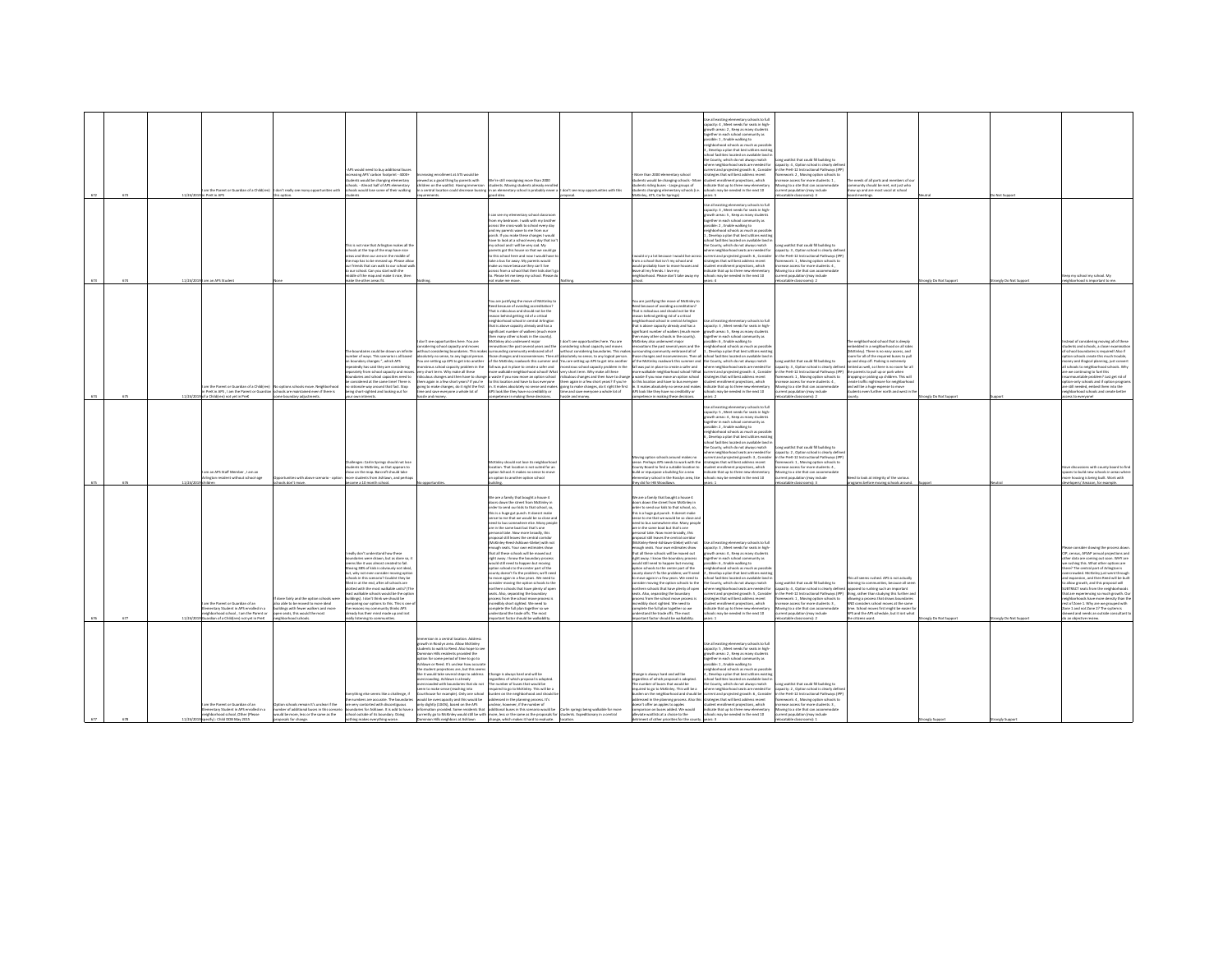| | | | | | | | | | | | | | | | |
|---|---|---|---|---|---|---|---|---|---|---|---|---|---|---|---|
| 672 | 673 | 11/24/2019 | I am the Parent or Guardian of a Child(ren) in PreK in APS | I don't really see many opportunities with this option. | APS would need to buy additional buses increasing APS' carbon footprint - 3000+ students would be changing elementary schools - Almost half of APS elementary schools would lose some of their walking students | Increasing enrollment at ATS would be viewed as a good thing by parents with children on the waitlist. Having immersion in a central location could decrease busing requirements | We're still reassigning more than 2000 students. Moving students already enrolled in an elementary school is probably never a good idea. | I don't see any opportunities with this proposal. | - More than 2000 elementary school students would be changing schools - More students riding buses - Large groups of students changing elementary schools (i.e. McKinley, ATS, Carlin Springs) | Use all existing elementary schools to full capacity: 4 , Meet needs for seats in high-growth areas: 2 , Keep as many students together in each school community as possible: 1 , Enable walking to neighborhood schools as much as possible: 3 , Develop a plan that best utilizes existing school facilities located on available land in the County, which do not always match where neighborhood seats are needed for current and projected growth: 6 , Consider strategies that will best address recent student enrollment projections, which indicate that up to three new elementary schools may be needed in the next 10 years: 5 | Long waitlist that could fill building to capacity: 4 , Option school is clearly defined in the PreK-12 Instructional Pathways (IPP) framework: 2 , Moving option schools to increase access for more students: 1 , Moving to a site that can accommodate current population (may include relocatable classrooms): 3 | The needs of all parts and members of our community should be met, not just who show up and are most vocal at school board meetings. | Neutral | Do Not Support | |
| 673 | 674 | 11/24/2019 | I am an APS Student | None | This is not nice that Arlington makes all the schools at the top of the map have nice areas and then our area in the middle of the map has to be messed up. Please allow our friends that can walk to our school walk to our school. Can you start with the middle of the map and make it nice, then make the other areas fit. | Nothing. | I can see my elementary school classroom from my bedroom. I walk with my brother across the cross-walk to school every day and my parents wave to me from our porch. If you make these changes I would have to look at a school every day that isn't my school and I will be very sad. My parents just bought this house so that we could go to this school here and now I would have to take a bus far away. My parents would make us move because they can't live across from a school that their kids don't go to. Please let me keep my school. Please do not make me move. | Nothing. | I would cry a lot because I would live across from a school that isn't my school and would probably have to move houses and leave all my friends. I love my neighborhood. Please don't take away my school. | Use all existing elementary schools to full capacity: 3 , Meet needs for seats in high-growth areas: 5 , Keep as many students together in each school community as possible: 2 , Enable walking to neighborhood schools as much as possible: 1 , Develop a plan that best utilizes existing school facilities located on available land in the County, which do not always match where neighborhood seats are needed for current and projected growth: 6 , Consider strategies that will best address recent student enrollment projections, which indicate that up to three new elementary schools may be needed in the next 10 years: 4 | Long waitlist that could fill building to capacity: 3 , Option school is clearly defined in the PreK-12 Instructional Pathways (IPP) framework: 2 , Moving option schools to increase access for more students: 4 , Moving to a site that can accommodate current population (may include relocatable classrooms): 1 | | Strongly Do Not Support | Strongly Do Not Support | Keep my school my school. My neighborhood is important to me. |
| 674 | 675 | 11/24/2019 | I am the Parent or Guardian of a Child(ren) in PreK in APS , I am the Parent or Guardian of a Child(ren) not yet in PreK | No options schools move. Neighborhood schools are maintained even if there is some boundary adjustments. | The boundaries could be drawn an infinite number of ways. This scenario is all based on boundary changes", which APS repeatedly has said they are considering separately from school capacity and moves. Boundaries and school capacities need to be considered at the same time! There is no sitewide way around that fact. Stop being short-sighted and looking out for your own interests. | I don't see opportunities here. You are considering school capacity and moves without considering boundaries. This makes absolutely no sense, to any logical person. You are setting up APS to get into another monstrous school capacity problem in the very short term. Why make all these ridiculous changes and then have to change them again in a few short years? If you're going to make changes, do it right the first time and save everyone a whole lot of hassle and money. | You are justifying the move of McKinley to Reed because of avoiding accreditation? That is ridiculous and should not be the reason behind getting rid of a critical neighborhood school in central Arlington that is above capacity already and has a significant number of walkers (much more then many other schools in the county). McKinley also underwent major renovations the past several years and the surrounding community embraced all of those changes and inconveniences. Then all of the McKinley roadwork this summer and fall was put in place to create a safer and more walkable neighborhood school! What a waste if you now move an option school to this location and have to bus everyone in. It makes absolutely no sense and makes APS look like they have no credibility or competence in making these decisions. | I don't see opportunities here. You are considering school capacity and moves without considering boundaries. This makes absolutely no sense, to any logical person. You are setting up APS to get into another monstrous school capacity problem in the very short term. Why make all these ridiculous changes and then have to change them again in a few short years? If you're going to make changes, do it right the first time and save everyone a whole lot of hassle and money. | You are justifying the move of McKinley to Reed because of avoiding accreditation? That is ridiculous and should not be the reason behind getting rid of a critical neighborhood school in central Arlington that is above capacity already and has a significant number of walkers (much more then many other schools in the county). McKinley also underwent major renovations the past several years and the surrounding community embraced all of those changes and inconveniences. Then all of the McKinley roadwork this summer and fall was put in place to create a safer and more walkable neighborhood school! What a waste if you now move an option school to this location and have to bus everyone in. It makes absolutely no sense and makes APS look like they have no credibility or competence in making these decisions. | Use all existing elementary schools to full capacity: 3 , Meet needs for seats in high-growth areas: 5 , Keep as many students together in each school community as possible: 4 , Enable walking to neighborhood schools as much as possible: 6 , Develop a plan that best utilizes existing school facilities located on available land in the County, which do not always match where neighborhood seats are needed for current and projected growth: 1 , Consider strategies that will best address recent student enrollment projections, which indicate that up to three new elementary schools may be needed in the next 10 years: 2 | Long waitlist that could fill building to capacity: 3 , Option school is clearly defined in the PreK-12 Instructional Pathways (IPP) framework: 1 , Moving option schools to increase access for more students: 4 , Moving to a site that can accommodate current population (may include relocatable classrooms): 2 | The neighborhood school that is deeply embedded in a neighborhood on all sides (McKinley). There is no easy access, and even for all of the requested buses to pull up and drop off. Parking is extremely limited as well, so there is no room for all the parents to pull up or park when dropping or picking up children. This will create traffic nightmare for neighborhood and will be a huge expense to move students even further north and west in the county. | Strongly Do Not Support | Support | Instead of considering moving all of these students and schools, a closer examination of school boundaries is required! Also if option schools create this much trouble, money and illogical planning, just convert all schools to neighborhood schools. Why are we continuing to fuel this insurmountable problem? Just get rid of option-only schools and if option programs are still needed, embed them into the neighborhood schools and create better access to everyone! |
| 675 | 676 | 11/24/2019 | I am an APS Staff Member , I am an Arlington resident without school-age children | Opportunities with above scenario - option schools don't move. | Challenges: Carlin Springs should not lose students to McKinley, as that appears to show on the map. Barcroft should take more students from Ashlawn, and perhaps become a 10 month school. | No opportunities. | McKinley should not lose its neighborhood location. That location is not suited for an option School. It makes no sense to move an option to another option school building. | | Moving option schools around makes no sense. Perhaps APS needs to work with the County Board to find a suitable location to build or repurpose a building for a new elementary school in the Rosslyn area, like they did for Hb Woodlawn. | Use all existing elementary schools to full capacity: 5 , Meet needs for seats in high-growth areas: 4 , Keep as many students together in each school community as possible: 2 , Enable walking to neighborhood schools as much as possible: 6 , Develop a plan that best utilizes existing school facilities located on available land in the County, which do not always match where neighborhood seats are needed for current and projected growth: 3 , Consider strategies that will best address recent student enrollment projections, which indicate that up to three new elementary schools may be needed in the next 10 years: 1 | Long waitlist that could fill building to capacity: 2 , Option school is clearly defined in the PreK-12 Instructional Pathways (IPP) framework: 3 , Moving option schools to increase access for more students: 1 , Moving to a site that can accommodate current population (may include relocatable classrooms): 4 | Need to look at integrity of the various programs before moving schools around. | Support | Neutral | Have discussions with county board to find spaces to build new schools in areas where more housing is being built. Work with developers! Amazon, for example. |
| 676 | 677 | 11/24/2019 | I am the Parent or Guardian of an Elementary Student in APS enrolled in a neighborhood school , I am the Parent or Guardian of a Child(ren) not yet in PreK | If done fairly and the option schools were allocable to be moved to more ideal buildings with fewer walkers and more open seats, this would be the most neighborhood schools. | I really don't understand how these boundaries were drawn, but as done so, it seems like it was almost created to fail. Moving 38% of kids is obviously not ideal, but, why not even consider moving option schools in this scenario? Couldn't they be filled in at the end, after all schools are plotted with the most walkable units? (The most walkable schools would be the option buildings). I don't think we should be comparing our options to this. This is one of the reasons my community thinks APS already has their mind made up and not really listening to communities. | | We are a family that bought a house 4 doors down the street from McKinley in order to send our kids to that school, so, this is a huge gut punch. It doesn't make sense to me that we would be so close and need to bus somewhere else. Many people are in the same boat but that's one personal take. Now more broadly, this proposal still leaves the central corridor (McKinley-Reed-Ashlawn-Glebe) with not enough seats. Your own estimates show that all these schools will be maxed out right away. I know the boundary process would still need to happen but moving option schools to the center part of the county doesn't fix the problem; we'll need to move again in a few years. We need to consider moving the option schools to the northern schools that have plenty of open seats. Also, separating the boundary process from the school move process is incredibly short sighted. We need to complete the full plan together so we understand the trade offs. The most important factor should be walkability. | | We are a family that bought a house 4 doors down the street from McKinley in order to send our kids to that school, so, this is a huge gut punch. It doesn't make sense to me that we would be so close and need to bus somewhere else. Many people are in the same boat but that's one personal take. Now more broadly, this proposal still leaves the central corridor (McKinley-Reed-Ashlawn-Glebe) with not enough seats. Your own estimates show that all these schools will be maxed out right away. I know the boundary process would still need to happen but moving option schools to the center part of the county doesn't fix the problem; we'll need to move again in a few years. We need to consider moving the option schools to the northern schools that have plenty of open seats. Also, separating the boundary process from the school move process is incredibly short sighted. We need to complete the full plan together so we understand the trade offs. The most important factor should be walkability. | Use all existing elementary schools to full capacity: 5 , Meet needs for seats in high-growth areas: 3 , Keep as many students together in each school community as possible: 4 , Enable walking to neighborhood schools as much as possible: 1 , Develop a plan that best utilizes existing school facilities located on available land in the County, which do not always match where neighborhood seats are needed for current and projected growth: 2 , Consider strategies that will best address recent student enrollment projections, which indicate that up to three new elementary schools may be needed in the next 10 years: 6 | Long waitlist that could fill building to capacity: 3 , Option school is clearly defined in the PreK-12 Instructional Pathways (IPP) framework: 4 , Moving option schools to increase access for more students: 1 , Moving to a site that can accommodate current population (may include relocatable classrooms): 2 | This all seems rushed. APS is not actually listening to communities, because all seem opposed to rushing such an important thing, rather than studying this further and allowing a process that shows boundaries AND considers school moves at the same time. School moves first might be easier for APS and the APS schedule, but it isn't what the citizens want. | Strongly Do Not Support | Strongly Do Not Support | Please consider slowing the process down. CIP, census, AFSAP annual projections and other data are coming out soon. WHY are we rushing this. What other options are there? The central part of Arlington is overcrowded. McKinley just went through and expansion, and then Reed will be built to allow growth, and this proposal will SUBTRACT seats from the neighborhoods that are experiencing so much growth. Our neighborhoods have more density than the rest of Zone 1. Why are we grouped with Zone 1 and not Zone 2? The system is skewed and needs an outside consultant to do an objective review. |
| 677 | 678 | 11/24/2019 | I am the Parent or Guardian of an Elementary Student in APS enrolled in a neighborhood school , Other (Please specify) : Child DOB May 2015 | Option schools remain it's unclear if the number of additional buses in this scenario would be more, less or the same as the proposals for change. | Everything else seems like a challenge, if the numbers are accurate. The boundaries are very contorted with discontiguous boundaries for Ashlawn. It is odd to have a school outside of its boundary. Doing nothing makes everything worse. | Immersion in a central location. Address growth in Rosslyn area. Allow McKinley students to walk to Reed. Also hope to see Dominion Hills residents provided the option for some period of time to go to Ashlawn or Reed. It's unclear how accurate the student projections are, but this seems like it would take several steps to address overcrowding. Ashlawn is already overcrowded with boundaries that do not seem to make sense (reaching into Glebe, for example). Only one school would be overcapacity and this would be only slightly (101%), based on the APS information provided. Some residents that currently go to McKinley would still be with Dominion Hills neighbors at Ashlawn | Change is always hard and will be regardless of which proposal is adopted. The number of buses that would be required to go to McKinley. This will be a burden on the neighborhood and should be addressed in the planning process. It's unclear, however, if the number of additional buses in this scenario would be more, less or the same as the proposals for change, which makes it hard to evaluate. | Carlin springs being walkable for more students. Expeditionary in a central location. | Change is always hard and will be regardless of which proposal is adopted. The number of buses that would be required to go to McKinley. This will be a burden on the neighborhood and should be addressed in the planning process. Also this doesn't offer an apples to apples comparison on buses added. We would alleviate walkability at a choice to the detriment of other priorities for the county. | Use all existing elementary schools to full capacity: 5 , Meet needs for seats in high-growth areas: 2 , Keep as many students together in each school community as possible: 1 , Enable walking to neighborhood schools as much as possible: 4 , Develop a plan that best utilizes existing school facilities located on available land in the County, which do not always match where neighborhood seats are needed for current and projected growth: 6 , Consider strategies that will best address recent student enrollment projections, which indicate that up to three new elementary schools may be needed in the next 10 years: 3 | Long waitlist that could fill building to capacity: 2 , Option school is clearly defined in the PreK-12 Instructional Pathways (IPP) framework: 4 , Moving option schools to increase access for more students: 3 , Moving to a site that can accommodate current population (may include relocatable classrooms): 1 | | Strongly Support | Strongly Support | |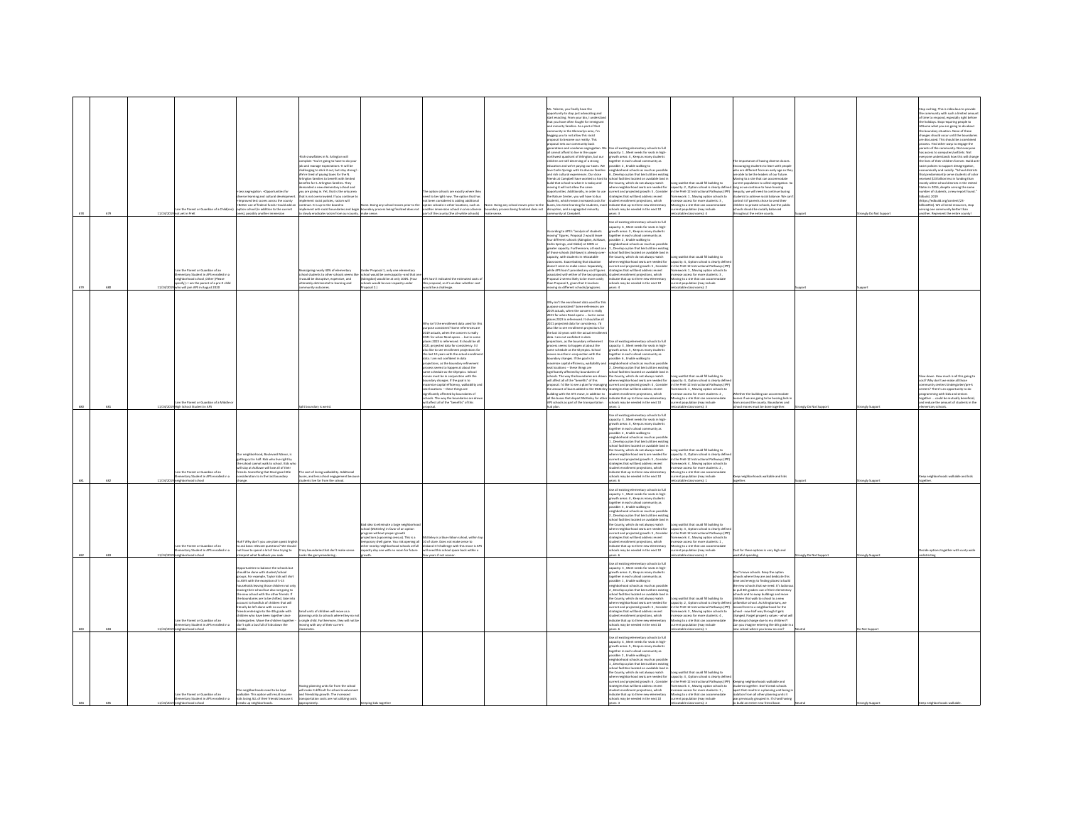| | | | | | | | | | | | | | | | |
|---|---|---|---|---|---|---|---|---|---|---|---|---|---|---|---|
| 678 | 679 | 11/24/2019 | I am the Parent or Guardian of a Child(ren) not yet in PreK | •Less segregation. •Opportunities for diverse learning and cultural development •Improved test scores across the county •Better use of federal funds •Could add an option school (in addition to the current ones), possibly another immersion | Rich snowflakes in N. Arlington will complain. You're going to have to do your job and manage expectations. It will be challenging to stick it out, but stay strong! We're tired of paying taxes for the N. Arlington families to benefit with limited benefits for S. Arlington families. They demanded a new elementary school and you are giving in. Yet, that is the only area that is not overcrowded. If you continue to implement racist policies, racism will continue. It is up to the board to implement anti-racist boundaries and begin to slowly eradicate racism from our county. | None. Doing any school moves prior to the boundary process being finalized does not make sense. | The option schools are exactly where they need to be right now. The option that has not been considered is adding additional option schools in other locations, such as another immersion school in a less diverse part of the county (the all-white schools). | None. Doing any school moves prior to the boundary process being finalized does not make sense. | Ms. Talento, you finally have the opportunity to stop just advocating and start enacting. From your bio, I understand that you have often fought for immigrant and minority families. As a part of that community in the Glencarlyn area, I'm begging you to not allow this racist proposal to become our reality. This proposal sets our community back generations and condones segregation. We all cannot afford to live in the upper northwest quadrant of Arlington, but our children are still deserving of a strong education and we're paying our taxes. We love Carlin Springs with its diverse families and rich cultural experiences. Our close friends at Campbell have worked so hard to build that school to what it is today and moving it will not allow the same opportunities. Additionally, in order to use the Nature Center, you will have to bus students, which means increased costs for buses, less time learning for students, more disruption, and a segregated minority community at Campbell. | Use all existing elementary schools to full capacity: 1 , Meet needs for seats in high-growth areas : 4 , Keep as many students together in each school community as possible: 2 , Enable walking to neighborhood schools as much as possible : 6 , Develop a plan that best utilizes existing school facilities located on available land in the County, which do not always match where neighborhood seats are needed for current and projected growth: 5 , Consider strategies that will best address recent student enrollment projections, which indicate that up to three new elementary schools may be needed in the next 10 years: 3 | Long waitlist that could fill building to capacity: 2 , Option school is clearly defined in the PreK-12 Instructional Pathways (IPP) framework: 1 , Moving option schools to increase access for more students: 3 , Moving to a site that can accommodate current population (may include relocatable classrooms): 4 | The importance of having diverse classes. Encouraging students to learn with people who are different from an early age so they are able to be the leaders of our future. Moving to a site that can accommodate current population is called segregation. So long as we continue to have housing inequity, we will need to continue busing students to achieve social balance. We can't control it if parents chose to send their children to private schools, but the public schools should be racially balanced throughout the entire county. | Support | Strongly Do Not Support | Stop rushing. This is ridiculous to provide the community with such a limited amount of time to respond, especially right before the holidays. Stop requiring people to Attune what you are going to do about the boundary situation. None of these changes should occur until the boundaries are discussed. This should be a combined process. Find other ways to engage the parents of the community. Not everyone has access to computers/wifi/etc. Not everyone understands how this will change the lives of their children forever. Build anti-racist policies to support desegregation, economically and racially. "School districts that predominantly serve students of color received $23 billion less in funding than mostly white school districts in the United States in 2016, despite serving the same number of students, a new report found." Edbuild, 2019 (https://edbuild.org/content/23-billion#CA). We all need resources, stop serving one community better than another. Represent the entire county! |
| 679 | 680 | 11/24/2019 | I am the Parent or Guardian of an Elementary Student in APS enrolled in a neighborhood school ,Other (Please specify) : I am the parent of a pre-K child who will join APS in August 2020 | | Reassigning nearly 60% of elementary school students to other schools seems like it would be disruptive, expensive, and ultimately detrimental to learning and community outcomes. | Under Proposal 1, only one elementary school would be overcapacity--and that one (Abingdon) would be at only 104%. (Four schools would be over capacity under Proposal 2.) | APS hasn't indicated the estimated costs of this proposal, so it's unclear whether cost would be a challenge. | | According to APS's "analysis of students moving" figures, Proposal 2 would leave four different schools (Abingdon, Ashlawn, Carlin Springs, and Glebe) at 108% or greater capacity. Furthermore, at least one of those schools (Ashlawn) is already over-capacity, with students in relocatable classrooms. Exacerbating that situation doesn't seem to make sense. Separately, while APS hasn't provided any cost figures associated with either of the two proposals, Proposal 2 seems likely to be more costly than Proposal 1, given that it involves moving six different schools/programs. | Use all existing elementary schools to full capacity: 6 , Meet needs for seats in high-growth areas : 3 , Keep as many students together in each school community as possible: 2 , Enable walking to neighborhood schools as much as possible : 1 , Develop a plan that best utilizes existing school facilities located on available land in the County, which do not always match where neighborhood seats are needed for current and projected growth: 5 , Consider strategies that will best address recent student enrollment projections, which indicate that up to three new elementary schools may be needed in the next 10 years: 4 | Long waitlist that could fill building to capacity: 4 , Option school is clearly defined in the PreK-12 Instructional Pathways (IPP) framework: 1 , Moving option schools to increase access for more students: 3 , Moving to a site that can accommodate current population (may include relocatable classrooms): 2 | | Support | Support | |
| 680 | 681 | 11/24/2019 | I am the Parent or Guardian of a Middle or High School Student in APS | | Split boundary is weird. | | Why isn't the enrollment data used for this purpose consistent? Some references are 2019 actuals, when the concern is really 2021 for when Reed opens ... but in some places 2023 is referenced. It should be all 2021 projected data for consistency. I'd also like to see enrollment projections for the last 10 years with the actual enrollment data. I am not confident in data projections, as the boundary refinement process seems to happen at about the same schedule as the Olympics. School moves must be in conjunction with the boundary changes. If the goal is to maximize capital efficiency, walkability and seat locations -- these things are significantly affected by boundaries of schools. The way the boundaries are drawn will affect all of the "benefits" of this proposal. | | Why isn't the enrollment data used for this purpose consistent? Some references are 2019 actuals, when the concern is really 2021 for when Reed opens ... but in some places 2023 is referenced. It should be all 2021 projected data for consistency. I'd also like to see enrollment projections for the last 10 years with the actual enrollment data. I am not confident in data projections, as the boundary refinement process seems to happen at about the same schedule as the Olympics. School moves must be in conjunction with the boundary changes. If the goal is to maximize capital efficiency, walkability and seat locations -- these things are significantly affected by boundaries of schools. The way the boundaries are drawn will affect all of the "benefits" of this proposal. I'd like to see a plan for managing the amount of buses added to the McKinley building with the ATS move, in addition to all the buses that depart McKinley for other APS schools as part of the transportation hub plan. | Use all existing elementary schools to full capacity: 5 , Meet needs for seats in high-growth areas : 3 , Keep as many students together in each school community as possible: 4 , Enable walking to neighborhood schools as much as possible : 6 , Develop a plan that best utilizes existing school facilities located on available land in the County, which do not always match where neighborhood seats are needed for current and projected growth: 2 , Consider strategies that will best address recent student enrollment projections, which indicate that up to three new elementary schools may be needed in the next 10 years: 1 | Long waitlist that could fill building to capacity: 4 , Option school is clearly defined in the PreK-12 Instructional Pathways (IPP) framework: 2 , Moving option schools to increase access for more students: 1 , Moving to a site that can accommodate current population (may include relocatable classrooms): 3 | Whether the building can accommodate buses if we are going to be busing kids in from around the county. Boundaries and school moves must be done together. | Strongly Do Not Support | Strongly Support | Slow down. How much is all this going to cost? Why don't we make all those community centers kindergarten/pre-k centers? There's an opportunity to do programming with kids and seniors together ... could be mutually beneficial, and reduce the amount of students in the elementary schools. |
| 681 | 682 | 11/24/2019 | I am the Parent or Guardian of an Elementary Student in APS enrolled in a neighborhood school | Our neighborhood, Boulevard Manor, is getting cut in half. Kids who live right by the school cannot walk to school. Kids who will stay at Ashlawn will lose all of their friends. Something that fixed gave little consideration to in the last boundary change. | The cost of losing walkability. Additional buses, and less school engagement because students live far from the school. | | | | | Use all existing elementary schools to full capacity: 5 , Meet needs for seats in high-growth areas : 4 , Keep as many students together in each school community as possible: 2 , Enable walking to neighborhood schools as much as possible : 1 , Develop a plan that best utilizes existing school facilities located on available land in the County, which do not always match where neighborhood seats are needed for current and projected growth: 6 , Consider strategies that will best address recent student enrollment projections, which indicate that up to three new elementary schools may be needed in the next 10 years: 3 | Long waitlist that could fill building to capacity: 3 , Option school is clearly defined in the PreK-12 Instructional Pathways (IPP) framework: 4 , Moving option schools to increase access for more students: 2 , Moving to a site that can accommodate current population (may include relocatable classrooms): 1 | Keep neighborhoods walkable and kids together. | Support | Strongly Support | Keep neighborhoods walkable and kids together. |
| 682 | 683 | 11/24/2019 | I am the Parent or Guardian of an Elementary Student in APS enrolled in a neighborhood school | Huh? Why don't you use plain speak English to ask basic relevant questions? We should not have to spend a lot of time trying to interpret what feedback you seek. | Crazy boundaries that don't make sense. Looks like gerrymandering. | Bad idea to eliminate a large neighborhood school (McKinley) in favor of an option program without proper growth projections (upcoming census). This is a temporary shell game. You risk opening all other nearby neighborhood schools at full capacity day one with no room for future growth. | McKinley is a blue ribbon school, within top 10 of state. Does not make sense to disband it! Challenge with this move is APS will need this school space back within a few years if not sooner. | | | Use all existing elementary schools to full capacity: 1 , Meet needs for seats in high-growth areas : 4 , Keep as many students together in each school community as possible: 3 , Enable walking to neighborhood schools as much as possible : 2 , Develop a plan that best utilizes existing school facilities located on available land in the County, which do not always match where neighborhood seats are needed for current and projected growth: 5 , Consider strategies that will best address recent student enrollment projections, which indicate that up to three new elementary schools may be needed in the next 10 years: 6 | Long waitlist that could fill building to capacity: 3 , Option school is clearly defined in the PreK-12 Instructional Pathways (IPP) framework: 4 , Moving option schools to increase access for more students: 1 , Moving to a site that can accommodate current population (may include relocatable classrooms): 2 | Cost for these options is very high and wasteful spending | Strongly Do Not Support | Strongly Support | Decide options together with county-wide redistricting |
| 683 | 684 | 11/24/2019 | I am the Parent or Guardian of an Elementary Student in APS enrolled in a neighborhood school | Opportunities to balance the schools but should be done with student/school groups. For example, Taylor kids will start to ASFS with the exception of 5-15 households leaving those children not only leaving their school but also not going to the area school with the other friends. If the boundaries are to be shifted, take into account to handfuls of children that will literally be left alone with no current friends entering into the 4th grade with children who have been together since kindergarten. Move the children together - don't split a bus full of kids down the middle. | Small units of children will move as a planning unit to schools where they do not know anyone. Furthermore, they will not be moving with any of their current classmates. | | | | | Use all existing elementary schools to full capacity: 3 , Meet needs for seats in high-growth areas : 4 , Keep as many students together in each school community as possible: 1 , Enable walking to neighborhood schools as much as possible : 5 , Develop a plan that best utilizes existing school facilities located on available land in the County, which do not always match where neighborhood seats are needed for current and projected growth: 2 , Consider strategies that will best address recent student enrollment projections, which indicate that up to three new elementary schools may be needed in the next 10 years: 6 | Long waitlist that could fill building to capacity: 4 , Option school is clearly defined in the PreK-12 Instructional Pathways (IPP) framework: 2 , Moving option schools to increase access for more students: 3 , Moving to a site that can accommodate current population (may include relocatable classrooms): 1 | Don't move schools. Keep the option schools where they are and dedicate this time and energy for finding places to build the new schools that we need. It's ludicrous to pull 4th graders out of their elementary schools and to swap buildings and move children that walk to school to a new unfamiliar school. As Arlingtonians, we moved here to a neighborhood for the school - now half way through it gets changed. Forget property values - what will the abrupt change due to my children!? Can you imagine entering the 4th grade in a new school where you know no one? | Neutral | Do Not Support | |
| 684 | 685 | 11/24/2019 | I am the Parent or Guardian of an Elementary Student in APS enrolled in a neighborhood school | The neighborhoods need to be kept walkable. This option will result in some kids losing ALL of their friends because it breaks up neighborhoods. | Having planning units for the school will make it difficult for school involvement and friendship growth. The increased transportation costs are not utilizing costs appropriately. | Keeping kids together | | | | Use all existing elementary schools to full capacity: 4 , Meet needs for seats in high-growth areas : 5 , Keep as many students together in each school community as possible: 1 , Enable walking to neighborhood schools as much as possible : 2 , Develop a plan that best utilizes existing school facilities located on available land in the County, which do not always match where neighborhood seats are needed for current and projected growth: 6 , Consider strategies that will best address recent student enrollment projections, which indicate that up to three new elementary schools may be needed in the next 10 years: 3 | Long waitlist that could fill building to capacity: 4 , Option school is clearly defined in the PreK-12 Instructional Pathways (IPP) framework: 3 , Moving option schools to increase access for more students: 1 , Moving to a site that can accommodate current population (may include relocatable classrooms): 2 | Keeping neighborhoods walkable and students together. Don't break schools apart that are in a planning unit being in isolation from all other planning units it was previously grouped in. It's hard having to build an entire new friend base. | Neutral | Strongly Support | Keep neighborhoods walkable. |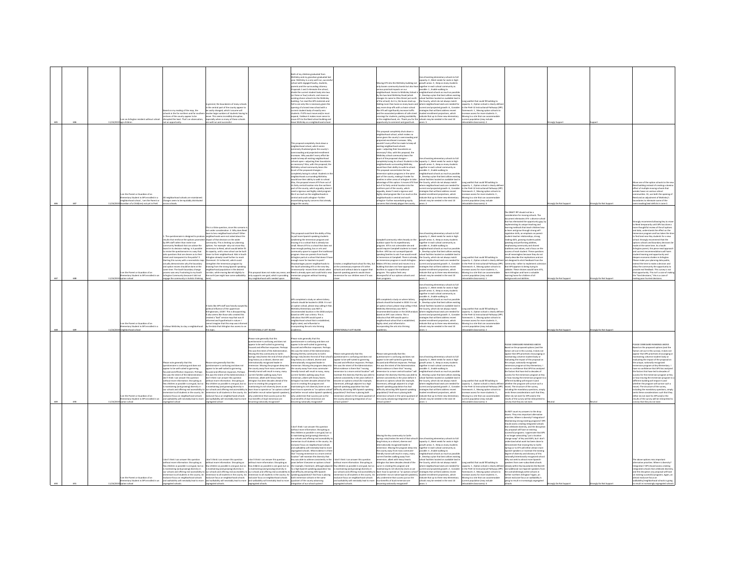| | | | | | | | | | | | | | | |
|---|---|---|---|---|---|---|---|---|---|---|---|---|---|---|
| 685 | 686 | 11/24/2019 | I am an Arlington resident without school-age children | Based on my reading of the map, the schools in the far northern and far southern sections of the county appear to be disrupted the least. That's an observation, not an opportunity. | In general, the boundaries of many schools in the central part of the county appear to be vastly changed, which I assume will involve large numbers of students having to move. This seems incredibly disruptive, especially when so many of these schools are well run and successful. | | Both of my children graduated from McKinley and my grandson graduated last year. McKinley is a very well run, successful school with engaged faculty, students, parents and the surrounding citizenry. Proposals 1 and 2 eliminate the school, divide the current student body into two (or three or four) cohorts, and move an existing choice school into the McKinley building. For most of them a change of schools... | | Moving ATS into the McKinley building not only causes community bonds but also have serious practical impacts on our neighborhood... | Use all existing elementary schools to full capacity: 4 , Meet needs for seats in high-growth areas: 3 , Keep as many students together in each school community as possible: 1 , Enable walking to neighborhood schools as much as possible: 2 , Develop a plan that best utilizes existing school facilities located on available land in the County, which do not always match where neighborhood seats are needed for current and projected growth: 6 , Consider strategies that will best address recent student enrollment projections, which indicate that up to three new elementary schools may be needed in the next 10 years: 5 | Long waitlist that could fill building to capacity: 4 , Option school is clearly defined in the PreK-12 Instructional Pathways (IPP) framework: 1 , Moving option schools to increase access for more students: 3 , Moving to a site that can accommodate current population (may include relocatable classrooms): 2 | | Strongly Support | Support |
| 686 | 687 | 11/24/2019 | I am the Parent or Guardian of an Elementary Student in APS enrolled in a neighborhood school ; I am the Parent or Guardian of a Child(ren) not yet in PreK | All neighborhood schools are maintained. Changes seem to be equitably distributed across schools. | | | This proposal completely shuts down a neighborhood school, which seems extremely ill-advised given the county's overcrowding and projected enrollment increases. Why wouldn't every effort be made to keep all existing neighborhood schools open—adjusting their boundaries as necessary? ... | | This proposal completely shuts down a neighborhood school, which makes no sense given the county's overcrowding and projected enrollment increases. ... | Use all existing elementary schools to full capacity: 1 , Meet needs for seats in high-growth areas: 5 , Keep as many students together in each school community as possible: 3 , Enable walking to neighborhood schools as much as possible: 4 , Develop a plan that best utilizes existing school facilities located on available land in the County, which do not always match where neighborhood seats are needed for current and projected growth: 6 , Consider strategies that will best address recent student enrollment projections, which indicate that up to three new elementary schools may be needed in the next 10 years: 2 | Long waitlist that could fill building to capacity: 1 , Option school is clearly defined in the PreK-12 Instructional Pathways (IPP) framework: 2 , Moving option schools to increase access for more students: 3 , Moving to a site that can accommodate current population (may include relocatable classrooms): 4 | | Strongly Do Not Support | Strongly Do Not Support |
| 687 | 688 | 11/24/2019 | I am the Parent or Guardian of an Elementary Student in APS enrolled in an option school | 1. The questionnaire is designed to produce results that reinforce the options provided by APS staff rather than invite true community feedback... | This is a false question, since this scenario is not under consideration. ... | This proposal does not make any sense, and only supports one goal, which is providing Key neighborhood with needed space. | This proposal could limit the ability of Key to pull more Spanish-speaking students ... | Creates a neighborhood school for Key, but at the unnecessary expense of 4 other schools and without data to support that Spanish speaking parents would chose immersion for our children even if it was closer. | Campbell community relies heavily on the outdoor space for its expeditionary program. ... | Use all existing elementary schools to full capacity: 3 , Meet needs for seats in high-growth areas: 4 , Keep as many students together in each school community as possible: 1 , Enable walking to neighborhood schools as much as possible: 6 , Develop a plan that best utilizes existing school facilities located on available land in the County, which do not always match where neighborhood seats are needed for current and projected growth: 2 , Consider strategies that will best address recent student enrollment projections, which indicate that up to three new elementary schools may be needed in the next 10 years: 5 | Long waitlist that could fill building to capacity: 2 , Option school is clearly defined in the PreK-12 Instructional Pathways (IPP) framework: 4 , Moving option schools to increase access for more students: 3 , Moving to a site that can accommodate current population (may include relocatable classrooms): 1 | The DRAFT IPP should not be a consideration for moving schools. ... | Strongly Do Not Support | Strongly Do Not Support |
| 688 | 689 | 11/24/2019 | I am the Parent or Guardian of an Elementary Student in APS enrolled in a neighborhood school | It allows McKinley to stay a neighborhood school. | It looks like APS staff was heavily swayed by political influence of the uppermost Arlingtonians, 22207. ... | INTENTIONALLY LEFT BLANK | APS completed a study on where lottery schools should be located in 2018. ... | INTENTIONALLY LEFT BLANK | APS completed a study on where lottery schools should be located in 2018. ... | Use all existing elementary schools to full capacity: 2 , Meet needs for seats in high-growth areas: 3 , Keep as many students together in each school community as possible: 4 , Enable walking to neighborhood schools as much as possible: 1 , Develop a plan that best utilizes existing school facilities located on available land in the County, which do not always match where neighborhood seats are needed for current and projected growth: 6 , Consider strategies that will best address recent student enrollment projections, which indicate that up to three new elementary schools may be needed in the next 10 years: 5 | Long waitlist that could fill building to capacity: 4 , Option school is clearly defined in the PreK-12 Instructional Pathways (IPP) framework: 1 , Moving option schools to increase access for more students: 3 , Moving to a site that can accommodate current population (may include relocatable classrooms): 2 | | Strongly Do Not Support | Strongly Do Not Support |
| 689 | 690 | 11/24/2019 | I am the Parent or Guardian of an Elementary Student in APS enrolled in an option school | Please note generally that this questionnaire is confusing and does not appear to be well-suited to garnering focused and effective responses. ... | Please note generally that this questionnaire is confusing and does not appear to be well-suited to garnering focused and effective responses. ... | Please note generally that this questionnaire is confusing and does not appear to be well-suited to garnering focused and effective responses. ... | Please note generally that this questionnaire is confusing and does not appear to be well-suited to garnering focused and effective responses. ... | Please note generally that this questionnaire is confusing and does not appear to be well-suited to garnering focused and effective responses. ... | Please note generally that this questionnaire is confusing and does not appear to be well-suited to garnering focused and effective responses. ... | Use all existing elementary schools to full capacity: 2 , Meet needs for seats in high-growth areas: 3 , Keep as many students together in each school community as possible: 1 , Enable walking to neighborhood schools as much as possible: 4 , Develop a plan that best utilizes existing school facilities located on available land in the County, which do not always match where neighborhood seats are needed for current and projected growth: 5 , Consider strategies that will best address recent student enrollment projections, which indicate that up to three new elementary schools may be needed in the next 10 years: 6 | Long waitlist that could fill building to capacity: 1 , Option school is clearly defined in the PreK-12 Instructional Pathways (IPP) framework: 4 , Moving option schools to increase access for more students: 3 , Moving to a site that can accommodate current population (may include relocatable classrooms): 2 | PLEASE DISREGARD RANKINGS ABOVE. ... | Neutral | Neutral |
| 690 | 691 | 11/24/2019 | I am the Parent or Guardian of an Elementary Student in APS enrolled in an option school | I don't think I can answer this question without more information. ... | I don't think I can answer this question without more information. ... | I don't think I can answer this question without more information. ... | I don't think I can answer this question without more information. ... | I don't think I can answer this question without more information. ... | Moving the Key community to Carlin Springs risks/invites the end of that school's long history as a vibrant, diverse and internationally recognized leader in immersion. ... | Use all existing elementary schools to full capacity: 6 , Meet needs for seats in high-growth areas: 4 , Keep as many students together in each school community as possible: 5 , Enable walking to neighborhood schools as much as possible: 3 , Develop a plan that best utilizes existing school facilities located on available land in the County, which do not always match where neighborhood seats are needed for current and projected growth: 2 , Consider strategies that will best address recent student enrollment projections, which indicate that up to three new elementary schools may be needed in the next 10 years: 1 | Long waitlist that could fill building to capacity: 4 , Option school is clearly defined in the PreK-12 Instructional Pathways (IPP) framework: 1 , Moving option schools to increase access for more students: 2 , Moving to a site that can accommodate current population (may include relocatable classrooms): 3 | Do NOT count my answers to the drop downs. They miss important alternative priorities. ... | Strongly Do Not Support | Strongly Do Not Support |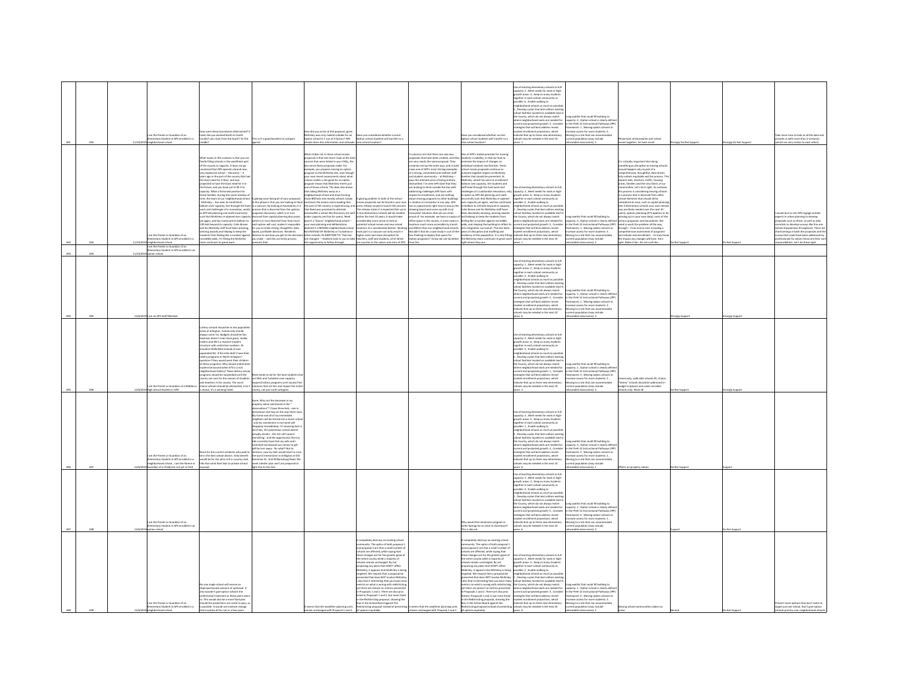| | | | | | | | | | | | | | | | | |
|---|---|---|---|---|---|---|---|---|---|---|---|---|---|---|---|---|
| 691 | 692 | 11/24/2019 | I am the Parent or Guardian of an Elementary Student in APS enrolled in a neighborhood school | How were these boundaries determined? It looks like you went North to South. Couldn't you start from the fourth? Or the middle? | This isn't a good baseline to compare against | How did you arrive at this proposal, given McKinley was only ranked suitable for an Option school in 1 out of 4 factors? APS should show this information and rationale. | Have you considered whether current Option school students will transfer to a new school location? | | | Have you considered whether current Option school students will transfer to a new school location? | Use all existing elementary schools to full capacity: 2 , Meet needs for seats in high-growth areas: 4 , Keep as many students together in each school community as possible: 6 , Enable walking to neighborhood schools as much as possible: 5 , Develop a plan that best utilizes existing school facilities located on available land in the County, which do not always match where neighborhood seats are needed for current and projected growth: 3 , Consider strategies that will best address recent student enrollment projections, which indicate that up to three new elementary schools may be needed in the next 10 years: 1 | Long waitlist that could fill building to capacity: 4 , Option school is clearly defined in the PreK-12 Instructional Pathways (IPP) framework: 1 , Moving option schools to increase access for more students: 3 , Moving to a site that can accommodate current population (may include relocatable classrooms): 2 | Please look at boundaries and school moves together. Too fast result. | Strongly Do Not Support | Strongly Do Not Support | Take more time to look at all the data and provide us with more than 2 scenarios (which are very similar to each other). |
| 692 | 693 | 11/24/2019 | I am the Parent or Guardian of an Elementary Student in APS enrolled in a neighborhood school | What works in this scenario is that you are finally filling schools in the wealthiest part of the county to capacity. It does not go unnoticed that APS opened a brand new, very expensive school -- Discovery -- 6 years ago in the part of the county that had the least need for it then, and was projected to have the least need for it in the future; and you have yet to fill it to capacity. What a fortunate pension for those families. During this same window of time, the towns of our neighborhood school -- McKinley -- has seen its enrollment balloon over capacity, ... McKinley staff have been amazing ... students from feeling like a number against incredible odds. It's fitting the McKinley team continues its great work. | A glaring issue facing all of your proposals at this phase is that you are looking at them in a vacuum. By looking at boundaries in a process that is disconnected from the options programs discussion, which is in turn divorced from capital planning discussion, which is in turn divorced from how much each option will cost, makes it impossible for you to make strong, thoughtful, data-based, justifiable decisions. Residents deserve to see how you get to the decisions you make -- and this currently prevents that. | What strikes me in these school moves proposals is that the more I look at the data sources that were linked in your FAQs, the less sense these proposals make. ... McKinley ... | A glaring problem in both of the school moves proposals can be found in your press release issued to launch this process. ... | | It concerns me that there are only two proposals that have been created, and they are very nearly the same proposal. ... | One of APS's stated priorities for moving students is stability, in that we look to minimize the impact of changes on individual students and families. ... right where they are. | Use all existing elementary schools to full capacity: 3 , Meet needs for seats in high-growth areas: 6 , Keep as many students together in each school community as possible: 4 , Enable walking to neighborhood schools as much as possible: 2 , Develop a plan that best utilizes existing school facilities located on available land in the County, which do not always match where neighborhood seats are needed for current and projected growth: 5 , Consider strategies that will best address recent student enrollment projections, which indicate that up to three new elementary schools may be needed in the next 10 years: 1 | Long waitlist that could fill building to capacity: 4 , Option school is clearly defined in the PreK-12 Instructional Pathways (IPP) framework: 1 , Moving option schools to increase access for more students: 3 , Moving to a site that can accommodate current population (may include relocatable classrooms): 2 | It is critically important that doing something as disruptive as moving schools around happen only as part of a comprehensive, thoughtful, data-driven, fully-vetted, equitable and fair process. ... Make it fair. Do not rush this. | Do Not Support | Do Not Support | I would love to see APS engage outside experts in urban planning to develop proposals such as these, as well as data scientists to develop surveys like this one ... Let's do these right. |
| 693 | 694 | 11/24/2019 | I am the Parent or Guardian of an Elementary Student in APS enrolled in an option school | | | | | | | | | | | | | |
| 694 | 695 | 12/6/2019 | I am an APS Staff Member | | | | | | | | Use all existing elementary schools to full capacity: 5 , Meet needs for seats in high-growth areas: 2 , Keep as many students together in each school community as possible: 6 , Enable walking to neighborhood schools as much as possible: 4 , Develop a plan that best utilizes existing school facilities located on available land in the County, which do not always match where neighborhood seats are needed for current and projected growth: 1 , Consider strategies that will best address recent student enrollment projections, which indicate that up to three new elementary schools may be needed in the next 10 years: 3 | Long waitlist that could fill building to capacity: 1 , Option school is clearly defined in the PreK-12 Instructional Pathways (IPP) framework: 4 , Moving option schools to increase access for more students: 2 , Moving to a site that can accommodate current population (may include relocatable classrooms): 3 | | Strongly Support | Strongly Support | |
| 695 | 696 | 12/6/2019 | I am the Parent or Guardian of a Middle or High School Student in APS | Lottery schools should be in less populated areas of arlington. ... It's a winning ticket. | Reed needs to be for the local students that out McK and Tuckahoe over capacity. Suspend lottery programs until county find solutions that are fair and impact the entire county, not just north arlington. | | | | | | Use all existing elementary schools to full capacity: 4 , Meet needs for seats in high-growth areas: 6 , Keep as many students together in each school community as possible: 3 , Enable walking to neighborhood schools as much as possible: 1 , Develop a plan that best utilizes existing school facilities located on available land in the County, which do not always match where neighborhood seats are needed for current and projected growth: 5 , Consider strategies that will best address recent student enrollment projections, which indicate that up to three new elementary schools may be needed in the next 10 years: 2 | Long waitlist that could fill building to capacity: 1 , Option school is clearly defined in the PreK-12 Instructional Pathways (IPP) framework: 3 , Moving option schools to increase access for more students: 2 , Moving to a site that can accommodate current population (may include relocatable classrooms): 4 | Community, walkable schools #1, choice, "lottery" schools should be addressed in budget surpluses and under enrolled schools only. Move IB | Do Not Support | Strongly Support | |
| 696 | 697 | 12/6/2019 | I am the Parent or Guardian of an Elementary Student in APS enrolled in a neighborhood school , I am the Parent or Guardian of a Child(ren) not yet in PreK | None for the current residents who paid to be in the best school district. Only benefit would be for the ultra rich in country club hills that send their kids to private school anyway. | None. Why isnt the decrease in my property value mentioned in the "observations"? ... right this to the rest. | | | | | | Use all existing elementary schools to full capacity: 5 , Meet needs for seats in high-growth areas: 3 , Keep as many students together in each school community as possible: 1 , Enable walking to neighborhood schools as much as possible: 2 , Develop a plan that best utilizes existing school facilities located on available land in the County, which do not always match where neighborhood seats are needed for current and projected growth: 6 , Consider strategies that will best address recent student enrollment projections, which indicate that up to three new elementary schools may be needed in the next 10 years: 4 | Long waitlist that could fill building to capacity: 4 , Option school is clearly defined in the PreK-12 Instructional Pathways (IPP) framework: 3 , Moving option schools to increase access for more students: 2 , Moving to a site that can accommodate current population (may include relocatable classrooms): 1 | Effects on property values | Do Not Support | Support | |
| 697 | 698 | 12/6/2019 | I am the Parent or Guardian of an Elementary Student in APS enrolled in an option school | | | | | | | Why would the immersion program in Carlin Springs be so close to Claremont? This is absurd. | Use all existing elementary schools to full capacity: 3 , Meet needs for seats in high-growth areas: 2 , Keep as many students together in each school community as possible: 4 , Enable walking to neighborhood schools as much as possible: 1 , Develop a plan that best utilizes existing school facilities located on available land in the County, which do not always match where neighborhood seats are needed for current and projected growth: 5 , Consider strategies that will best address recent student enrollment projections, which indicate that up to three new elementary schools may be needed in the next 10 years: 6 | Long waitlist that could fill building to capacity: 2 , Option school is clearly defined in the PreK-12 Instructional Pathways (IPP) framework: 1 , Moving option schools to increase access for more students: 4 , Moving to a site that can accommodate current population (may include relocatable classrooms): 3 | | Support | Do Not Support | |
| 698 | 699 | 12/6/2019 | I am the Parent or Guardian of an Elementary Student in APS enrolled in a neighborhood school | No one single school will receive a disproportionate amount of upheaval. ... | | | It completely destroys an existing school community. ... all options equitably. | It seems that the wealthier planning units remain unchanged with Proposal 1 and 2 ... | | It completely destroys an existing school community. ... all options equitably. | Use all existing elementary schools to full capacity: 3 , Meet needs for seats in high-growth areas: 5 , Keep as many students together in each school community as possible: 1 , Enable walking to neighborhood schools as much as possible: 2 , Develop a plan that best utilizes existing school facilities located on available land in the County, which do not always match where neighborhood seats are needed for current and projected growth: 4 , Consider strategies that will best address recent student enrollment projections, which indicate that up to three new elementary schools may be needed in the next 10 years: 6 | Long waitlist that could fill building to capacity: 1 , Option school is clearly defined in the PreK-12 Instructional Pathways (IPP) framework: 3 , Moving option schools to increase access for more students: 4 , Moving to a site that can accommodate current population (may include relocatable classrooms): 2 | Moving school communities makes no sense | Neutral | Do Not Support | Present more options that don't seem to target just one school. Don't give option schools priority over neighborhood schools |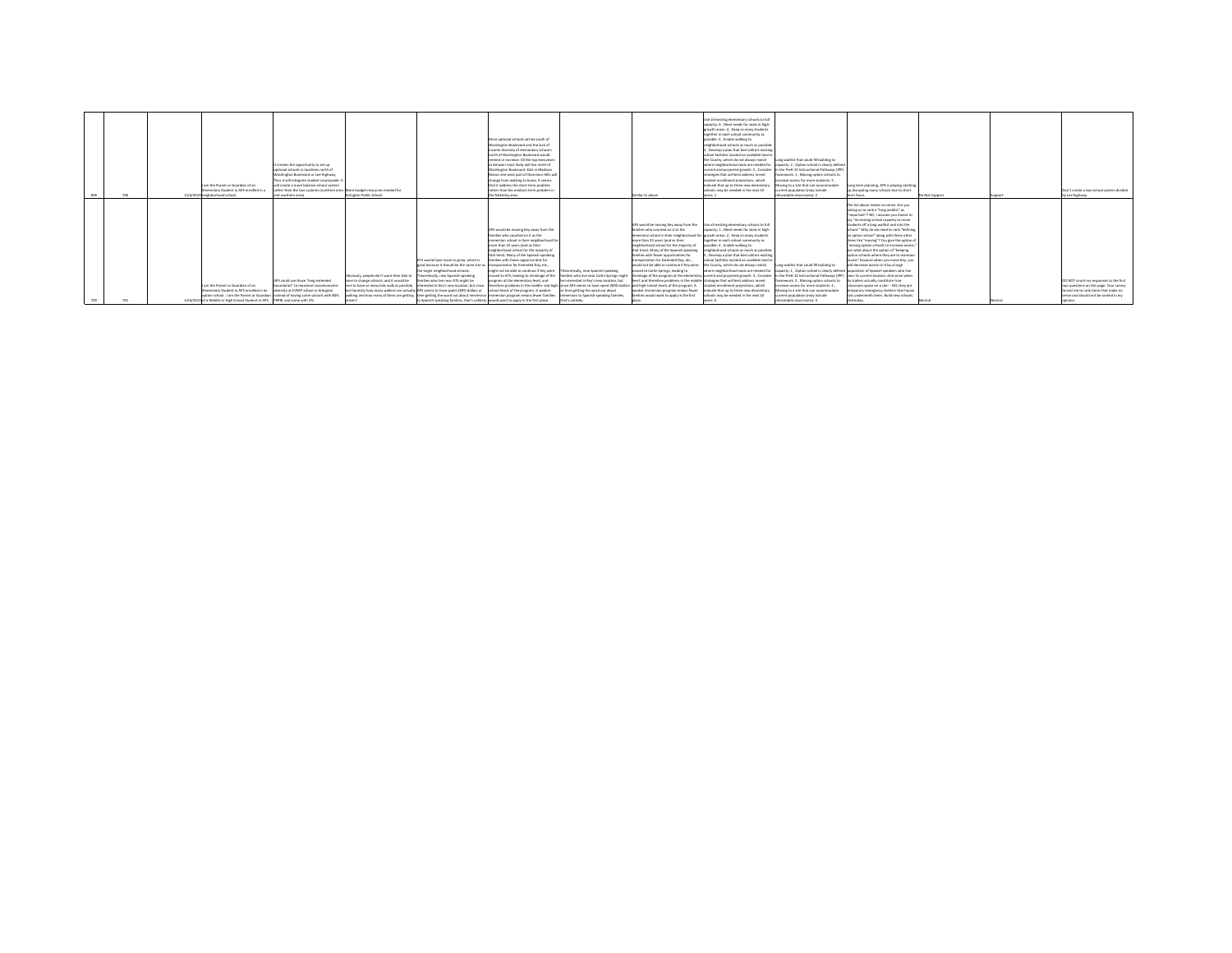| | | | | | | | | | | | | | | | | | |
|---|---|---|---|---|---|---|---|---|---|---|---|---|---|---|---|---|---|
| 699 | 700 | | 12/6/2019 | I am the Parent or Guardian of an Elementary Student in APS enrolled in a neighborhood school | It creates the opportunity to set up optional schools in locations north of Washington Boulevard or Lee Highway. Thus it will integrate student countywide. It will create a more balance school system rather than the two systems (northern area and southern area) | More budget resources needed for Arlington Public School. | | Most optional schools will be south of Washington Boulevard and the lack of income diversity of elementary schools north of Washington Boulevard would remind or increase. All the top executives at Amazon most likely will live north of Washington Boulevard. Kids in Madison Manor and west part of Dominion Hills will change from walking to buses. It seems that it address the short term problem rather than the medium term problem in the McKinley area. | | Similar to above | Use all existing elementary schools to full capacity: 6 , Meet needs for seats in high-growth areas : 4 , Keep as many students together in each school community as possible 3 , Enable walking to neighborhood schools as much as possible 2 , Develop a plan that best utilizes existing school facilities located on available land in the County, which do not always match where neighborhood seats are needed for current and projected growth: 5 , Consider strategies that will best address recent student enrollment projections, which indicate that up to three new elementary schools may be needed in the next 10 years: 1 | Long waitlist that could fill building to capacity: 2 , Option school is clearly defined in the PreK-12 Instructional Pathways (IPP) framework: 1 , Moving option schools to increase access for more students: 4 , Moving to a site that can accommodate current population (may include relocatable classrooms): 3 | Long term planning. APS is playing catching up disrupting many schools due to short term focus. | Do Not Support | | Support | Don't create a two school system divided by Lee Highway. |
| 700 | 701 | | 12/6/2019 | I am the Parent or Guardian of an Elementary Student in APS enrolled in an option school , I am the Parent or Guardian of a Middle or High School Student in APS | APS could use those "long extended boundaries" to maximize socioeconomic diversity at EVERY school in Arlington instead of having some schools with 80% FRPR, and some with 2%. | Obviously, people don't want their kids to have to change schools, and it would be nice to have as many kids walk as possible, but honestly how many walkers are actually walking and how many of them are getting driven? | ATS would have room to grow, which is good because it should be the same size as the larger neighborhood schools. Theoretically, new Spanish-speaking families who live near ATS might be interested in Key's new location, but since APS seems to have spent ZERO dollars or time getting the word out about immersion to Spanish-speaking families, that's unlikely. | APS would be moving Key away from the families who counted on it as the immersion school in their neighborhood for more than 25 years (and as their neighborhood school for the majority of that time). Many of the Spanish-speaking families with fewer opportunities for transportation for Extended Day, etc., might not be able to continue if Key were moved to ATS, leading to shrinkage of the program at the elementary level, and therefore problems in the middle and high school levels of the program. A weaker immersion program means fewer families would want to apply in the first place. | Theoretically, new Spanish-speaking families who live near Carlin Springs might be interested in Key's new location, but since APS seems to have spent ZERO dollars or time getting the word out about immersion to Spanish-speaking families, that's unlikely. | APS would be moving Key away from the families who counted on it as the immersion school in their neighborhood for more than 25 years (and as their neighborhood school for the majority of that time). Many of the Spanish-speaking families with fewer opportunities for transportation for Extended Day, etc., would not be able to continue if Key were moved to Carlin Springs, leading to shrinkage of the program at the elementary level, and therefore problems in the middle and high school levels of the program. A weaker immersion program means fewer families would want to apply in the first place. | Use all existing elementary schools to full capacity: 1 , Meet needs for seats in high-growth areas : 2 , Keep as many students together in each school community as possible 4 , Enable walking to neighborhood schools as much as possible 5 , Develop a plan that best utilizes existing school facilities located on available land in the County, which do not always match where neighborhood seats are needed for current and projected growth: 3 , Consider strategies that will best address recent student enrollment projections, which indicate that up to three new elementary schools may be needed in the next 10 years: 6 | Long waitlist that could fill building to capacity: 1 , Option school is clearly defined in the PreK-12 Instructional Pathways (IPP) framework: 2 , Moving option schools to increase access for more students: 4 , Moving to a site that can accommodate current population (may include relocatable classrooms): 3 | The list above makes no sense. Are you asking us to rank a "long waitlist" as "important"? NO, I assume you meant to say "Increasing school capacity to move students off a long waitlist and into the school." Why do we need to rank "defining an option school" along with these other items like "moving"? You give the option of "moving option schools to increase access," but what about the option of "keeping option schools where they are to maintain access" because when you move Key, you will decrease access to it by a large population of Spanish speakers who live near its current location. And since when do trailers actually constitute true classroom space on a site -- NO, they are temporary emergency shelters that house kids underneath them. Build new schools. Yesterday. | Neutral | | Neutral | DO NOT count my responses to the first two questions on this page. Your survey forced me to rank items that make no sense and should not be ranked in my opinion. |